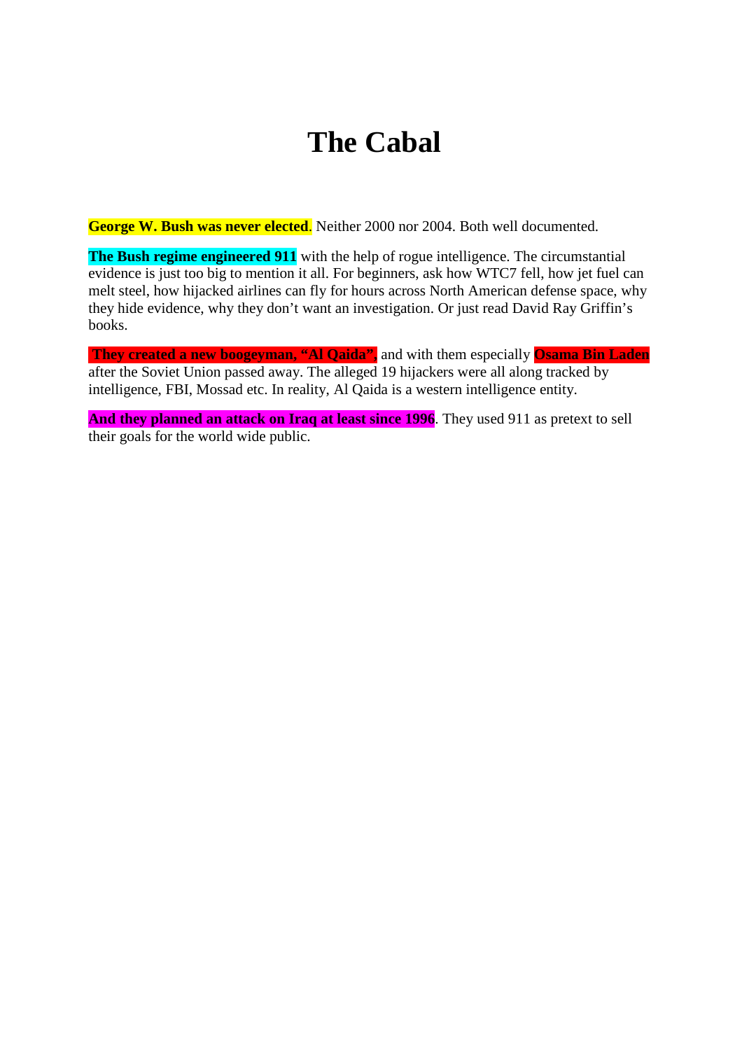# The Cabal

**George W. Bush was never elected**. Neither 2000 nor 2004. Both well documented.

**The Bush regime engineered 911** with the help of rogue intelligence. The circumstantial evidence is just too big to mention it all. For beginners, ask how WTC7 fell, how jet fuel can melt steel, how hijacked airlines can fly for hours across North American defense space, why they hide evidence, why they don't want an investigation. Or just read David Ray Griffin's books.

**They created a new boogeyman, "Al Qaida",** and with them especially **Osama Bin Laden** after the Soviet Union passed away. The alleged 19 hijackers were all along tracked by intelligence, FBI, Mossad etc. In reality, Al Qaida is a western intelligence entity.

**And they planned an attack on Iraq at least since 1996**. They used 911 as pretext to sell their goals for the world wide public.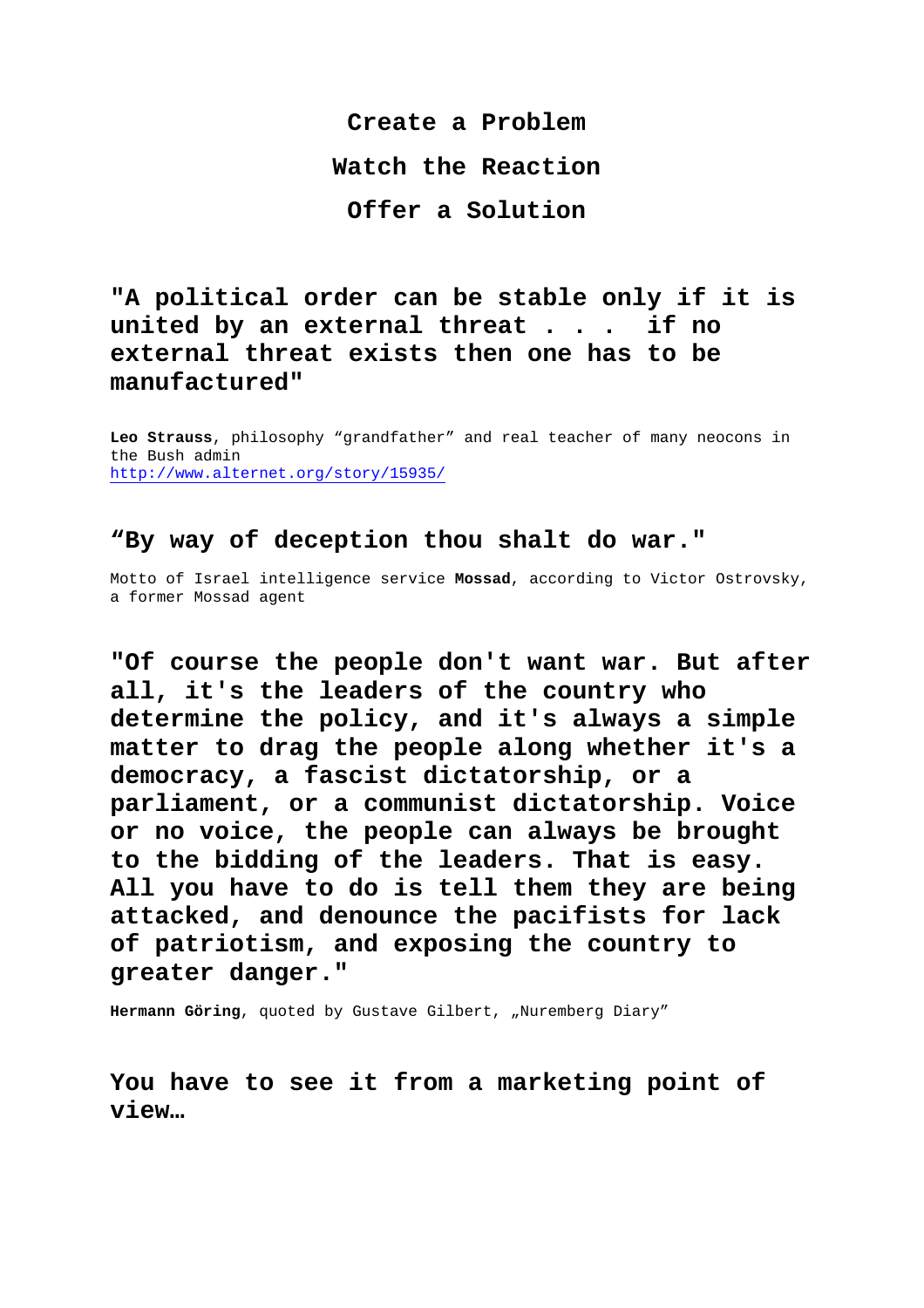**Create a Problem**

**Watch the Reaction**

**Offer a Solution**

**"A political order can be stable only if it is united by an external threat . . . if no external threat exists then one has to be manufactured"**

**Leo Strauss**, philosophy "grandfather" and real teacher of many neocons in the Bush admin
http://www.alternet.org/story/15935/

**"By way of deception thou shalt do war."**

Motto of Israel intelligence service **Mossad**, according to Victor Ostrovsky, a former Mossad agent

**"Of course the people don't want war. But after all, it's the leaders of the country who determine the policy, and it's always a simple matter to drag the people along whether it's a democracy, a fascist dictatorship, or a parliament, or a communist dictatorship. Voice or no voice, the people can always be brought to the bidding of the leaders. That is easy. All you have to do is tell them they are being attacked, and denounce the pacifists for lack of patriotism, and exposing the country to greater danger."**

**Hermann Göring**, quoted by Gustave Gilbert, „Nuremberg Diary"

**You have to see it from a marketing point of view…**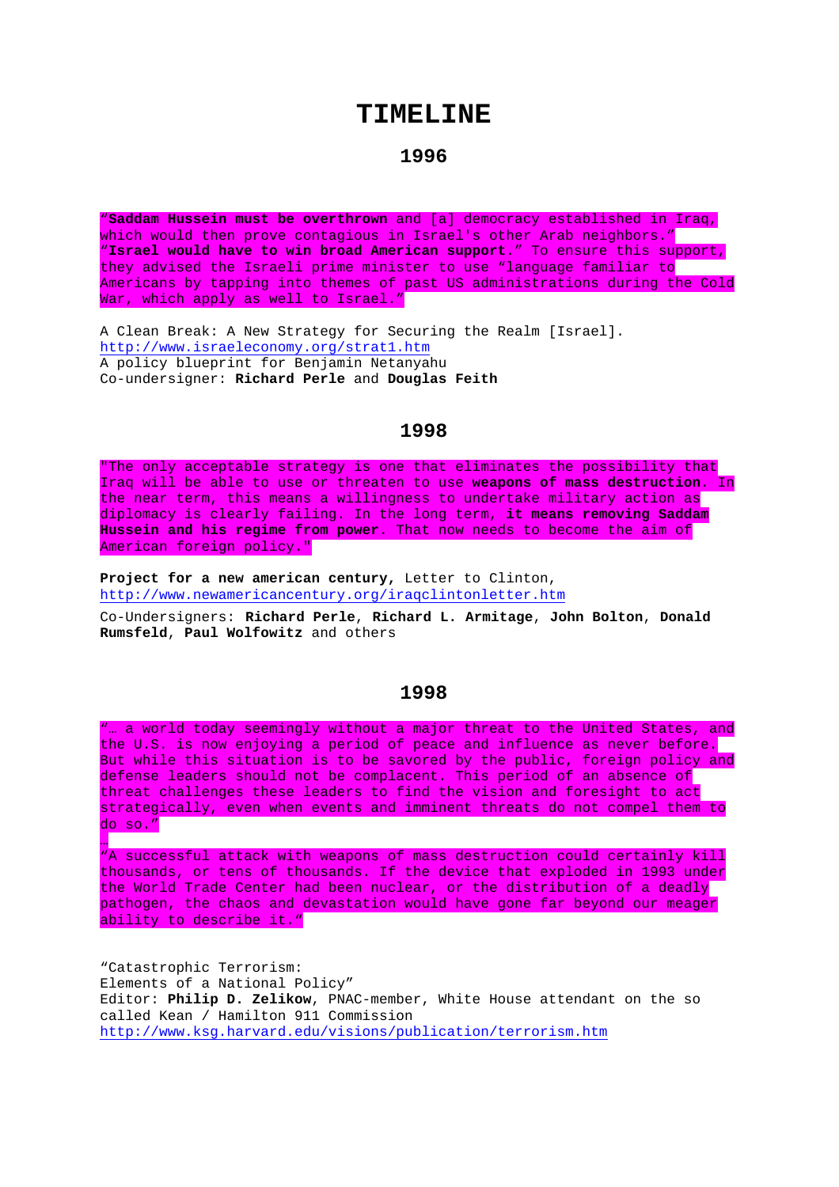# TIMELINE

## 1996

"**Saddam Hussein must be overthrown** and [a] democracy established in Iraq, which would then prove contagious in Israel's other Arab neighbors." "**Israel would have to win broad American support**." To ensure this support, they advised the Israeli prime minister to use "language familiar to Americans by tapping into themes of past US administrations during the Cold War, which apply as well to Israel."

A Clean Break: A New Strategy for Securing the Realm [Israel].
http://www.israeleconomy.org/strat1.htm
A policy blueprint for Benjamin Netanyahu
Co-undersigner: **Richard Perle** and **Douglas Feith**

## 1998

"The only acceptable strategy is one that eliminates the possibility that Iraq will be able to use or threaten to use **weapons of mass destruction**. In the near term, this means a willingness to undertake military action as diplomacy is clearly failing. In the long term, **it means removing Saddam Hussein and his regime from power**. That now needs to become the aim of American foreign policy."

**Project for a new american century,** Letter to Clinton,
http://www.newamericancentury.org/iraqclintonletter.htm

Co-Undersigners: **Richard Perle**, **Richard L. Armitage**, **John Bolton**, **Donald Rumsfeld**, **Paul Wolfowitz** and others

## 1998

"… a world today seemingly without a major threat to the United States, and the U.S. is now enjoying a period of peace and influence as never before. But while this situation is to be savored by the public, foreign policy and defense leaders should not be complacent. This period of an absence of threat challenges these leaders to find the vision and foresight to act strategically, even when events and imminent threats do not compel them to do so."

…

"A successful attack with weapons of mass destruction could certainly kill thousands, or tens of thousands. If the device that exploded in 1993 under the World Trade Center had been nuclear, or the distribution of a deadly pathogen, the chaos and devastation would have gone far beyond our meager ability to describe it."

"Catastrophic Terrorism:
Elements of a National Policy"
Editor: **Philip D. Zelikow**, PNAC-member, White House attendant on the so called Kean / Hamilton 911 Commission
http://www.ksg.harvard.edu/visions/publication/terrorism.htm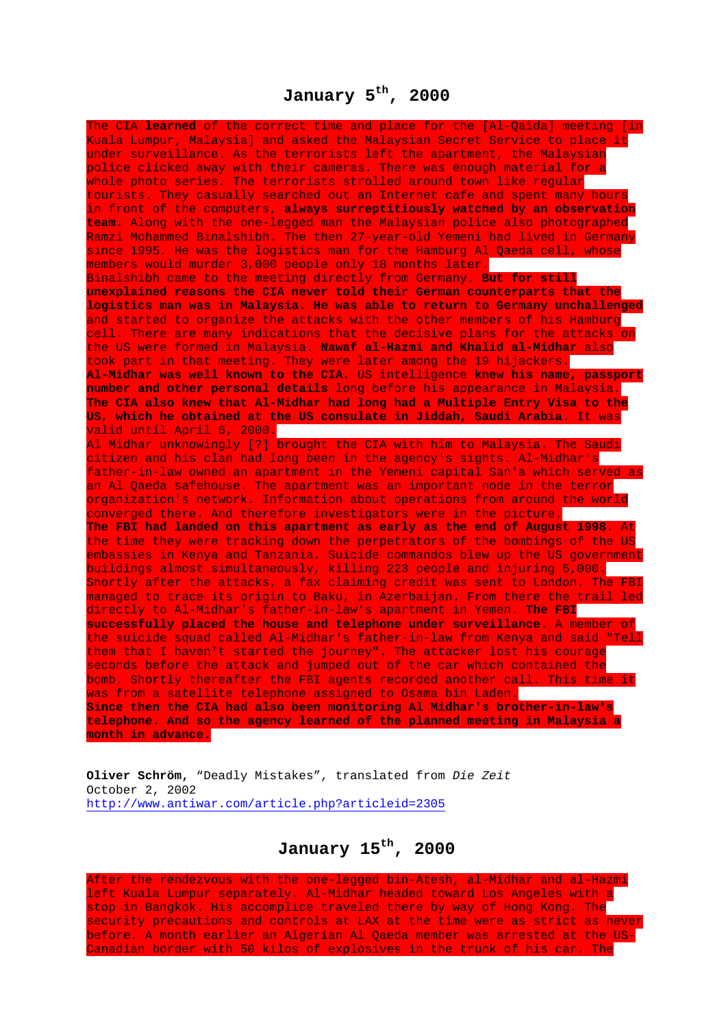## January 5th, 2000

The CIA **learned** of the correct time and place for the [Al-Qaida] meeting [in Kuala Lumpur, Malaysia] and asked the Malaysian Secret Service to place it under surveillance. As the terrorists left the apartment, the Malaysian police clicked away with their cameras. There was enough material for a whole photo series. The terrorists strolled around town like regular tourists. They casually searched out an Internet cafe and spent many hours in front of the computers, **always surreptitiously watched by an observation team**. Along with the one-legged man the Malaysian police also photographed Ramzi Mohammed Binalshibh. The then 27-year-old Yemeni had lived in Germany since 1995. He was the logistics man for the Hamburg Al Qaeda cell, whose members would murder 3,000 people only 18 months later.
Binalshibh came to the meeting directly from Germany. **But for still unexplained reasons the CIA never told their German counterparts that the logistics man was in Malaysia. He was able to return to Germany unchallenged** and started to organize the attacks with the other members of his Hamburg cell. There are many indications that the decisive plans for the attacks on the US were formed in Malaysia. **Nawaf al-Hazmi and Khalid al-Midhar** also took part in that meeting. They were later among the 19 hijackers.
**Al-Midhar was well known to the CIA**. US intelligence **knew his name, passport number and other personal details** long before his appearance in Malaysia. **The CIA also knew that Al-Midhar had long had a Multiple Entry Visa to the US, which he obtained at the US consulate in Jiddah, Saudi Arabia.** It was valid until April 6, 2000.
Al Midhar unknowingly [?] brought the CIA with him to Malaysia. The Saudi citizen and his clan had long been in the agency's sights. Al-Midhar's father-in-law owned an apartment in the Yemeni capital San'a which served as an Al Qaeda safehouse. The apartment was an important node in the terror organization's network. Information about operations from around the world converged there. And therefore investigators were in the picture.
**The FBI had landed on this apartment as early as the end of August 1998**. At the time they were tracking down the perpetrators of the bombings of the US embassies in Kenya and Tanzania. Suicide commandos blew up the US government buildings almost simultaneously, killing 223 people and injuring 5,000. Shortly after the attacks, a fax claiming credit was sent to London. The FBI managed to trace its origin to Baku, in Azerbaijan. From there the trail led directly to Al-Midhar's father-in-law's apartment in Yemen. **The FBI successfully placed the house and telephone under surveillance**. A member of the suicide squad called Al-Midhar's father-in-law from Kenya and said "Tell them that I haven't started the journey". The attacker lost his courage seconds before the attack and jumped out of the car which contained the bomb. Shortly thereafter the FBI agents recorded another call. This time it was from a satellite telephone assigned to Osama bin Laden.
**Since then the CIA had also been monitoring Al Midhar's brother-in-law's telephone. And so the agency learned of the planned meeting in Malaysia a month in advance.**

**Oliver Schröm,** “Deadly Mistakes”, translated from *Die Zeit*
October 2, 2002
http://www.antiwar.com/article.php?articleid=2305

## January 15th, 2000

After the rendezvous with the one-legged bin-Atesh, al-Midhar and al-Hazmi left Kuala Lumpur separately. Al-Midhar headed toward Los Angeles with a stop in Bangkok. His accomplice traveled there by way of Hong Kong. The security precautions and controls at LAX at the time were as strict as never before. A month earlier an Algerian Al Qaeda member was arrested at the US-Canadian border with 50 kilos of explosives in the trunk of his car. The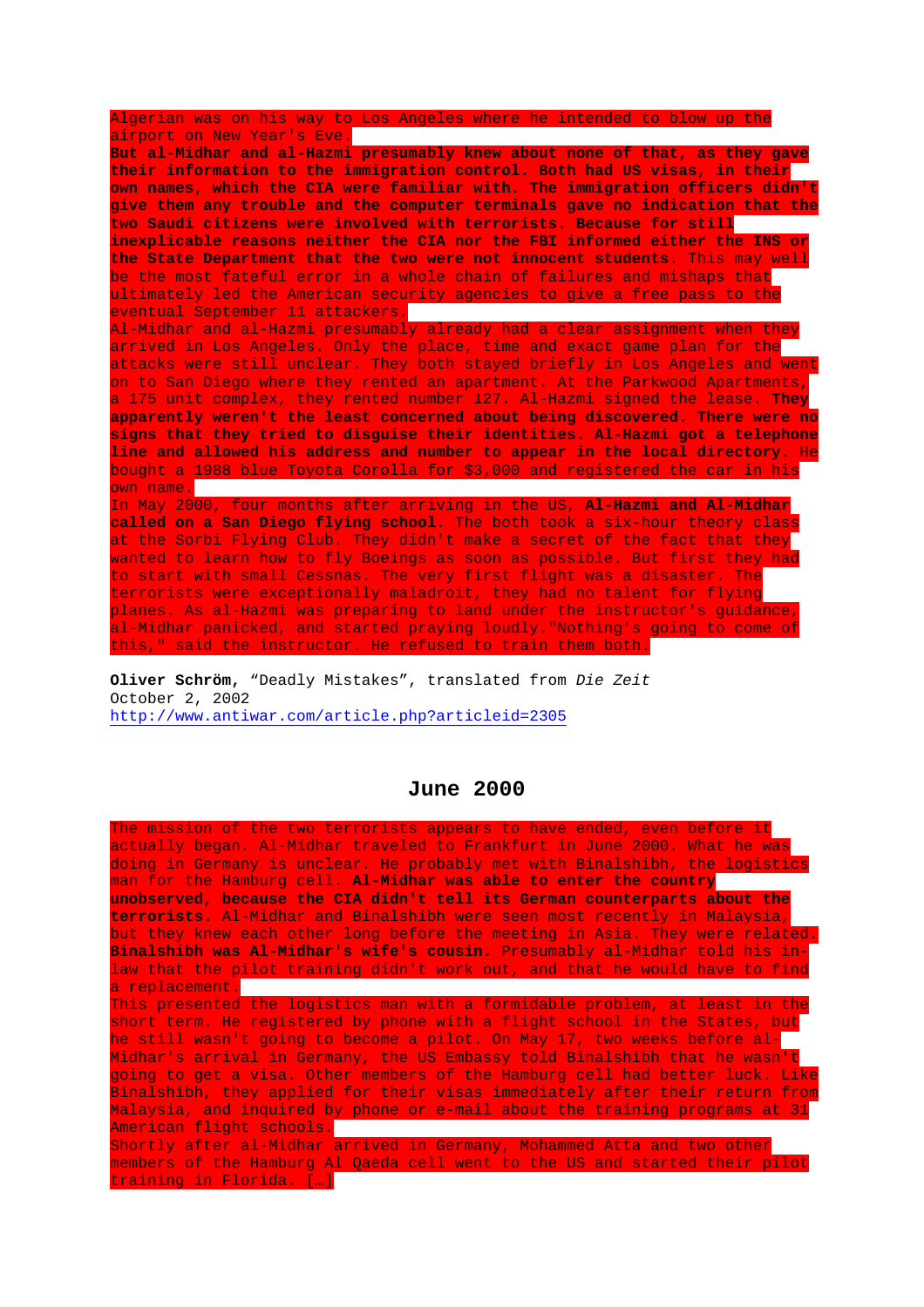Algerian was on his way to Los Angeles where he intended to blow up the airport on New Year's Eve.

**But al-Midhar and al-Hazmi presumably knew about none of that, as they gave their information to the immigration control. Both had US visas, in their own names, which the CIA were familiar with. The immigration officers didn't give them any trouble and the computer terminals gave no indication that the two Saudi citizens were involved with terrorists. Because for still inexplicable reasons neither the CIA nor the FBI informed either the INS or the State Department that the two were not innocent students.** This may well be the most fateful error in a whole chain of failures and mishaps that ultimately led the American security agencies to give a free pass to the eventual September 11 attackers.

Al-Midhar and al-Hazmi presumably already had a clear assignment when they arrived in Los Angeles. Only the place, time and exact game plan for the attacks were still unclear. They both stayed briefly in Los Angeles and went on to San Diego where they rented an apartment. At the Parkwood Apartments, a 175 unit complex, they rented number 127. Al-Hazmi signed the lease. **They apparently weren't the least concerned about being discovered. There were no signs that they tried to disguise their identities. Al-Hazmi got a telephone line and allowed his address and number to appear in the local directory.** He bought a 1988 blue Toyota Corolla for $3,000 and registered the car in his own name.

In May 2000, four months after arriving in the US, **Al-Hazmi and Al-Midhar called on a San Diego flying school**. The both took a six-hour theory class at the Sorbi Flying Club. They didn't make a secret of the fact that they wanted to learn how to fly Boeings as soon as possible. But first they had to start with small Cessnas. The very first flight was a disaster. The terrorists were exceptionally maladroit, they had no talent for flying planes. As al-Hazmi was preparing to land under the instructor's guidance, al-Midhar panicked, and started praying loudly."Nothing's going to come of this," said the instructor. He refused to train them both.

**Oliver Schröm,** "Deadly Mistakes", translated from *Die Zeit*
October 2, 2002
http://www.antiwar.com/article.php?articleid=2305

## June 2000

The mission of the two terrorists appears to have ended, even before it actually began. Al-Midhar traveled to Frankfurt in June 2000. What he was doing in Germany is unclear. He probably met with Binalshibh, the logistics man for the Hamburg cell. **Al-Midhar was able to enter the country unobserved, because the CIA didn't tell its German counterparts about the terrorists.** Al-Midhar and Binalshibh were seen most recently in Malaysia, but they knew each other long before the meeting in Asia. They were related. **Binalshibh was Al-Midhar's wife's cousin.** Presumably al-Midhar told his in-law that the pilot training didn't work out, and that he would have to find a replacement.

This presented the logistics man with a formidable problem, at least in the short term. He registered by phone with a flight school in the States, but he still wasn't going to become a pilot. On May 17, two weeks before al-Midhar's arrival in Germany, the US Embassy told Binalshibh that he wasn't going to get a visa. Other members of the Hamburg cell had better luck. Like Binalshibh, they applied for their visas immediately after their return from Malaysia, and inquired by phone or e-mail about the training programs at 31 American flight schools.

Shortly after al-Midhar arrived in Germany, Mohammed Atta and two other members of the Hamburg Al Qaeda cell went to the US and started their pilot training in Florida. […]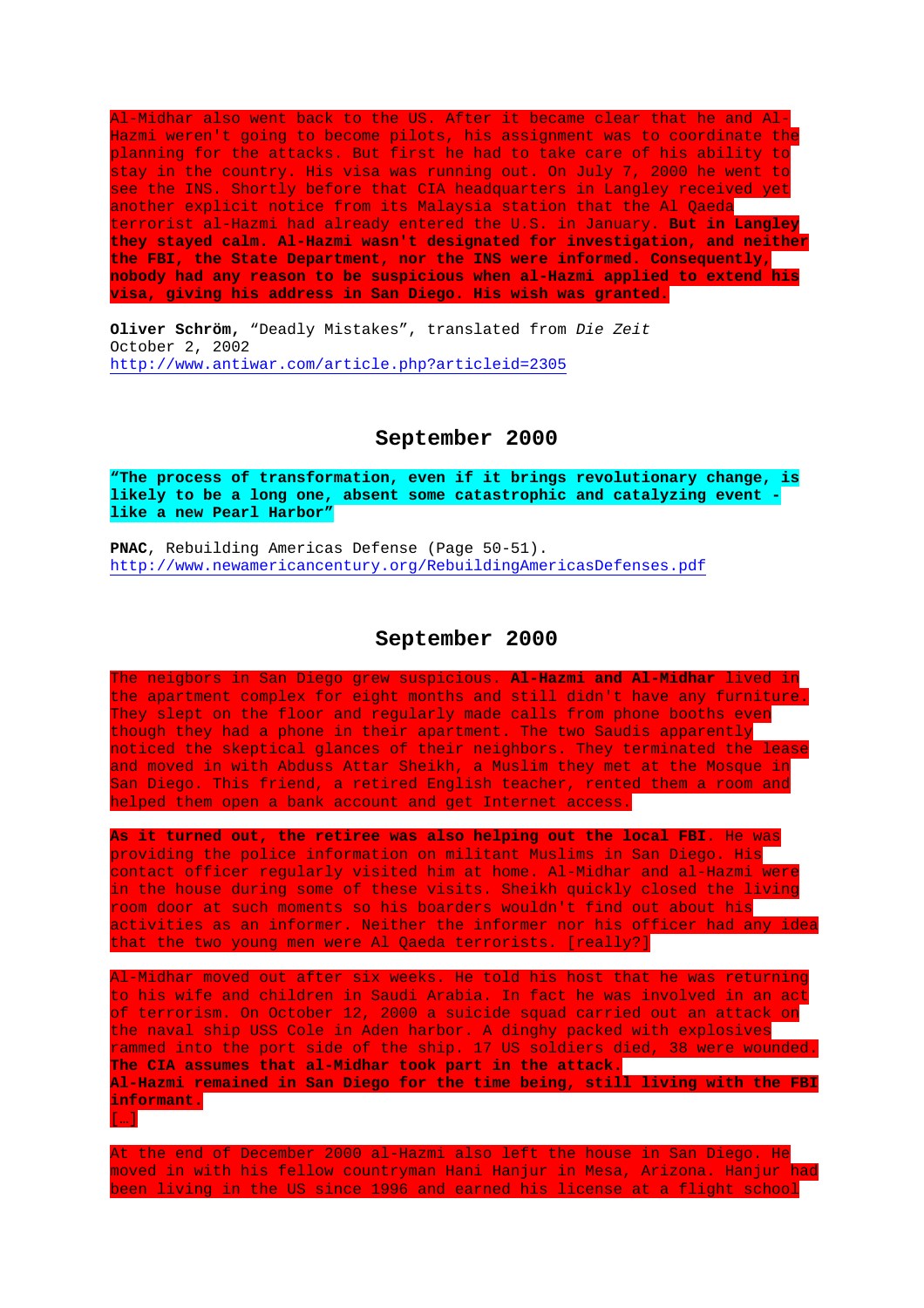Al-Midhar also went back to the US. After it became clear that he and Al-Hazmi weren't going to become pilots, his assignment was to coordinate the planning for the attacks. But first he had to take care of his ability to stay in the country. His visa was running out. On July 7, 2000 he went to see the INS. Shortly before that CIA headquarters in Langley received yet another explicit notice from its Malaysia station that the Al Qaeda terrorist al-Hazmi had already entered the U.S. in January. **But in Langley they stayed calm. Al-Hazmi wasn't designated for investigation, and neither the FBI, the State Department, nor the INS were informed. Consequently, nobody had any reason to be suspicious when al-Hazmi applied to extend his visa, giving his address in San Diego. His wish was granted.**

**Oliver Schröm**, "Deadly Mistakes", translated from *Die Zeit*
October 2, 2002
http://www.antiwar.com/article.php?articleid=2305

## September 2000

**"The process of transformation, even if it brings revolutionary change, is likely to be a long one, absent some catastrophic and catalyzing event - like a new Pearl Harbor"**

**PNAC**, Rebuilding Americas Defense (Page 50-51).
http://www.newamericancentury.org/RebuildingAmericasDefenses.pdf

## September 2000

The neigbors in San Diego grew suspicious. **Al-Hazmi and Al-Midhar** lived in the apartment complex for eight months and still didn't have any furniture. They slept on the floor and regularly made calls from phone booths even though they had a phone in their apartment. The two Saudis apparently noticed the skeptical glances of their neighbors. They terminated the lease and moved in with Abduss Attar Sheikh, a Muslim they met at the Mosque in San Diego. This friend, a retired English teacher, rented them a room and helped them open a bank account and get Internet access.

**As it turned out, the retiree was also helping out the local FBI**. He was providing the police information on militant Muslims in San Diego. His contact officer regularly visited him at home. Al-Midhar and al-Hazmi were in the house during some of these visits. Sheikh quickly closed the living room door at such moments so his boarders wouldn't find out about his activities as an informer. Neither the informer nor his officer had any idea that the two young men were Al Qaeda terrorists. [really?]

Al-Midhar moved out after six weeks. He told his host that he was returning to his wife and children in Saudi Arabia. In fact he was involved in an act of terrorism. On October 12, 2000 a suicide squad carried out an attack on the naval ship USS Cole in Aden harbor. A dinghy packed with explosives rammed into the port side of the ship. 17 US soldiers died, 38 were wounded. **The CIA assumes that al-Midhar took part in the attack.**
**Al-Hazmi remained in San Diego for the time being, still living with the FBI informant.**
[…]

At the end of December 2000 al-Hazmi also left the house in San Diego. He moved in with his fellow countryman Hani Hanjur in Mesa, Arizona. Hanjur had been living in the US since 1996 and earned his license at a flight school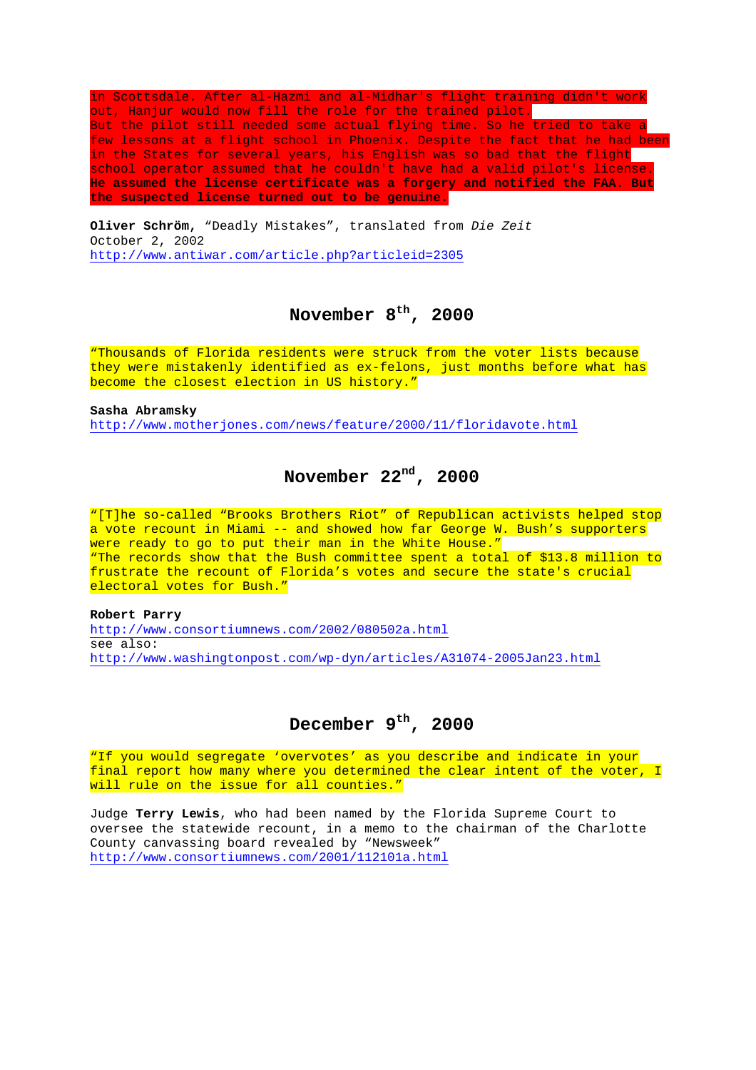in Scottsdale. After al-Hazmi and al-Midhar's flight training didn't work out, Hanjur would now fill the role for the trained pilot.
But the pilot still needed some actual flying time. So he tried to take a few lessons at a flight school in Phoenix. Despite the fact that he had been in the States for several years, his English was so bad that the flight school operator assumed that he couldn't have had a valid pilot's license. **He assumed the license certificate was a forgery and notified the FAA. But the suspected license turned out to be genuine.**

**Oliver Schröm**, "Deadly Mistakes", translated from *Die Zeit*
October 2, 2002
http://www.antiwar.com/article.php?articleid=2305

## November 8th, 2000

"Thousands of Florida residents were struck from the voter lists because they were mistakenly identified as ex-felons, just months before what has become the closest election in US history."

**Sasha Abramsky**
http://www.motherjones.com/news/feature/2000/11/floridavote.html

## November 22nd, 2000

"[T]he so-called "Brooks Brothers Riot" of Republican activists helped stop a vote recount in Miami -- and showed how far George W. Bush's supporters were ready to go to put their man in the White House."
"The records show that the Bush committee spent a total of $13.8 million to frustrate the recount of Florida's votes and secure the state's crucial electoral votes for Bush."

**Robert Parry**
http://www.consortiumnews.com/2002/080502a.html
see also:
http://www.washingtonpost.com/wp-dyn/articles/A31074-2005Jan23.html

## December 9th, 2000

"If you would segregate 'overvotes' as you describe and indicate in your final report how many where you determined the clear intent of the voter, I will rule on the issue for all counties."

Judge **Terry Lewis**, who had been named by the Florida Supreme Court to oversee the statewide recount, in a memo to the chairman of the Charlotte County canvassing board revealed by "Newsweek"
http://www.consortiumnews.com/2001/112101a.html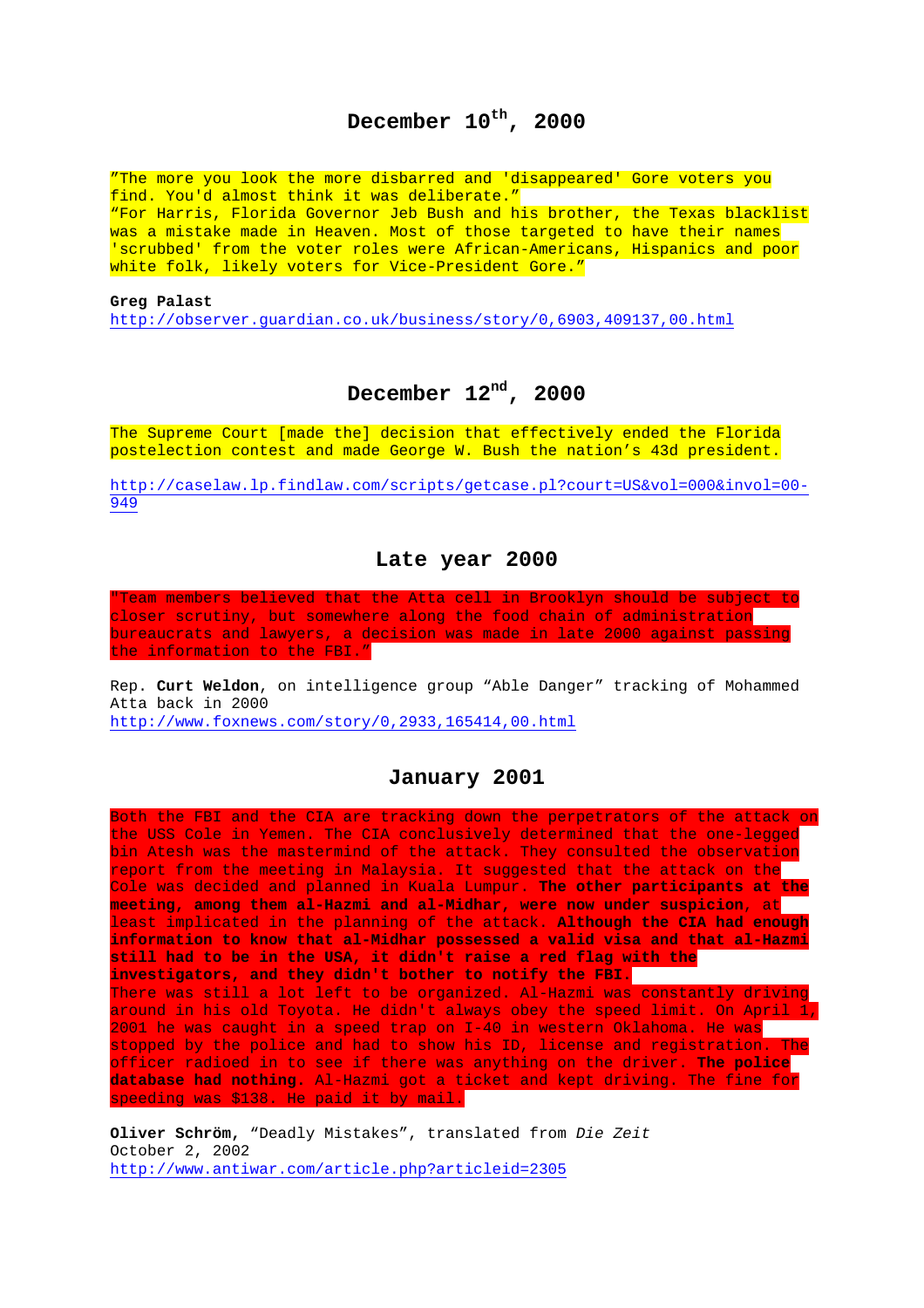## December 10th, 2000

"The more you look the more disbarred and 'disappeared' Gore voters you find. You'd almost think it was deliberate."
"For Harris, Florida Governor Jeb Bush and his brother, the Texas blacklist was a mistake made in Heaven. Most of those targeted to have their names 'scrubbed' from the voter roles were African-Americans, Hispanics and poor white folk, likely voters for Vice-President Gore."

**Greg Palast**
http://observer.guardian.co.uk/business/story/0,6903,409137,00.html

## December 12nd, 2000

The Supreme Court [made the] decision that effectively ended the Florida postelection contest and made George W. Bush the nation's 43d president.

http://caselaw.lp.findlaw.com/scripts/getcase.pl?court=US&vol=000&invol=00-949

## Late year 2000

"Team members believed that the Atta cell in Brooklyn should be subject to closer scrutiny, but somewhere along the food chain of administration bureaucrats and lawyers, a decision was made in late 2000 against passing the information to the FBI."

Rep. **Curt Weldon**, on intelligence group "Able Danger" tracking of Mohammed Atta back in 2000
http://www.foxnews.com/story/0,2933,165414,00.html

## January 2001

Both the FBI and the CIA are tracking down the perpetrators of the attack on the USS Cole in Yemen. The CIA conclusively determined that the one-legged bin Atesh was the mastermind of the attack. They consulted the observation report from the meeting in Malaysia. It suggested that the attack on the Cole was decided and planned in Kuala Lumpur. **The other participants at the meeting, among them al-Hazmi and al-Midhar, were now under suspicion**, at least implicated in the planning of the attack. **Although the CIA had enough information to know that al-Midhar possessed a valid visa and that al-Hazmi still had to be in the USA, it didn't raise a red flag with the investigators, and they didn't bother to notify the FBI.**
There was still a lot left to be organized. Al-Hazmi was constantly driving around in his old Toyota. He didn't always obey the speed limit. On April 1, 2001 he was caught in a speed trap on I-40 in western Oklahoma. He was stopped by the police and had to show his ID, license and registration. The officer radioed in to see if there was anything on the driver. **The police database had nothing.** Al-Hazmi got a ticket and kept driving. The fine for speeding was $138. He paid it by mail.

**Oliver Schröm,** "Deadly Mistakes", translated from *Die Zeit*
October 2, 2002
http://www.antiwar.com/article.php?articleid=2305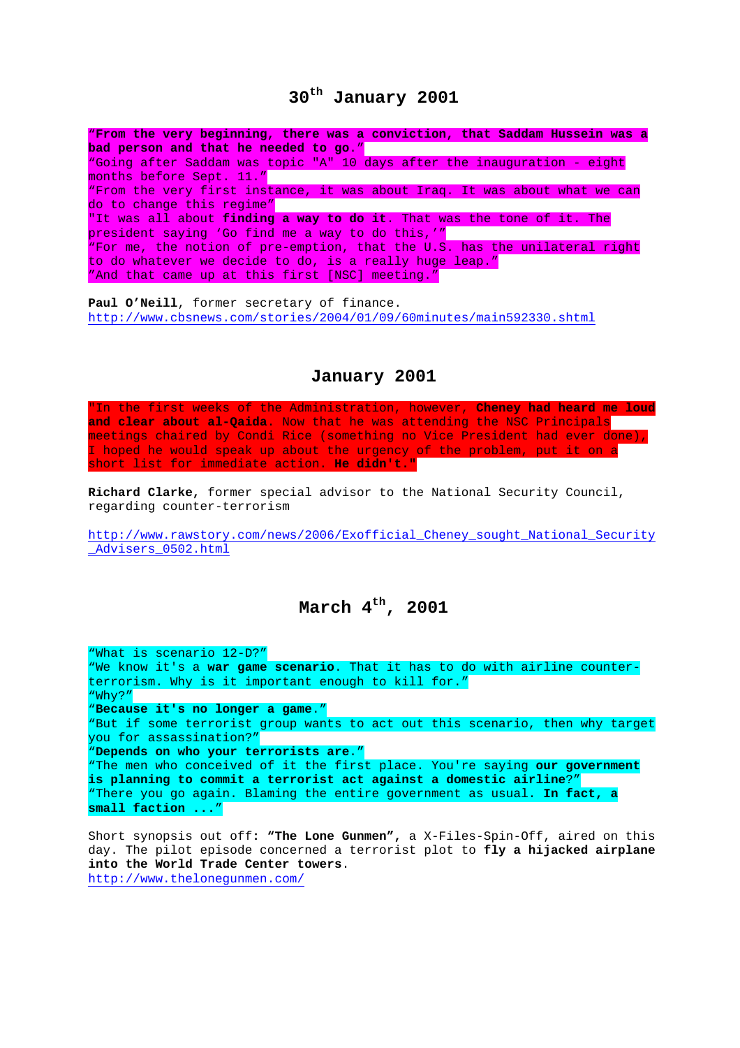## 30th January 2001

"**From the very beginning, there was a conviction, that Saddam Hussein was a bad person and that he needed to go.**"
"Going after Saddam was topic "A" 10 days after the inauguration - eight months before Sept. 11."
"From the very first instance, it was about Iraq. It was about what we can do to change this regime"
"It was all about **finding a way to do it**. That was the tone of it. The president saying 'Go find me a way to do this,'"
"For me, the notion of pre-emption, that the U.S. has the unilateral right to do whatever we decide to do, is a really huge leap."
"And that came up at this first [NSC] meeting."

**Paul O'Neill**, former secretary of finance.
http://www.cbsnews.com/stories/2004/01/09/60minutes/main592330.shtml

## January 2001

"In the first weeks of the Administration, however, **Cheney had heard me loud and clear about al-Qaida**. Now that he was attending the NSC Principals meetings chaired by Condi Rice (something no Vice President had ever done), I hoped he would speak up about the urgency of the problem, put it on a short list for immediate action. **He didn't.**"

**Richard Clarke,** former special advisor to the National Security Council, regarding counter-terrorism

http://www.rawstory.com/news/2006/Exofficial_Cheney_sought_National_Security_Advisers_0502.html

## March 4th, 2001

"What is scenario 12-D?"
"We know it's a **war game scenario**. That it has to do with airline counter-terrorism. Why is it important enough to kill for."
"Why?"
"**Because it's no longer a game.**"
"But if some terrorist group wants to act out this scenario, then why target you for assassination?"
"**Depends on who your terrorists are.**"
"The men who conceived of it the first place. You're saying **our government is planning to commit a terrorist act against a domestic airline**?"
"There you go again. Blaming the entire government as usual. **In fact, a small faction ...**"

Short synopsis out off: **"The Lone Gunmen",** a X-Files-Spin-Off, aired on this day. The pilot episode concerned a terrorist plot to **fly a hijacked airplane into the World Trade Center towers**.
http://www.thelonegunmen.com/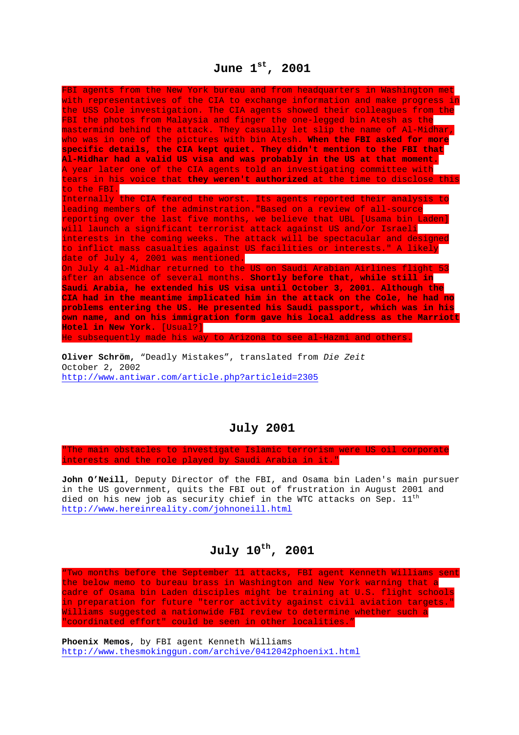## June 1st, 2001

FBI agents from the New York bureau and from headquarters in Washington met with representatives of the CIA to exchange information and make progress in the USS Cole investigation. The CIA agents showed their colleagues from the FBI the photos from Malaysia and finger the one-legged bin Atesh as the mastermind behind the attack. They casually let slip the name of Al-Midhar, who was in one of the pictures with bin Atesh. **When the FBI asked for more specific details, the CIA kept quiet. They didn't mention to the FBI that Al-Midhar had a valid US visa and was probably in the US at that moment.** A year later one of the CIA agents told an investigating committee with tears in his voice that **they weren't authorized** at the time to disclose this to the FBI.

Internally the CIA feared the worst. Its agents reported their analysis to leading members of the adminstration."Based on a review of all-source reporting over the last five months, we believe that UBL [Usama bin Laden] will launch a significant terrorist attack against US and/or Israeli interests in the coming weeks. The attack will be spectacular and designed to inflict mass casualties against US facilities or interests." A likely date of July 4, 2001 was mentioned.

On July 4 al-Midhar returned to the US on Saudi Arabian Airlines flight 53 after an absence of several months. **Shortly before that, while still in Saudi Arabia, he extended his US visa until October 3, 2001. Although the CIA had in the meantime implicated him in the attack on the Cole, he had no problems entering the US. He presented his Saudi passport, which was in his own name, and on his immigration form gave his local address as the Marriott Hotel in New York.** [Usual?]

He subsequently made his way to Arizona to see al-Hazmi and others.

**Oliver Schröm,** "Deadly Mistakes", translated from *Die Zeit*
October 2, 2002
http://www.antiwar.com/article.php?articleid=2305

## July 2001

"The main obstacles to investigate Islamic terrorism were US oil corporate interests and the role played by Saudi Arabia in it."

**John O'Neill**, Deputy Director of the FBI, and Osama bin Laden's main pursuer in the US government, quits the FBI out of frustration in August 2001 and died on his new job as security chief in the WTC attacks on Sep. 11th
http://www.hereinreality.com/johnoneill.html

## July 10th, 2001

"Two months before the September 11 attacks, FBI agent Kenneth Williams sent the below memo to bureau brass in Washington and New York warning that a cadre of Osama bin Laden disciples might be training at U.S. flight schools in preparation for future "terror activity against civil aviation targets." Williams suggested a nationwide FBI review to determine whether such a "coordinated effort" could be seen in other localities."

**Phoenix Memos**, by FBI agent Kenneth Williams
http://www.thesmokinggun.com/archive/0412042phoenix1.html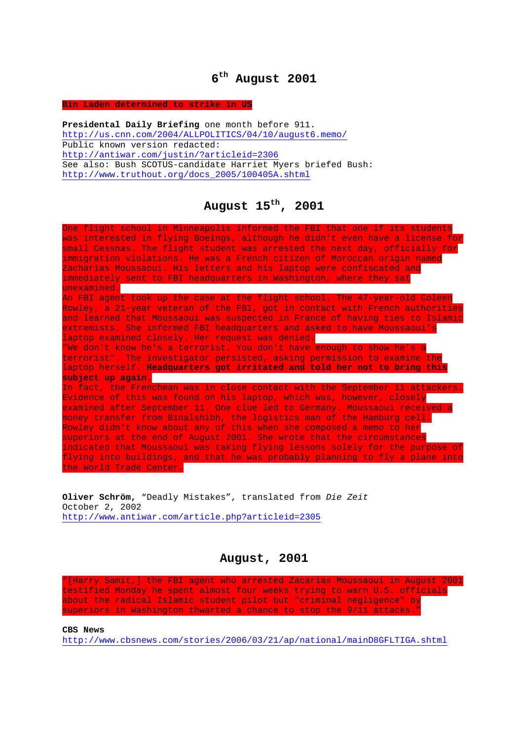## 6th August 2001

**Bin Laden determined to strike in US**

**Presidental Daily Briefing** one month before 911.
http://us.cnn.com/2004/ALLPOLITICS/04/10/august6.memo/
Public known version redacted:
http://antiwar.com/justin/?articleid=2306
See also: Bush SCOTUS-candidate Harriet Myers briefed Bush:
http://www.truthout.org/docs_2005/100405A.shtml

## August 15th, 2001

One flight school in Minneapolis informed the FBI that one if its students was interested in flying Boeings, although he didn't even have a license for small Cessnas. The flight student was arrested the next day, officially for immigration violations. He was a French citizen of Moroccan origin named Zacharias Moussaoui. His letters and his laptop were confiscated and immediately sent to FBI headquarters in Washington, where they sat unexamined.
An FBI agent took up the case at the flight school. The 47-year-old Coleen Rowley, a 21-year veteran of the FBI, got in contact with French authorities and learned that Moussaoui was suspected in France of having ties to Islamic extremists. She informed FBI headquarters and asked to have Moussaoui's laptop examined closely. Her request was denied.
"We don't know he's a terrorist. You don't have enough to show he's a terrorist". The investigator persisted, asking permission to examine the laptop herself. **Headquarters got irritated and told her not to bring this subject up again.**
In fact, the Frenchman was in close contact with the September 11 attackers. Evidence of this was found on his laptop, which was, however, closely examined after September 11. One clue led to Germany. Moussaoui received a money transfer from Binalshibh, the logistics man of the Hamburg cell. Rowley didn't know about any of this when she composed a memo to her superiors at the end of August 2001. She wrote that the circumstances indicated that Moussaoui was taking flying lessons solely for the purpose of flying into buildings, and that he was probably planning to fly a plane into the World Trade Center.

**Oliver Schröm,** “Deadly Mistakes”, translated from *Die Zeit*
October 2, 2002
http://www.antiwar.com/article.php?articleid=2305

## August, 2001

"[Harry Samit,] the FBI agent who arrested Zacarias Moussaoui in August 2001 testified Monday he spent almost four weeks trying to warn U.S. officials about the radical Islamic student pilot but "criminal negligence" by superiors in Washington thwarted a chance to stop the 9/11 attacks."

**CBS News**
http://www.cbsnews.com/stories/2006/03/21/ap/national/mainD8GFLTIGA.shtml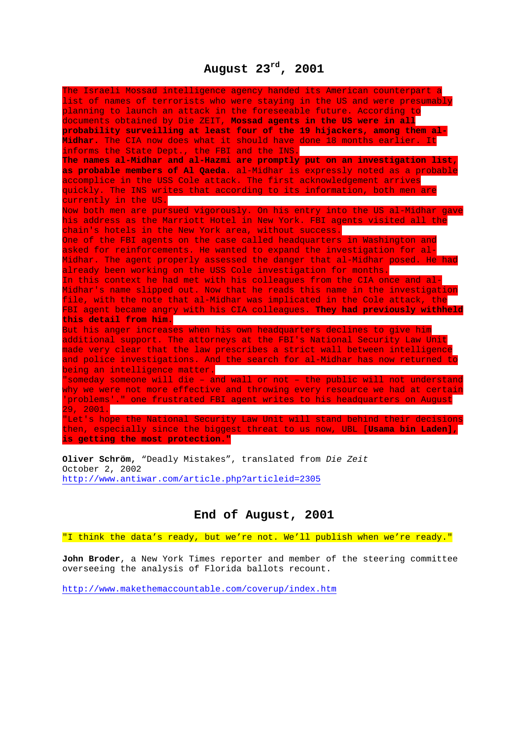## August 23rd, 2001

The Israeli Mossad intelligence agency handed its American counterpart a list of names of terrorists who were staying in the US and were presumably planning to launch an attack in the foreseeable future. According to documents obtained by Die ZEIT, **Mossad agents in the US were in all probability surveilling at least four of the 19 hijackers, among them al-Midhar.** The CIA now does what it should have done 18 months earlier. It informs the State Dept., the FBI and the INS.

**The names al-Midhar and al-Hazmi are promptly put on an investigation list, as probable members of Al Qaeda.** al-Midhar is expressly noted as a probable accomplice in the USS Cole attack. The first acknowledgement arrives quickly. The INS writes that according to its information, both men are currently in the US.

Now both men are pursued vigorously. On his entry into the US al-Midhar gave his address as the Marriott Hotel in New York. FBI agents visited all the chain's hotels in the New York area, without success.

One of the FBI agents on the case called headquarters in Washington and asked for reinforcements. He wanted to expand the investigation for al-Midhar. The agent properly assessed the danger that al-Midhar posed. He had already been working on the USS Cole investigation for months.

In this context he had met with his colleagues from the CIA once and al-Midhar's name slipped out. Now that he reads this name in the investigation file, with the note that al-Midhar was implicated in the Cole attack, the FBI agent became angry with his CIA colleagues. **They had previously withheld this detail from him.**

But his anger increases when his own headquarters declines to give him additional support. The attorneys at the FBI's National Security Law Unit made very clear that the law prescribes a strict wall between intelligence and police investigations. And the search for al-Midhar has now returned to being an intelligence matter.

"someday someone will die – and wall or not – the public will not understand why we were not more effective and throwing every resource we had at certain 'problems'." one frustrated FBI agent writes to his headquarters on August 29, 2001.

"Let's hope the National Security Law Unit will stand behind their decisions then, especially since the biggest threat to us now, UBL [**Usama bin Laden], is getting the most protection."**

**Oliver Schröm,** "Deadly Mistakes", translated from *Die Zeit*
October 2, 2002
http://www.antiwar.com/article.php?articleid=2305

## End of August, 2001

"I think the data's ready, but we're not. We'll publish when we're ready."

**John Broder**, a New York Times reporter and member of the steering committee overseeing the analysis of Florida ballots recount.

http://www.makethemaccountable.com/coverup/index.htm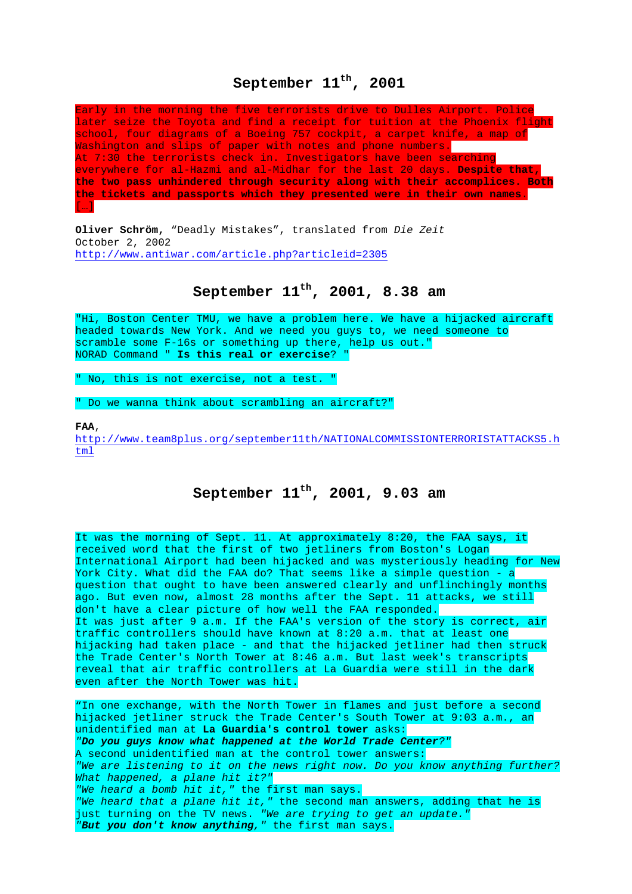## September 11th, 2001

Early in the morning the five terrorists drive to Dulles Airport. Police later seize the Toyota and find a receipt for tuition at the Phoenix flight school, four diagrams of a Boeing 757 cockpit, a carpet knife, a map of Washington and slips of paper with notes and phone numbers.
At 7:30 the terrorists check in. Investigators have been searching everywhere for al-Hazmi and al-Midhar for the last 20 days. **Despite that, the two pass unhindered through security along with their accomplices. Both the tickets and passports which they presented were in their own names.**
**[…]**

**Oliver Schröm**, “Deadly Mistakes”, translated from *Die Zeit*
October 2, 2002
http://www.antiwar.com/article.php?articleid=2305

## September 11th, 2001, 8.38 am

"Hi, Boston Center TMU, we have a problem here. We have a hijacked aircraft headed towards New York. And we need you guys to, we need someone to scramble some F-16s or something up there, help us out."
NORAD Command " **Is this real or exercise**? "

" No, this is not exercise, not a test. "

" Do we wanna think about scrambling an aircraft?"

**FAA**,
http://www.team8plus.org/september11th/NATIONALCOMMISSIONTERRORISTATTACKS5.html

## September 11th, 2001, 9.03 am

It was the morning of Sept. 11. At approximately 8:20, the FAA says, it received word that the first of two jetliners from Boston's Logan International Airport had been hijacked and was mysteriously heading for New York City. What did the FAA do? That seems like a simple question - a question that ought to have been answered clearly and unflinchingly months ago. But even now, almost 28 months after the Sept. 11 attacks, we still don't have a clear picture of how well the FAA responded.
It was just after 9 a.m. If the FAA's version of the story is correct, air traffic controllers should have known at 8:20 a.m. that at least one hijacking had taken place - and that the hijacked jetliner had then struck the Trade Center's North Tower at 8:46 a.m. But last week's transcripts reveal that air traffic controllers at La Guardia were still in the dark even after the North Tower was hit.

“In one exchange, with the North Tower in flames and just before a second hijacked jetliner struck the Trade Center's South Tower at 9:03 a.m., an unidentified man at **La Guardia's control tower** asks:
***"Do you guys know what happened at the World Trade Center?"***
A second unidentified man at the control tower answers:
*"We are listening to it on the news right now. Do you know anything further? What happened, a plane hit it?"*
*"We heard a bomb hit it,"* the first man says.
*"We heard that a plane hit it,"* the second man answers, adding that he is just turning on the TV news. *"We are trying to get an update."*
***"But you don't know anything,"*** the first man says.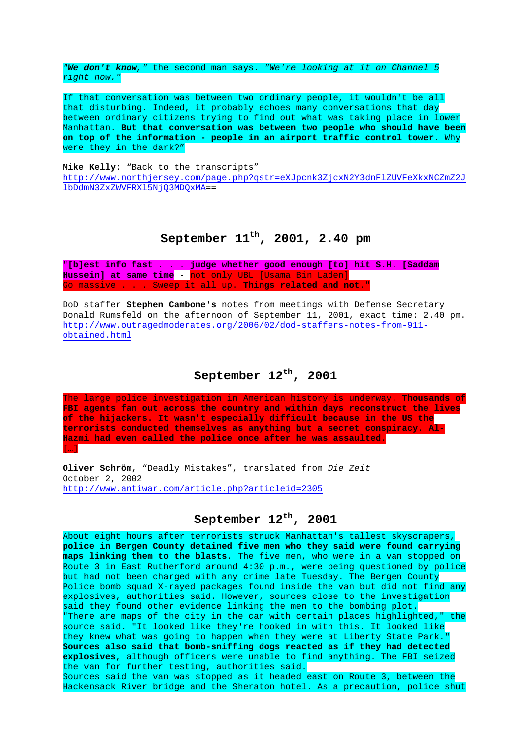***"We don't know,"*** the second man says. *"We're looking at it on Channel 5 right now."*

If that conversation was between two ordinary people, it wouldn't be all that disturbing. Indeed, it probably echoes many conversations that day between ordinary citizens trying to find out what was taking place in lower Manhattan. **But that conversation was between two people who should have been on top of the information - people in an airport traffic control tower**. Why were they in the dark?"

**Mike Kelly**: "Back to the transcripts"
http://www.northjersey.com/page.php?qstr=eXJpcnk3ZjcxN2Y3dnFlZUVFeXkxNCZmZ2JlbDdmN3ZxZWVFRXl5NjQ3MDQxMA==

## September 11th, 2001, 2.40 pm

"**[b]est info fast . . . judge whether good enough [to] hit S.H. [Saddam Hussein] at same time** - not only UBL [Usama Bin Laden]
Go massive . . . Sweep it all up. **Things related and not.**"

DoD staffer **Stephen Cambone's** notes from meetings with Defense Secretary Donald Rumsfeld on the afternoon of September 11, 2001, exact time: 2.40 pm.
http://www.outragedmoderates.org/2006/02/dod-staffers-notes-from-911-obtained.html

## September 12th, 2001

The large police investigation in American history is underway. **Thousands of FBI agents fan out across the country and within days reconstruct the lives of the hijackers. It wasn't especially difficult because in the US the terrorists conducted themselves as anything but a secret conspiracy. Al-Hazmi had even called the police once after he was assaulted.**
[…]

**Oliver Schröm,** "Deadly Mistakes", translated from *Die Zeit*
October 2, 2002
http://www.antiwar.com/article.php?articleid=2305

## September 12th, 2001

About eight hours after terrorists struck Manhattan's tallest skyscrapers, **police in Bergen County detained five men who they said were found carrying maps linking them to the blasts**. The five men, who were in a van stopped on Route 3 in East Rutherford around 4:30 p.m., were being questioned by police but had not been charged with any crime late Tuesday. The Bergen County Police bomb squad X-rayed packages found inside the van but did not find any explosives, authorities said. However, sources close to the investigation said they found other evidence linking the men to the bombing plot.
"There are maps of the city in the car with certain places highlighted," the source said. "It looked like they're hooked in with this. It looked like they knew what was going to happen when they were at Liberty State Park."
**Sources also said that bomb-sniffing dogs reacted as if they had detected explosives**, although officers were unable to find anything. The FBI seized the van for further testing, authorities said.
Sources said the van was stopped as it headed east on Route 3, between the Hackensack River bridge and the Sheraton hotel. As a precaution, police shut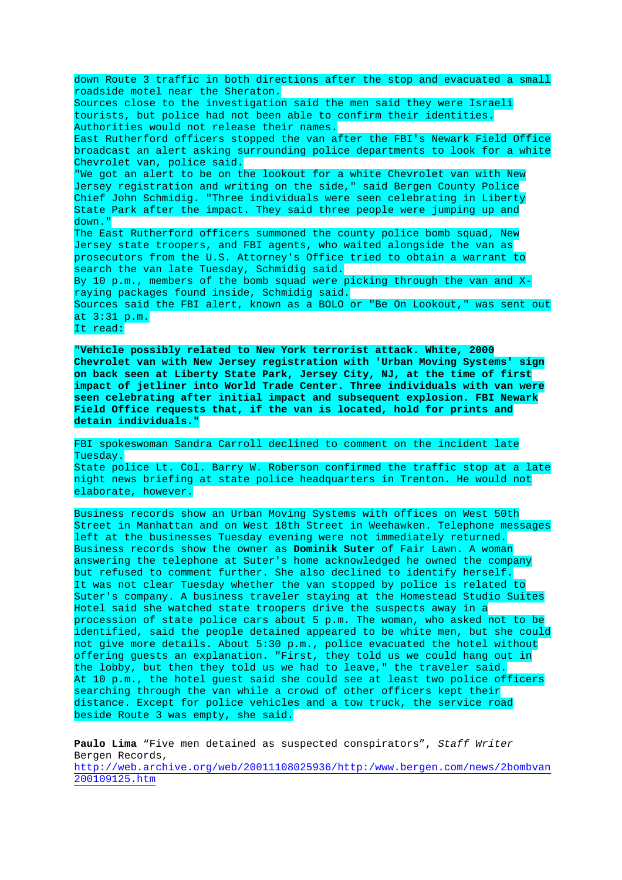down Route 3 traffic in both directions after the stop and evacuated a small roadside motel near the Sheraton.

Sources close to the investigation said the men said they were Israeli tourists, but police had not been able to confirm their identities. Authorities would not release their names.

East Rutherford officers stopped the van after the FBI's Newark Field Office broadcast an alert asking surrounding police departments to look for a white Chevrolet van, police said.

"We got an alert to be on the lookout for a white Chevrolet van with New Jersey registration and writing on the side," said Bergen County Police Chief John Schmidig. "Three individuals were seen celebrating in Liberty State Park after the impact. They said three people were jumping up and down."

The East Rutherford officers summoned the county police bomb squad, New Jersey state troopers, and FBI agents, who waited alongside the van as prosecutors from the U.S. Attorney's Office tried to obtain a warrant to search the van late Tuesday, Schmidig said.

By 10 p.m., members of the bomb squad were picking through the van and X-raying packages found inside, Schmidig said.

Sources said the FBI alert, known as a BOLO or "Be On Lookout," was sent out at 3:31 p.m.

It read:

**"Vehicle possibly related to New York terrorist attack. White, 2000 Chevrolet van with New Jersey registration with 'Urban Moving Systems' sign on back seen at Liberty State Park, Jersey City, NJ, at the time of first impact of jetliner into World Trade Center. Three individuals with van were seen celebrating after initial impact and subsequent explosion. FBI Newark Field Office requests that, if the van is located, hold for prints and detain individuals."**

FBI spokeswoman Sandra Carroll declined to comment on the incident late Tuesday.

State police Lt. Col. Barry W. Roberson confirmed the traffic stop at a late night news briefing at state police headquarters in Trenton. He would not elaborate, however.

Business records show an Urban Moving Systems with offices on West 50th Street in Manhattan and on West 18th Street in Weehawken. Telephone messages left at the businesses Tuesday evening were not immediately returned.

Business records show the owner as **Dominik Suter** of Fair Lawn. A woman answering the telephone at Suter's home acknowledged he owned the company but refused to comment further. She also declined to identify herself.

It was not clear Tuesday whether the van stopped by police is related to Suter's company. A business traveler staying at the Homestead Studio Suites Hotel said she watched state troopers drive the suspects away in a procession of state police cars about 5 p.m. The woman, who asked not to be identified, said the people detained appeared to be white men, but she could not give more details. About 5:30 p.m., police evacuated the hotel without offering guests an explanation. "First, they told us we could hang out in the lobby, but then they told us we had to leave," the traveler said.

At 10 p.m., the hotel guest said she could see at least two police officers searching through the van while a crowd of other officers kept their distance. Except for police vehicles and a tow truck, the service road beside Route 3 was empty, she said.

**Paulo Lima** "Five men detained as suspected conspirators", *Staff Writer* Bergen Records, http://web.archive.org/web/20011108025936/http:/www.bergen.com/news/2bombvan200109125.htm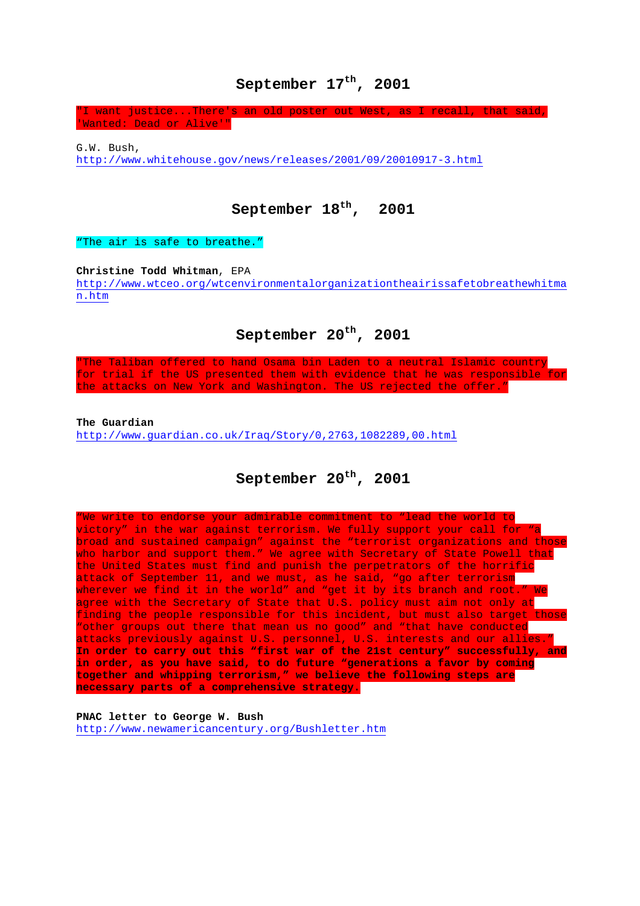## September 17th, 2001

"I want justice...There's an old poster out West, as I recall, that said, 'Wanted: Dead or Alive'"

G.W. Bush,
http://www.whitehouse.gov/news/releases/2001/09/20010917-3.html

## September 18th, 2001

"The air is safe to breathe."

**Christine Todd Whitman**, EPA
http://www.wtceo.org/wtcenvironmentalorganizationtheairissafetobreathewhitman.htm

## September 20th, 2001

"The Taliban offered to hand Osama bin Laden to a neutral Islamic country for trial if the US presented them with evidence that he was responsible for the attacks on New York and Washington. The US rejected the offer."

**The Guardian**
http://www.guardian.co.uk/Iraq/Story/0,2763,1082289,00.html

## September 20th, 2001

"We write to endorse your admirable commitment to "lead the world to victory" in the war against terrorism. We fully support your call for "a broad and sustained campaign" against the "terrorist organizations and those who harbor and support them." We agree with Secretary of State Powell that the United States must find and punish the perpetrators of the horrific attack of September 11, and we must, as he said, "go after terrorism wherever we find it in the world" and "get it by its branch and root." We agree with the Secretary of State that U.S. policy must aim not only at finding the people responsible for this incident, but must also target those "other groups out there that mean us no good" and "that have conducted attacks previously against U.S. personnel, U.S. interests and our allies." **In order to carry out this "first war of the 21st century" successfully, and in order, as you have said, to do future "generations a favor by coming together and whipping terrorism," we believe the following steps are necessary parts of a comprehensive strategy.**

**PNAC letter to George W. Bush**
http://www.newamericancentury.org/Bushletter.htm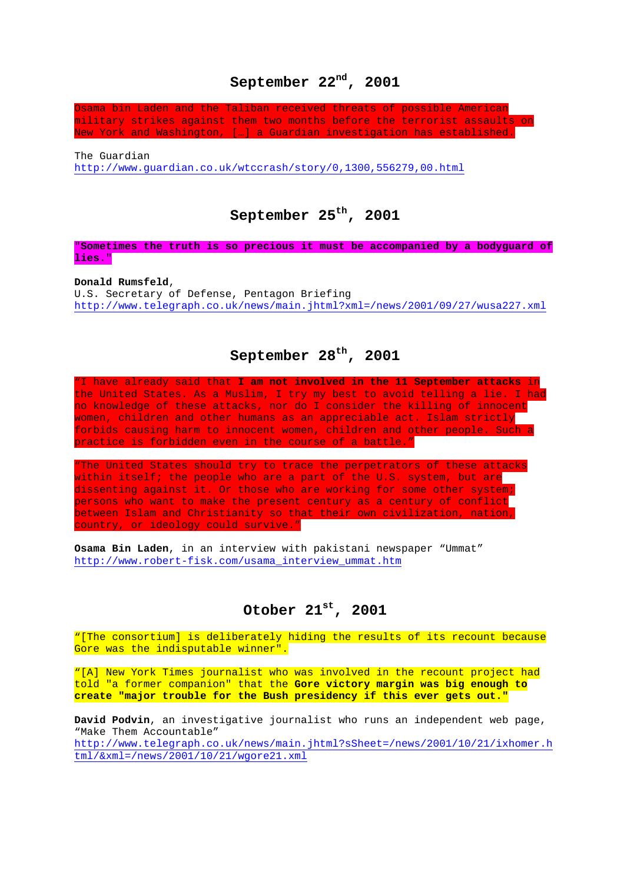## September 22nd, 2001

Osama bin Laden and the Taliban received threats of possible American military strikes against them two months before the terrorist assaults on New York and Washington, […] a Guardian investigation has established.

The Guardian
http://www.guardian.co.uk/wtccrash/story/0,1300,556279,00.html

## September 25th, 2001

**"Sometimes the truth is so precious it must be accompanied by a bodyguard of lies."**

**Donald Rumsfeld**,
U.S. Secretary of Defense, Pentagon Briefing
http://www.telegraph.co.uk/news/main.jhtml?xml=/news/2001/09/27/wusa227.xml

## September 28th, 2001

"I have already said that **I am not involved in the 11 September attacks** in the United States. As a Muslim, I try my best to avoid telling a lie. I had no knowledge of these attacks, nor do I consider the killing of innocent women, children and other humans as an appreciable act. Islam strictly forbids causing harm to innocent women, children and other people. Such a practice is forbidden even in the course of a battle."

"The United States should try to trace the perpetrators of these attacks within itself; the people who are a part of the U.S. system, but are dissenting against it. Or those who are working for some other system; persons who want to make the present century as a century of conflict between Islam and Christianity so that their own civilization, nation, country, or ideology could survive."

**Osama Bin Laden**, in an interview with pakistani newspaper "Ummat"
http://www.robert-fisk.com/usama_interview_ummat.htm

## Otober 21st, 2001

"[The consortium] is deliberately hiding the results of its recount because Gore was the indisputable winner".

"[A] New York Times journalist who was involved in the recount project had told "a former companion" that the **Gore victory margin was big enough to create "major trouble for the Bush presidency if this ever gets out."**

**David Podvin**, an investigative journalist who runs an independent web page, "Make Them Accountable"
http://www.telegraph.co.uk/news/main.jhtml?sSheet=/news/2001/10/21/ixhomer.html/&xml=/news/2001/10/21/wgore21.xml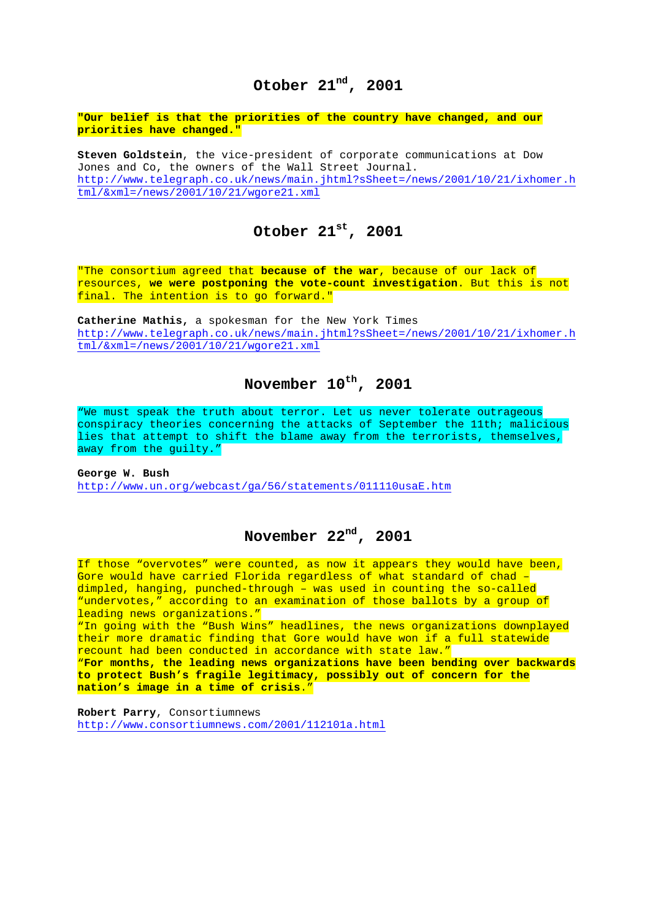## Otober 21st, 2001

**"Our belief is that the priorities of the country have changed, and our priorities have changed."**

**Steven Goldstein**, the vice-president of corporate communications at Dow Jones and Co, the owners of the Wall Street Journal.
http://www.telegraph.co.uk/news/main.jhtml?sSheet=/news/2001/10/21/ixhomer.html/&xml=/news/2001/10/21/wgore21.xml

## Otober 21st, 2001

"The consortium agreed that **because of the war**, because of our lack of resources, **we were postponing the vote-count investigation**. But this is not final. The intention is to go forward."

**Catherine Mathis,** a spokesman for the New York Times
http://www.telegraph.co.uk/news/main.jhtml?sSheet=/news/2001/10/21/ixhomer.html/&xml=/news/2001/10/21/wgore21.xml

## November 10th, 2001

"We must speak the truth about terror. Let us never tolerate outrageous conspiracy theories concerning the attacks of September the 11th; malicious lies that attempt to shift the blame away from the terrorists, themselves, away from the guilty."

**George W. Bush**
http://www.un.org/webcast/ga/56/statements/011110usaE.htm

## November 22nd, 2001

If those "overvotes" were counted, as now it appears they would have been, Gore would have carried Florida regardless of what standard of chad – dimpled, hanging, punched-through – was used in counting the so-called "undervotes," according to an examination of those ballots by a group of leading news organizations."
"In going with the "Bush Wins" headlines, the news organizations downplayed their more dramatic finding that Gore would have won if a full statewide recount had been conducted in accordance with state law."
"**For months, the leading news organizations have been bending over backwards to protect Bush's fragile legitimacy, possibly out of concern for the nation's image in a time of crisis.**"

**Robert Parry**, Consortiumnews
http://www.consortiumnews.com/2001/112101a.html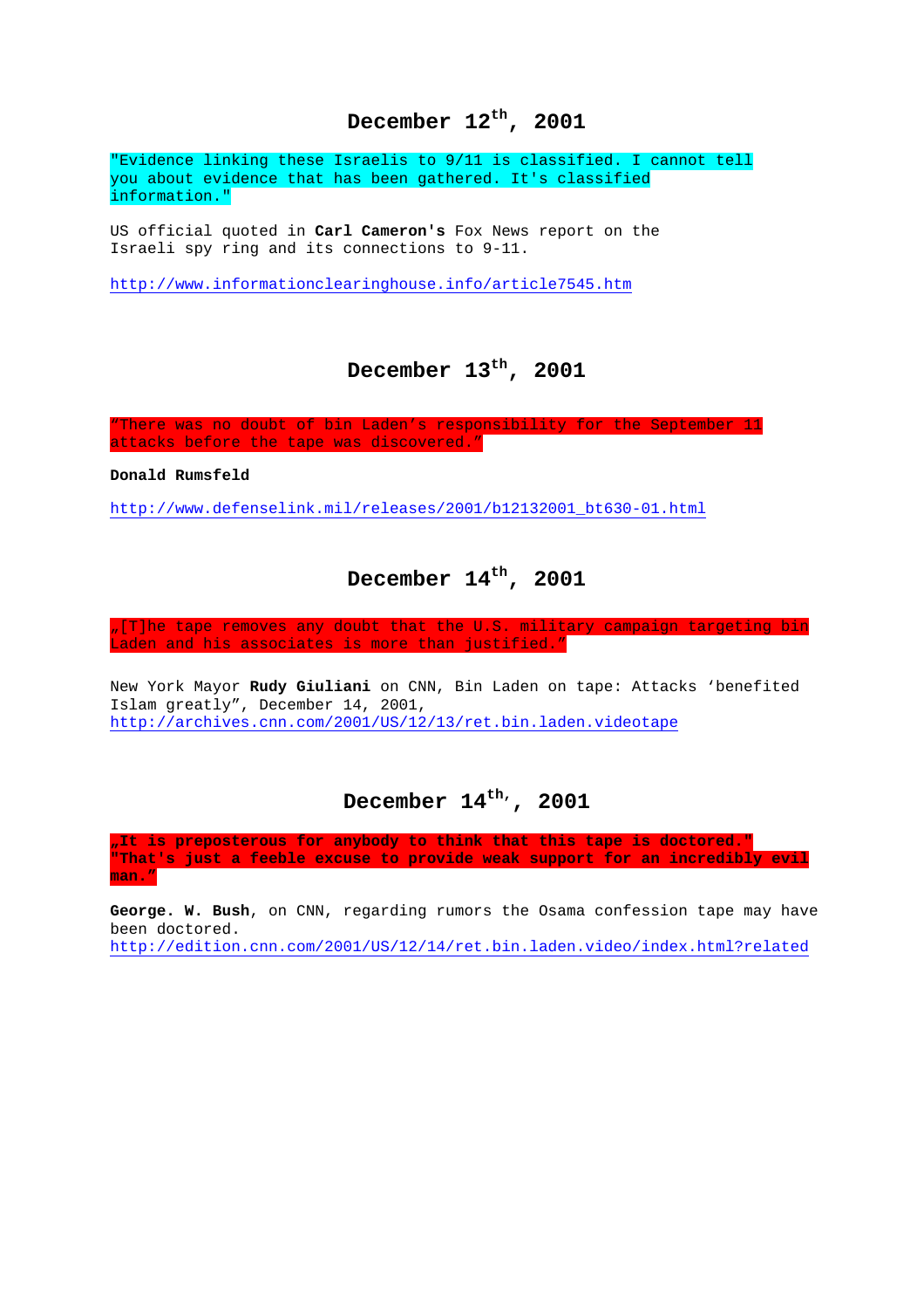## December 12th, 2001

"Evidence linking these Israelis to 9/11 is classified. I cannot tell you about evidence that has been gathered. It's classified information."

US official quoted in **Carl Cameron's** Fox News report on the Israeli spy ring and its connections to 9-11.

http://www.informationclearinghouse.info/article7545.htm

## December 13th, 2001

"There was no doubt of bin Laden's responsibility for the September 11 attacks before the tape was discovered."

**Donald Rumsfeld**

http://www.defenselink.mil/releases/2001/b12132001_bt630-01.html

## December 14th, 2001

„[T]he tape removes any doubt that the U.S. military campaign targeting bin Laden and his associates is more than justified."

New York Mayor **Rudy Giuliani** on CNN, Bin Laden on tape: Attacks 'benefited Islam greatly", December 14, 2001, http://archives.cnn.com/2001/US/12/13/ret.bin.laden.videotape

## December 14th,, 2001

**„It is preposterous for anybody to think that this tape is doctored." "That's just a feeble excuse to provide weak support for an incredibly evil man."**

**George. W. Bush**, on CNN, regarding rumors the Osama confession tape may have been doctored.
http://edition.cnn.com/2001/US/12/14/ret.bin.laden.video/index.html?related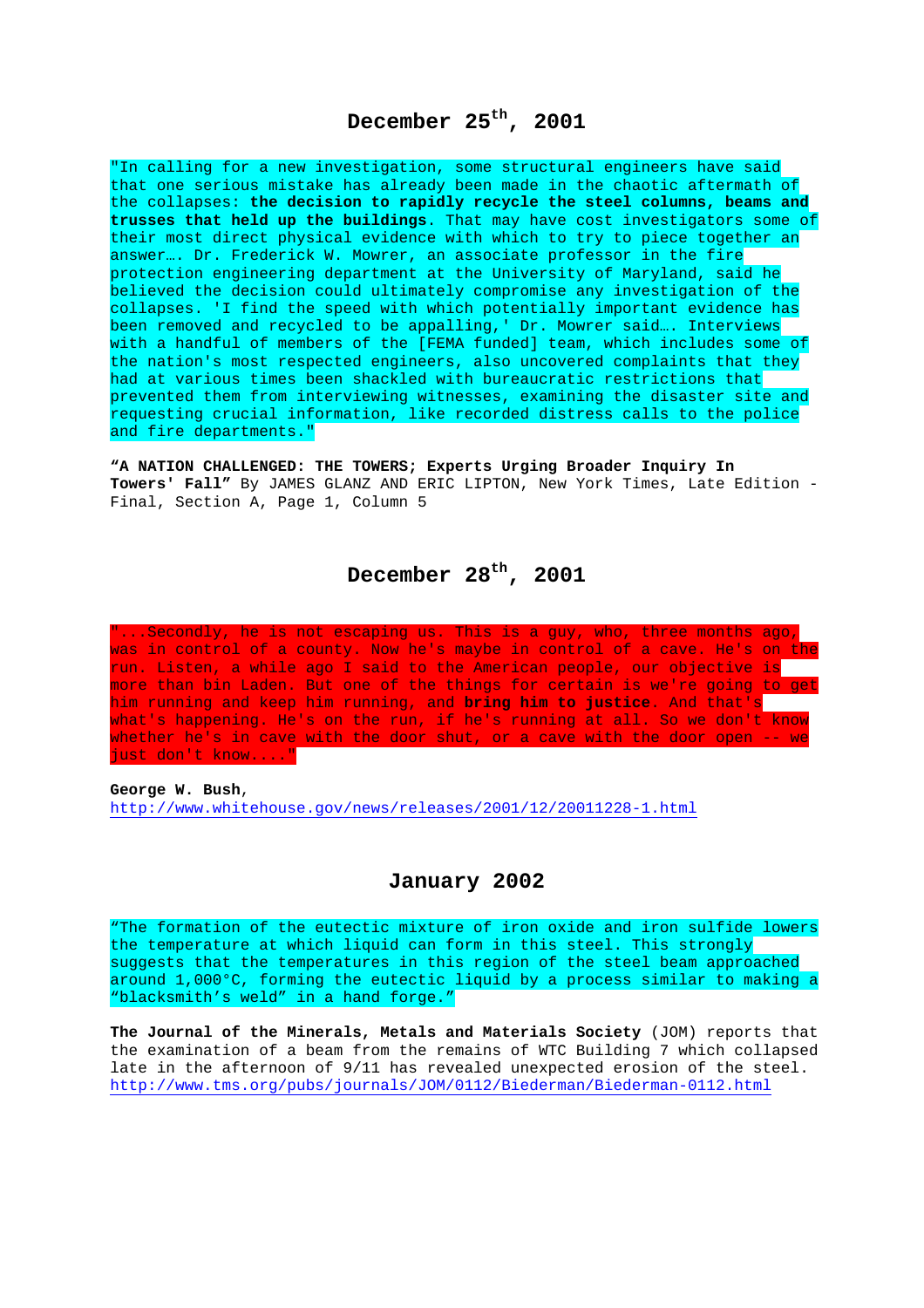## December 25$^{th}$, 2001

"In calling for a new investigation, some structural engineers have said that one serious mistake has already been made in the chaotic aftermath of the collapses: **the decision to rapidly recycle the steel columns, beams and trusses that held up the buildings**. That may have cost investigators some of their most direct physical evidence with which to try to piece together an answer…. Dr. Frederick W. Mowrer, an associate professor in the fire protection engineering department at the University of Maryland, said he believed the decision could ultimately compromise any investigation of the collapses. 'I find the speed with which potentially important evidence has been removed and recycled to be appalling,' Dr. Mowrer said…. Interviews with a handful of members of the [FEMA funded] team, which includes some of the nation's most respected engineers, also uncovered complaints that they had at various times been shackled with bureaucratic restrictions that prevented them from interviewing witnesses, examining the disaster site and requesting crucial information, like recorded distress calls to the police and fire departments."

**"A NATION CHALLENGED: THE TOWERS; Experts Urging Broader Inquiry In Towers' Fall"** By JAMES GLANZ AND ERIC LIPTON, New York Times, Late Edition - Final, Section A, Page 1, Column 5

## December 28$^{th}$, 2001

"...Secondly, he is not escaping us. This is a guy, who, three months ago, was in control of a county. Now he's maybe in control of a cave. He's on the run. Listen, a while ago I said to the American people, our objective is more than bin Laden. But one of the things for certain is we're going to get him running and keep him running, and **bring him to justice**. And that's what's happening. He's on the run, if he's running at all. So we don't know whether he's in cave with the door shut, or a cave with the door open -- we just don't know...."

**George W. Bush**, http://www.whitehouse.gov/news/releases/2001/12/20011228-1.html

## January 2002

"The formation of the eutectic mixture of iron oxide and iron sulfide lowers the temperature at which liquid can form in this steel. This strongly suggests that the temperatures in this region of the steel beam approached around 1,000°C, forming the eutectic liquid by a process similar to making a "blacksmith's weld" in a hand forge."

**The Journal of the Minerals, Metals and Materials Society** (JOM) reports that the examination of a beam from the remains of WTC Building 7 which collapsed late in the afternoon of 9/11 has revealed unexpected erosion of the steel. http://www.tms.org/pubs/journals/JOM/0112/Biederman/Biederman-0112.html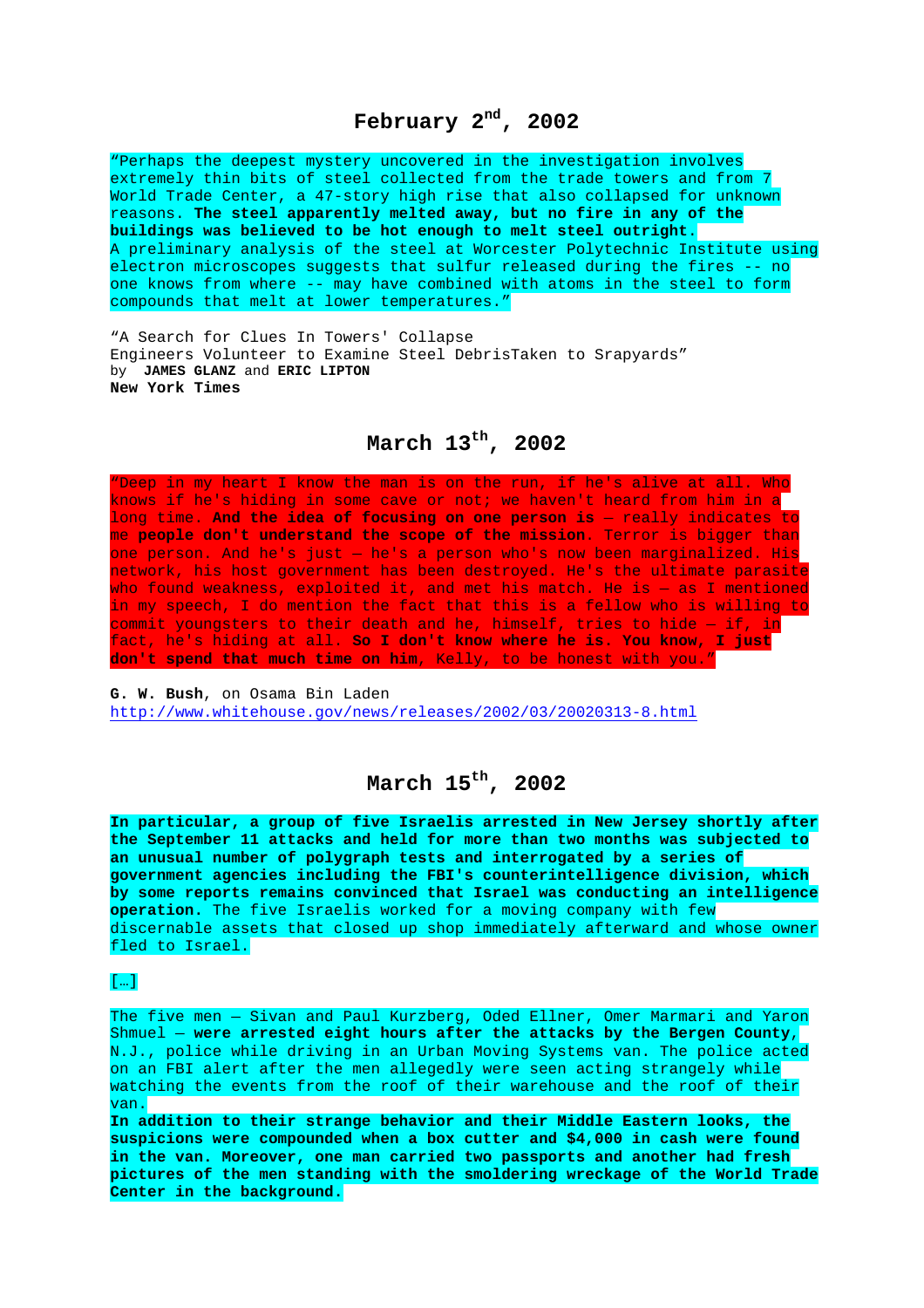## February 2nd, 2002

"Perhaps the deepest mystery uncovered in the investigation involves extremely thin bits of steel collected from the trade towers and from 7 World Trade Center, a 47-story high rise that also collapsed for unknown reasons. **The steel apparently melted away, but no fire in any of the buildings was believed to be hot enough to melt steel outright**. A preliminary analysis of the steel at Worcester Polytechnic Institute using electron microscopes suggests that sulfur released during the fires -- no one knows from where -- may have combined with atoms in the steel to form compounds that melt at lower temperatures."

"A Search for Clues In Towers' Collapse
Engineers Volunteer to Examine Steel DebrisTaken to Srapyards"
by **JAMES GLANZ** and **ERIC LIPTON**
**New York Times**

## March 13th, 2002

"Deep in my heart I know the man is on the run, if he's alive at all. Who knows if he's hiding in some cave or not; we haven't heard from him in a long time. **And the idea of focusing on one person is** — really indicates to me **people don't understand the scope of the mission**. Terror is bigger than one person. And he's just — he's a person who's now been marginalized. His network, his host government has been destroyed. He's the ultimate parasite who found weakness, exploited it, and met his match. He is — as I mentioned in my speech, I do mention the fact that this is a fellow who is willing to commit youngsters to their death and he, himself, tries to hide — if, in fact, he's hiding at all. **So I don't know where he is. You know, I just don't spend that much time on him**, Kelly, to be honest with you."

**G. W. Bush**, on Osama Bin Laden
http://www.whitehouse.gov/news/releases/2002/03/20020313-8.html

## March 15th, 2002

**In particular, a group of five Israelis arrested in New Jersey shortly after the September 11 attacks and held for more than two months was subjected to an unusual number of polygraph tests and interrogated by a series of government agencies including the FBI's counterintelligence division, which by some reports remains convinced that Israel was conducting an intelligence operation.** The five Israelis worked for a moving company with few discernable assets that closed up shop immediately afterward and whose owner fled to Israel.

[…]

The five men — Sivan and Paul Kurzberg, Oded Ellner, Omer Marmari and Yaron Shmuel — **were arrested eight hours after the attacks by the Bergen County**, N.J., police while driving in an Urban Moving Systems van. The police acted on an FBI alert after the men allegedly were seen acting strangely while watching the events from the roof of their warehouse and the roof of their van.
**In addition to their strange behavior and their Middle Eastern looks, the suspicions were compounded when a box cutter and $4,000 in cash were found in the van. Moreover, one man carried two passports and another had fresh pictures of the men standing with the smoldering wreckage of the World Trade Center in the background.**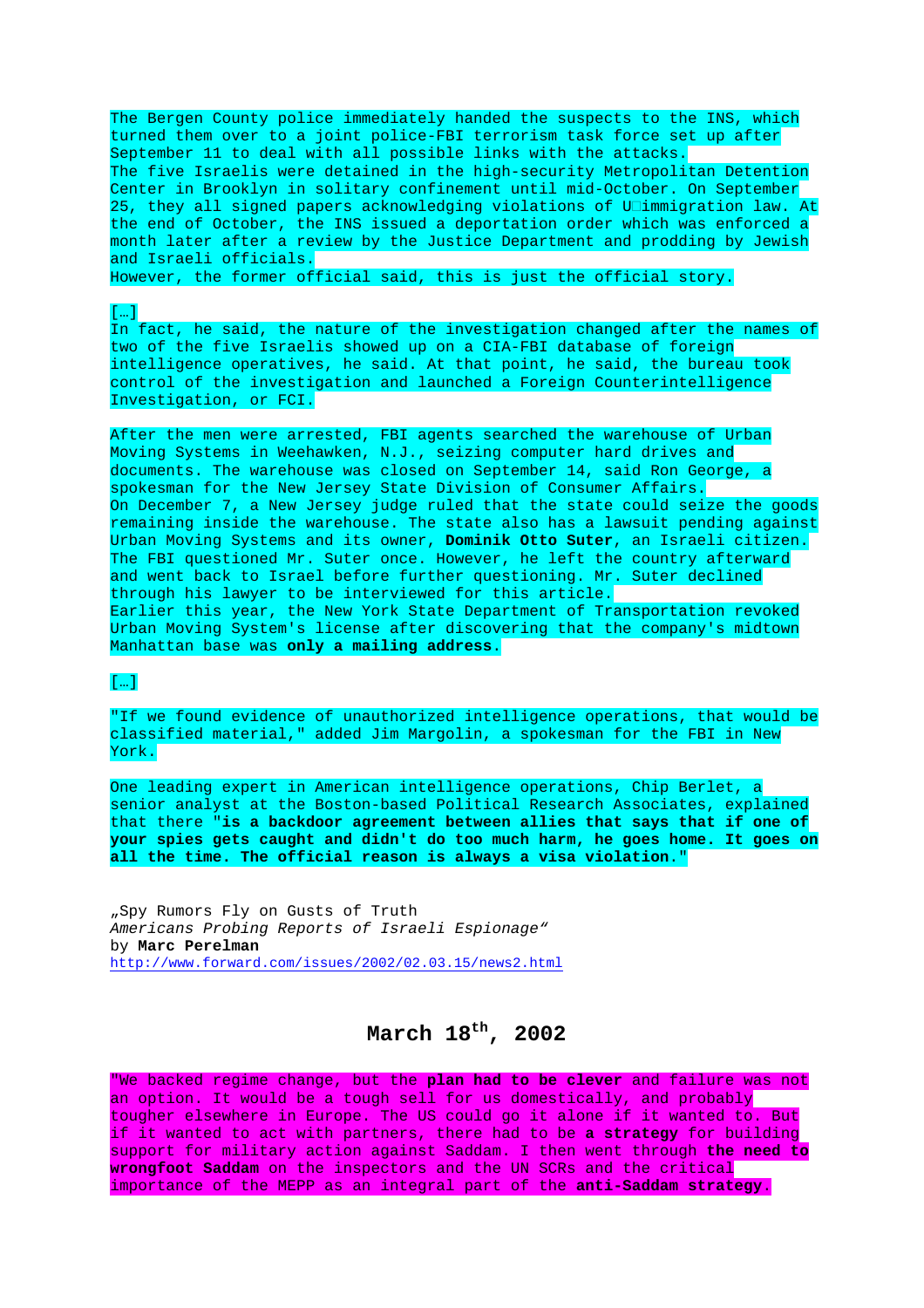The Bergen County police immediately handed the suspects to the INS, which turned them over to a joint police-FBI terrorism task force set up after September 11 to deal with all possible links with the attacks.
The five Israelis were detained in the high-security Metropolitan Detention Center in Brooklyn in solitary confinement until mid-October. On September 25, they all signed papers acknowledging violations of U immigration law. At the end of October, the INS issued a deportation order which was enforced a month later after a review by the Justice Department and prodding by Jewish and Israeli officials.
However, the former official said, this is just the official story.

[…]
In fact, he said, the nature of the investigation changed after the names of two of the five Israelis showed up on a CIA-FBI database of foreign intelligence operatives, he said. At that point, he said, the bureau took control of the investigation and launched a Foreign Counterintelligence Investigation, or FCI.

After the men were arrested, FBI agents searched the warehouse of Urban Moving Systems in Weehawken, N.J., seizing computer hard drives and documents. The warehouse was closed on September 14, said Ron George, a spokesman for the New Jersey State Division of Consumer Affairs.
On December 7, a New Jersey judge ruled that the state could seize the goods remaining inside the warehouse. The state also has a lawsuit pending against Urban Moving Systems and its owner, **Dominik Otto Suter**, an Israeli citizen.
The FBI questioned Mr. Suter once. However, he left the country afterward and went back to Israel before further questioning. Mr. Suter declined through his lawyer to be interviewed for this article.
Earlier this year, the New York State Department of Transportation revoked Urban Moving System's license after discovering that the company's midtown Manhattan base was **only a mailing address**.

[…]

"If we found evidence of unauthorized intelligence operations, that would be classified material," added Jim Margolin, a spokesman for the FBI in New York.

One leading expert in American intelligence operations, Chip Berlet, a senior analyst at the Boston-based Political Research Associates, explained that there "**is a backdoor agreement between allies that says that if one of your spies gets caught and didn't do too much harm, he goes home. It goes on all the time. The official reason is always a visa violation.**"

„Spy Rumors Fly on Gusts of Truth
*Americans Probing Reports of Israeli Espionage"*
by **Marc Perelman**
http://www.forward.com/issues/2002/02.03.15/news2.html

## March 18th, 2002

"We backed regime change, but the **plan had to be clever** and failure was not an option. It would be a tough sell for us domestically, and probably tougher elsewhere in Europe. The US could go it alone if it wanted to. But if it wanted to act with partners, there had to be **a strategy** for building support for military action against Saddam. I then went through **the need to wrongfoot Saddam** on the inspectors and the UN SCRs and the critical importance of the MEPP as an integral part of the **anti-Saddam strategy**.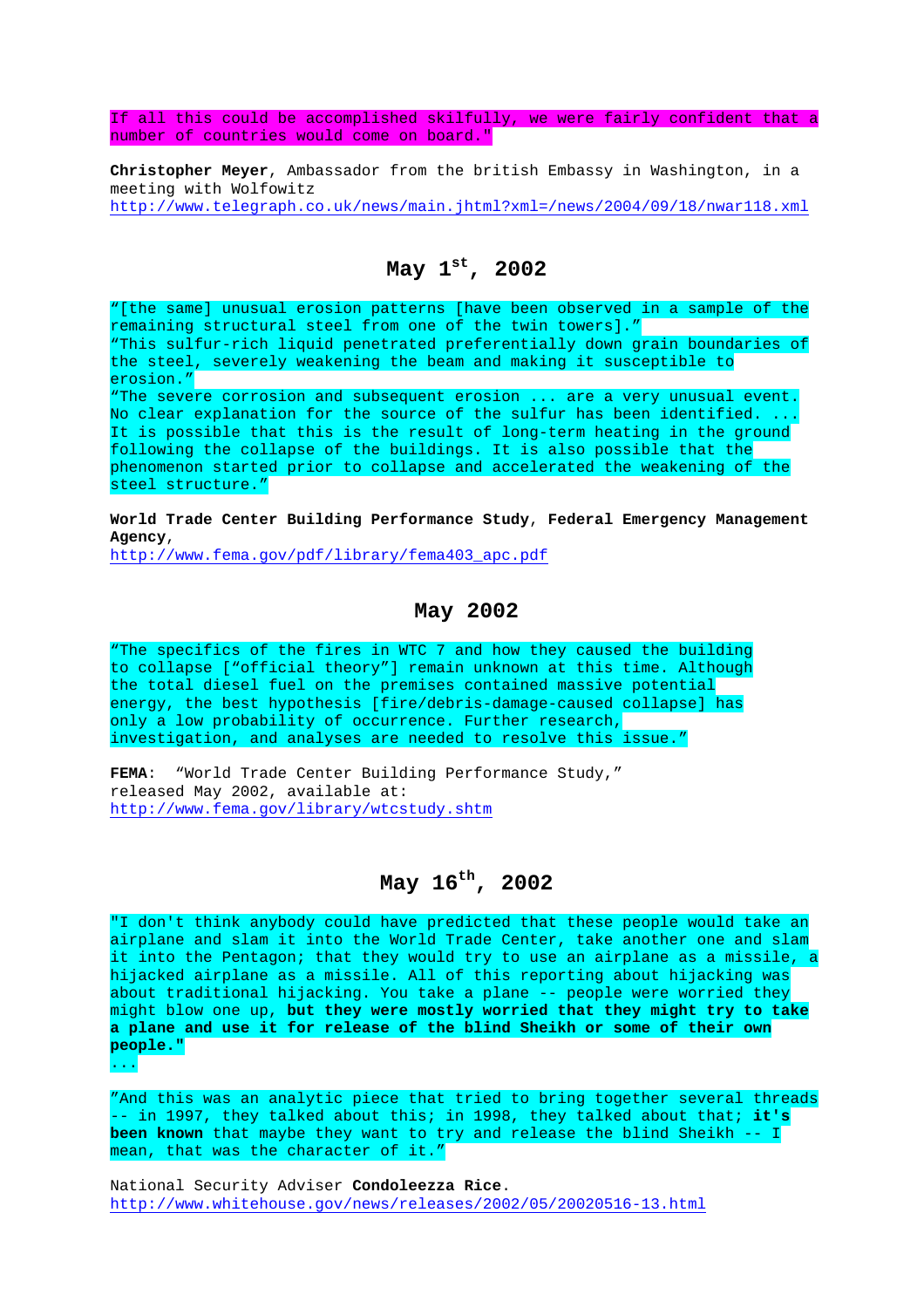If all this could be accomplished skilfully, we were fairly confident that a number of countries would come on board."

**Christopher Meyer**, Ambassador from the british Embassy in Washington, in a meeting with Wolfowitz
http://www.telegraph.co.uk/news/main.jhtml?xml=/news/2004/09/18/nwar118.xml

## May 1st, 2002

"[the same] unusual erosion patterns [have been observed in a sample of the remaining structural steel from one of the twin towers]."
"This sulfur-rich liquid penetrated preferentially down grain boundaries of the steel, severely weakening the beam and making it susceptible to erosion."
"The severe corrosion and subsequent erosion ... are a very unusual event. No clear explanation for the source of the sulfur has been identified. ... It is possible that this is the result of long-term heating in the ground following the collapse of the buildings. It is also possible that the phenomenon started prior to collapse and accelerated the weakening of the steel structure."

**World Trade Center Building Performance Study**, **Federal Emergency Management Agency**,
http://www.fema.gov/pdf/library/fema403_apc.pdf

## May 2002

"The specifics of the fires in WTC 7 and how they caused the building to collapse ["official theory"] remain unknown at this time. Although the total diesel fuel on the premises contained massive potential energy, the best hypothesis [fire/debris-damage-caused collapse] has only a low probability of occurrence. Further research, investigation, and analyses are needed to resolve this issue."

**FEMA**: "World Trade Center Building Performance Study," released May 2002, available at:
http://www.fema.gov/library/wtcstudy.shtm

## May 16th, 2002

"I don't think anybody could have predicted that these people would take an airplane and slam it into the World Trade Center, take another one and slam it into the Pentagon; that they would try to use an airplane as a missile, a hijacked airplane as a missile. All of this reporting about hijacking was about traditional hijacking. You take a plane -- people were worried they might blow one up, **but they were mostly worried that they might try to take a plane and use it for release of the blind Sheikh or some of their own people."**
...

"And this was an analytic piece that tried to bring together several threads -- in 1997, they talked about this; in 1998, they talked about that; **it's been known** that maybe they want to try and release the blind Sheikh -- I mean, that was the character of it."

National Security Adviser **Condoleezza Rice**.
http://www.whitehouse.gov/news/releases/2002/05/20020516-13.html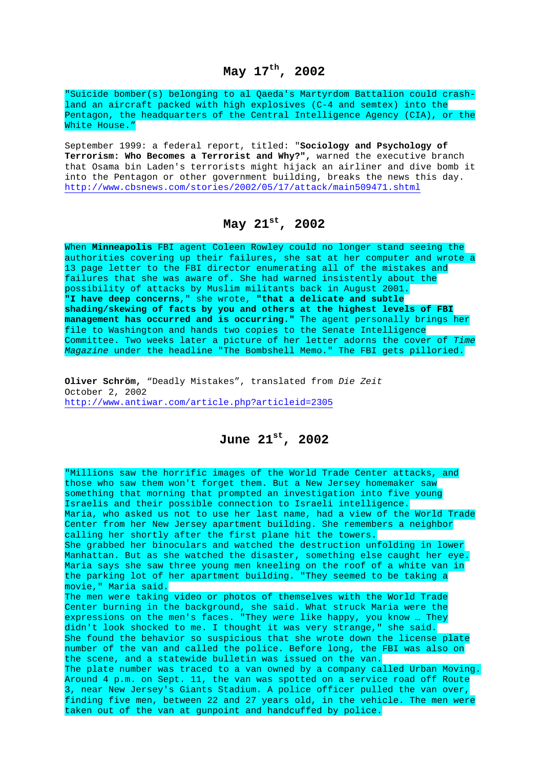## May 17th, 2002

"Suicide bomber(s) belonging to al Qaeda's Martyrdom Battalion could crash-land an aircraft packed with high explosives (C-4 and semtex) into the Pentagon, the headquarters of the Central Intelligence Agency (CIA), or the White House."

September 1999: a federal report, titled: "**Sociology and Psychology of Terrorism: Who Becomes a Terrorist and Why?",** warned the executive branch that Osama bin Laden's terrorists might hijack an airliner and dive bomb it into the Pentagon or other government building, breaks the news this day.
http://www.cbsnews.com/stories/2002/05/17/attack/main509471.shtml

## May 21st, 2002

When **Minneapolis** FBI agent Coleen Rowley could no longer stand seeing the authorities covering up their failures, she sat at her computer and wrote a 13 page letter to the FBI director enumerating all of the mistakes and failures that she was aware of. She had warned insistently about the possibility of attacks by Muslim militants back in August 2001.
**"I have deep concerns,"** she wrote, **"that a delicate and subtle shading/skewing of facts by you and others at the highest levels of FBI management has occurred and is occurring."** The agent personally brings her file to Washington and hands two copies to the Senate Intelligence Committee. Two weeks later a picture of her letter adorns the cover of *Time Magazine* under the headline "The Bombshell Memo." The FBI gets pilloried.

**Oliver Schröm,** "Deadly Mistakes", translated from *Die Zeit*
October 2, 2002
http://www.antiwar.com/article.php?articleid=2305

## June 21st, 2002

"Millions saw the horrific images of the World Trade Center attacks, and those who saw them won't forget them. But a New Jersey homemaker saw something that morning that prompted an investigation into five young Israelis and their possible connection to Israeli intelligence.
Maria, who asked us not to use her last name, had a view of the World Trade Center from her New Jersey apartment building. She remembers a neighbor calling her shortly after the first plane hit the towers.
She grabbed her binoculars and watched the destruction unfolding in lower Manhattan. But as she watched the disaster, something else caught her eye. Maria says she saw three young men kneeling on the roof of a white van in the parking lot of her apartment building. "They seemed to be taking a movie," Maria said.
The men were taking video or photos of themselves with the World Trade Center burning in the background, she said. What struck Maria were the expressions on the men's faces. "They were like happy, you know … They didn't look shocked to me. I thought it was very strange," she said.
She found the behavior so suspicious that she wrote down the license plate number of the van and called the police. Before long, the FBI was also on the scene, and a statewide bulletin was issued on the van.
The plate number was traced to a van owned by a company called Urban Moving. Around 4 p.m. on Sept. 11, the van was spotted on a service road off Route 3, near New Jersey's Giants Stadium. A police officer pulled the van over, finding five men, between 22 and 27 years old, in the vehicle. The men were taken out of the van at gunpoint and handcuffed by police.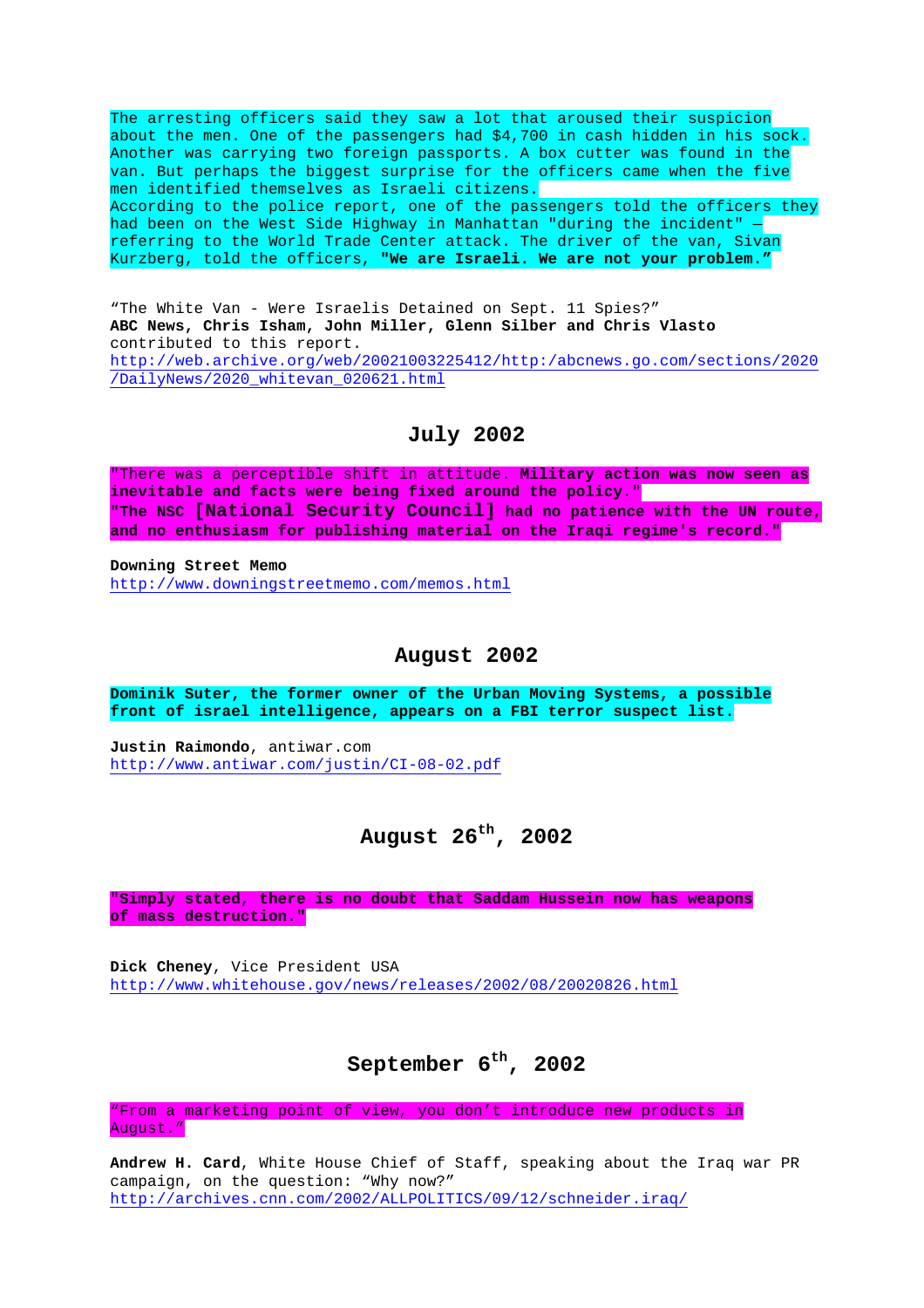The arresting officers said they saw a lot that aroused their suspicion about the men. One of the passengers had $4,700 in cash hidden in his sock. Another was carrying two foreign passports. A box cutter was found in the van. But perhaps the biggest surprise for the officers came when the five men identified themselves as Israeli citizens.
According to the police report, one of the passengers told the officers they had been on the West Side Highway in Manhattan "during the incident" — referring to the World Trade Center attack. The driver of the van, Sivan Kurzberg, told the officers, **"We are Israeli. We are not your problem."**

"The White Van - Were Israelis Detained on Sept. 11 Spies?"
**ABC News, Chris Isham, John Miller, Glenn Silber and Chris Vlasto** contributed to this report.
http://web.archive.org/web/20021003225412/http:/abcnews.go.com/sections/2020/DailyNews/2020_whitevan_020621.html

## July 2002

"There was a perceptible shift in attitude. **Military action was now seen as inevitable and facts were being fixed around the policy."**
**"The NSC [National Security Council] had no patience with the UN route, and no enthusiasm for publishing material on the Iraqi regime's record."**

**Downing Street Memo**
http://www.downingstreetmemo.com/memos.html

## August 2002

**Dominik Suter, the former owner of the Urban Moving Systems, a possible front of israel intelligence, appears on a FBI terror suspect list.**

**Justin Raimondo**, antiwar.com
http://www.antiwar.com/justin/CI-08-02.pdf

## August 26th, 2002

**"Simply stated, there is no doubt that Saddam Hussein now has weapons of mass destruction."**

**Dick Cheney**, Vice President USA
http://www.whitehouse.gov/news/releases/2002/08/20020826.html

## September 6th, 2002

"From a marketing point of view, you don't introduce new products in August."

**Andrew H. Card**, White House Chief of Staff, speaking about the Iraq war PR campaign, on the question: "Why now?"
http://archives.cnn.com/2002/ALLPOLITICS/09/12/schneider.iraq/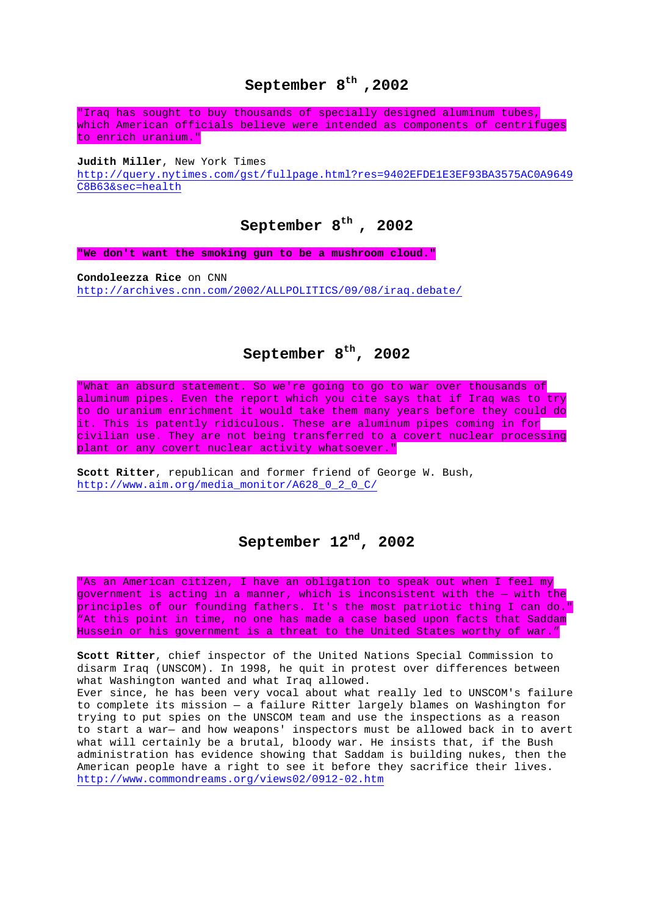## September 8th ,2002

"Iraq has sought to buy thousands of specially designed aluminum tubes, which American officials believe were intended as components of centrifuges to enrich uranium."

**Judith Miller**, New York Times
http://query.nytimes.com/gst/fullpage.html?res=9402EFDE1E3EF93BA3575AC0A9649C8B63&sec=health

## September 8th , 2002

**"We don't want the smoking gun to be a mushroom cloud."**

**Condoleezza Rice** on CNN
http://archives.cnn.com/2002/ALLPOLITICS/09/08/iraq.debate/

## September 8th, 2002

"What an absurd statement. So we're going to go to war over thousands of aluminum pipes. Even the report which you cite says that if Iraq was to try to do uranium enrichment it would take them many years before they could do it. This is patently ridiculous. These are aluminum pipes coming in for civilian use. They are not being transferred to a covert nuclear processing plant or any covert nuclear activity whatsoever."

**Scott Ritter**, republican and former friend of George W. Bush,
http://www.aim.org/media_monitor/A628_0_2_0_C/

## September 12nd, 2002

"As an American citizen, I have an obligation to speak out when I feel my government is acting in a manner, which is inconsistent with the – with the principles of our founding fathers. It's the most patriotic thing I can do." "At this point in time, no one has made a case based upon facts that Saddam Hussein or his government is a threat to the United States worthy of war."

**Scott Ritter**, chief inspector of the United Nations Special Commission to disarm Iraq (UNSCOM). In 1998, he quit in protest over differences between what Washington wanted and what Iraq allowed.
Ever since, he has been very vocal about what really led to UNSCOM's failure to complete its mission — a failure Ritter largely blames on Washington for trying to put spies on the UNSCOM team and use the inspections as a reason to start a war— and how weapons' inspectors must be allowed back in to avert what will certainly be a brutal, bloody war. He insists that, if the Bush administration has evidence showing that Saddam is building nukes, then the American people have a right to see it before they sacrifice their lives.
http://www.commondreams.org/views02/0912-02.htm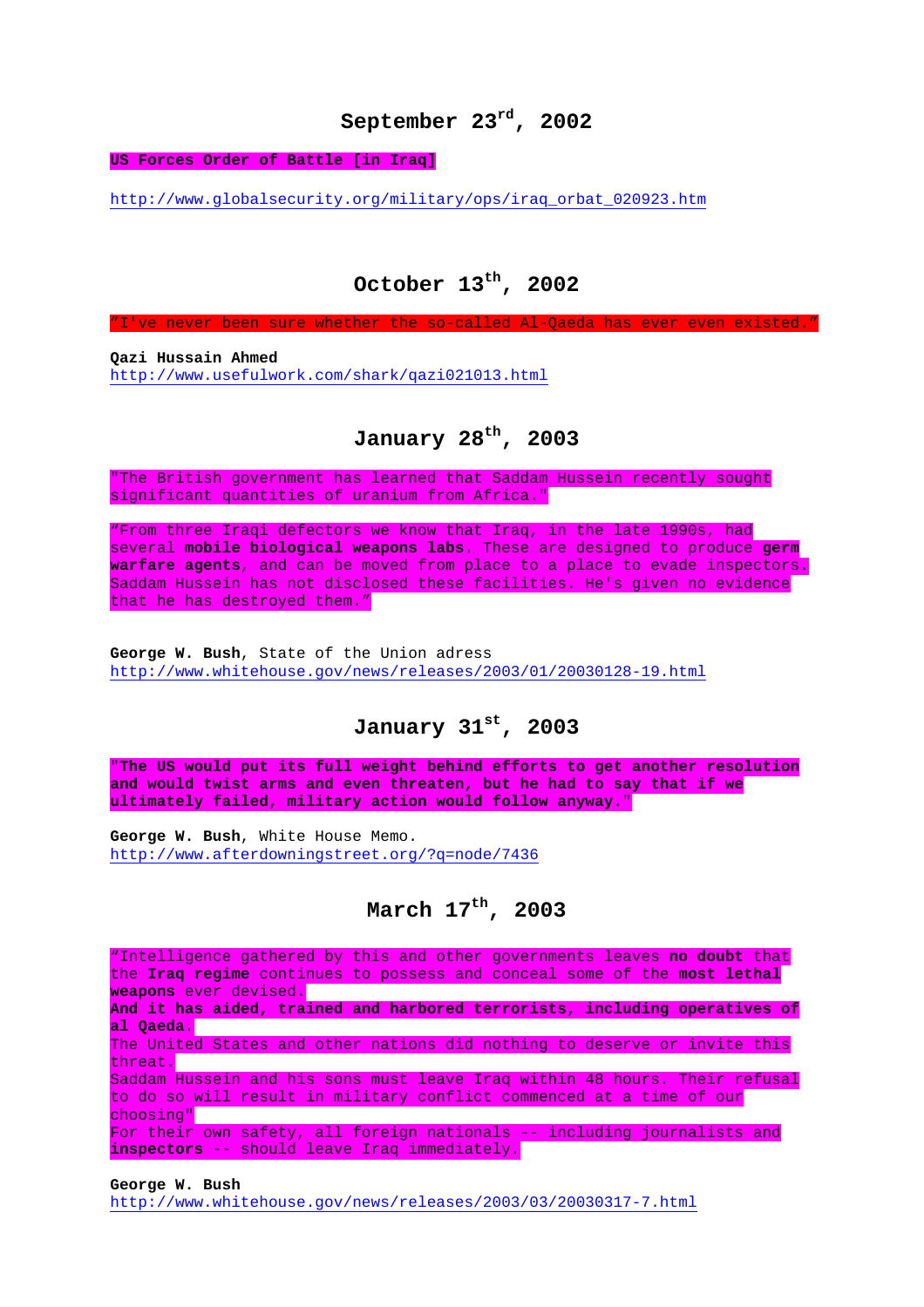## September 23rd, 2002

**US Forces Order of Battle [in Iraq]**

http://www.globalsecurity.org/military/ops/iraq_orbat_020923.htm

## October 13th, 2002

"I've never been sure whether the so-called Al-Qaeda has ever even existed."

**Qazi Hussain Ahmed**
http://www.usefulwork.com/shark/qazi021013.html

## January 28th, 2003

"The British government has learned that Saddam Hussein recently sought significant quantities of uranium from Africa."

"From three Iraqi defectors we know that Iraq, in the late 1990s, had several **mobile biological weapons labs**. These are designed to produce **germ warfare agents**, and can be moved from place to a place to evade inspectors. Saddam Hussein has not disclosed these facilities. He's given no evidence that he has destroyed them."

**George W. Bush**, State of the Union adress
http://www.whitehouse.gov/news/releases/2003/01/20030128-19.html

## January 31st, 2003

"**The US would put its full weight behind efforts to get another resolution and would twist arms and even threaten, but he had to say that if we ultimately failed, military action would follow anyway.**"

**George W. Bush**, White House Memo.
http://www.afterdowningstreet.org/?q=node/7436

## March 17th, 2003

"Intelligence gathered by this and other governments leaves **no doubt** that the **Iraq regime** continues to possess and conceal some of the **most lethal weapons** ever devised.
**And it has aided, trained and harbored terrorists, including operatives of al Qaeda**.
The United States and other nations did nothing to deserve or invite this threat.
Saddam Hussein and his sons must leave Iraq within 48 hours. Their refusal to do so will result in military conflict commenced at a time of our choosing"
For their own safety, all foreign nationals -- including journalists and **inspectors** -- should leave Iraq immediately.

**George W. Bush**
http://www.whitehouse.gov/news/releases/2003/03/20030317-7.html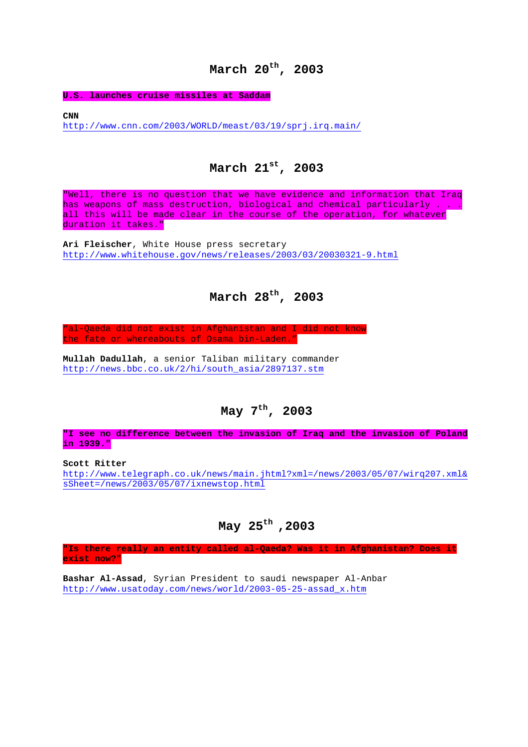## March 20th, 2003

**U.S. launches cruise missiles at Saddam**

**CNN**
http://www.cnn.com/2003/WORLD/meast/03/19/sprj.irq.main/

## March 21st, 2003

"Well, there is no question that we have evidence and information that Iraq has weapons of mass destruction, biological and chemical particularly . . . all this will be made clear in the course of the operation, for whatever duration it takes."

**Ari Fleischer**, White House press secretary
http://www.whitehouse.gov/news/releases/2003/03/20030321-9.html

## March 28th, 2003

"al-Qaeda did not exist in Afghanistan and I did not know the fate or whereabouts of Osama bin-Laden."

**Mullah Dadullah**, a senior Taliban military commander
http://news.bbc.co.uk/2/hi/south_asia/2897137.stm

## May 7th, 2003

**"I see no difference between the invasion of Iraq and the invasion of Poland in 1939."**

**Scott Ritter**
http://www.telegraph.co.uk/news/main.jhtml?xml=/news/2003/05/07/wirq207.xml&sSheet=/news/2003/05/07/ixnewstop.html

## May 25th ,2003

**"Is there really an entity called al-Qaeda? Was it in Afghanistan? Does it exist now?"**

**Bashar Al-Assad**, Syrian President to saudi newspaper Al-Anbar
http://www.usatoday.com/news/world/2003-05-25-assad_x.htm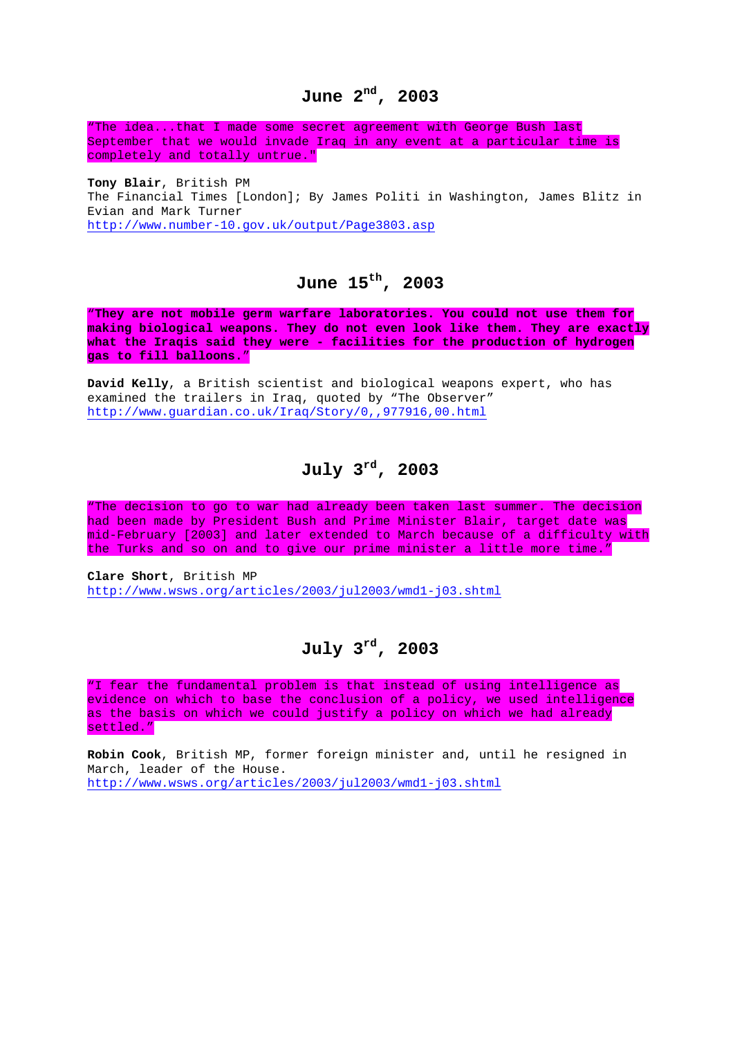## June 2nd, 2003

"The idea...that I made some secret agreement with George Bush last September that we would invade Iraq in any event at a particular time is completely and totally untrue."

**Tony Blair**, British PM
The Financial Times [London]; By James Politi in Washington, James Blitz in Evian and Mark Turner
http://www.number-10.gov.uk/output/Page3803.asp

## June 15th, 2003

**"They are not mobile germ warfare laboratories. You could not use them for making biological weapons. They do not even look like them. They are exactly what the Iraqis said they were - facilities for the production of hydrogen gas to fill balloons."**

**David Kelly**, a British scientist and biological weapons expert, who has examined the trailers in Iraq, quoted by "The Observer"
http://www.guardian.co.uk/Iraq/Story/0,,977916,00.html

## July 3rd, 2003

"The decision to go to war had already been taken last summer. The decision had been made by President Bush and Prime Minister Blair, target date was mid-February [2003] and later extended to March because of a difficulty with the Turks and so on and to give our prime minister a little more time."

**Clare Short**, British MP
http://www.wsws.org/articles/2003/jul2003/wmd1-j03.shtml

## July 3rd, 2003

"I fear the fundamental problem is that instead of using intelligence as evidence on which to base the conclusion of a policy, we used intelligence as the basis on which we could justify a policy on which we had already settled."

**Robin Cook**, British MP, former foreign minister and, until he resigned in March, leader of the House.
http://www.wsws.org/articles/2003/jul2003/wmd1-j03.shtml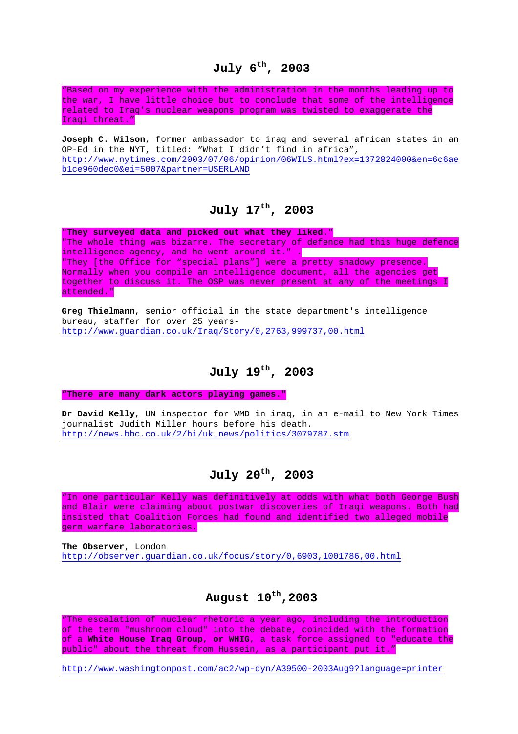## July 6th, 2003

"Based on my experience with the administration in the months leading up to the war, I have little choice but to conclude that some of the intelligence related to Iraq's nuclear weapons program was twisted to exaggerate the Iraqi threat."

**Joseph C. Wilson**, former ambassador to iraq and several african states in an OP-Ed in the NYT, titled: "What I didn't find in africa", http://www.nytimes.com/2003/07/06/opinion/06WILS.html?ex=1372824000&en=6c6aeb1ce960dec0&ei=5007&partner=USERLAND

## July 17th, 2003

"**They surveyed data and picked out what they liked.**"
"The whole thing was bizarre. The secretary of defence had this huge defence intelligence agency, and he went around it." .
"They [the Office for "special plans"] were a pretty shadowy presence. Normally when you compile an intelligence document, all the agencies get together to discuss it. The OSP was never present at any of the meetings I attended."

**Greg Thielmann**, senior official in the state department's intelligence bureau, staffer for over 25 years-
http://www.guardian.co.uk/Iraq/Story/0,2763,999737,00.html

## July 19th, 2003

**"There are many dark actors playing games."**

**Dr David Kelly**, UN inspector for WMD in iraq, in an e-mail to New York Times journalist Judith Miller hours before his death.
http://news.bbc.co.uk/2/hi/uk_news/politics/3079787.stm

## July 20th, 2003

"In one particular Kelly was definitively at odds with what both George Bush and Blair were claiming about postwar discoveries of Iraqi weapons. Both had insisted that Coalition Forces had found and identified two alleged mobile germ warfare laboratories.

**The Observer**, London
http://observer.guardian.co.uk/focus/story/0,6903,1001786,00.html

## August 10th, 2003

"The escalation of nuclear rhetoric a year ago, including the introduction of the term "mushroom cloud" into the debate, coincided with the formation of a **White House Iraq Group, or WHIG**, a task force assigned to "educate the public" about the threat from Hussein, as a participant put it."

http://www.washingtonpost.com/ac2/wp-dyn/A39500-2003Aug9?language=printer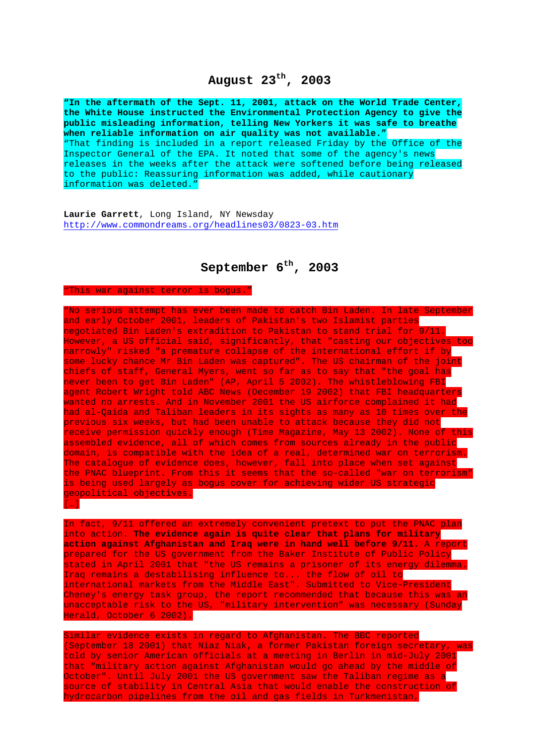## August 23rd, 2003

**"In the aftermath of the Sept. 11, 2001, attack on the World Trade Center, the White House instructed the Environmental Protection Agency to give the public misleading information, telling New Yorkers it was safe to breathe when reliable information on air quality was not available."**
"That finding is included in a report released Friday by the Office of the Inspector General of the EPA. It noted that some of the agency's news releases in the weeks after the attack were softened before being released to the public: Reassuring information was added, while cautionary information was deleted."

**Laurie Garrett**, Long Island, NY Newsday
http://www.commondreams.org/headlines03/0823-03.htm

## September 6th, 2003

"This war against terror is bogus."

"No serious attempt has ever been made to catch Bin Laden. In late September and early October 2001, leaders of Pakistan's two Islamist parties negotiated Bin Laden's extradition to Pakistan to stand trial for 9/11. However, a US official said, significantly, that "casting our objectives too narrowly" risked "a premature collapse of the international effort if by some lucky chance Mr Bin Laden was captured". The US chairman of the joint chiefs of staff, General Myers, went so far as to say that "the goal has never been to get Bin Laden" (AP, April 5 2002). The whistleblowing FBI agent Robert Wright told ABC News (December 19 2002) that FBI headquarters wanted no arrests. And in November 2001 the US airforce complained it had had al-Qaida and Taliban leaders in its sights as many as 10 times over the previous six weeks, but had been unable to attack because they did not receive permission quickly enough (Time Magazine, May 13 2002). None of this assembled evidence, all of which comes from sources already in the public domain, is compatible with the idea of a real, determined war on terrorism. The catalogue of evidence does, however, fall into place when set against the PNAC blueprint. From this it seems that the so-called "war on terrorism" is being used largely as bogus cover for achieving wider US strategic geopolitical objectives.
[…]

In fact, 9/11 offered an extremely convenient pretext to put the PNAC plan into action. **The evidence again is quite clear that plans for military action against Afghanistan and Iraq were in hand well before 9/11.** A report prepared for the US government from the Baker Institute of Public Policy stated in April 2001 that "the US remains a prisoner of its energy dilemma. Iraq remains a destabilising influence to... the flow of oil to international markets from the Middle East". Submitted to Vice-President Cheney's energy task group, the report recommended that because this was an unacceptable risk to the US, "military intervention" was necessary (Sunday Herald, October 6 2002).

Similar evidence exists in regard to Afghanistan. The BBC reported (September 18 2001) that Niaz Niak, a former Pakistan foreign secretary, was told by senior American officials at a meeting in Berlin in mid-July 2001 that "military action against Afghanistan would go ahead by the middle of October". Until July 2001 the US government saw the Taliban regime as a source of stability in Central Asia that would enable the construction of hydrocarbon pipelines from the oil and gas fields in Turkmenistan,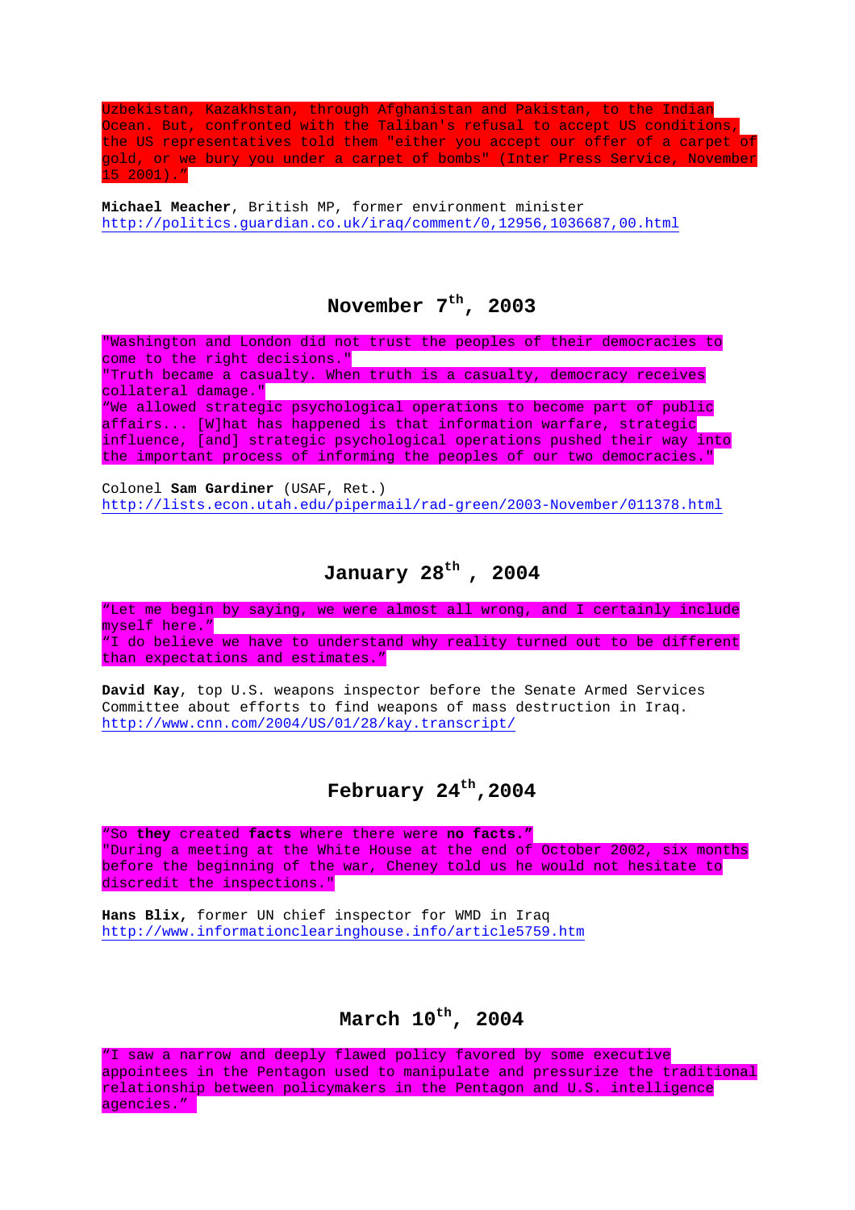Uzbekistan, Kazakhstan, through Afghanistan and Pakistan, to the Indian Ocean. But, confronted with the Taliban's refusal to accept US conditions, the US representatives told them "either you accept our offer of a carpet of gold, or we bury you under a carpet of bombs" (Inter Press Service, November 15 2001)."

**Michael Meacher**, British MP, former environment minister
http://politics.guardian.co.uk/iraq/comment/0,12956,1036687,00.html

## November 7th, 2003

"Washington and London did not trust the peoples of their democracies to come to the right decisions."
"Truth became a casualty. When truth is a casualty, democracy receives collateral damage."
"We allowed strategic psychological operations to become part of public affairs... [W]hat has happened is that information warfare, strategic influence, [and] strategic psychological operations pushed their way into the important process of informing the peoples of our two democracies."

Colonel **Sam Gardiner** (USAF, Ret.)
http://lists.econ.utah.edu/pipermail/rad-green/2003-November/011378.html

## January 28th , 2004

"Let me begin by saying, we were almost all wrong, and I certainly include myself here."
"I do believe we have to understand why reality turned out to be different than expectations and estimates."

**David Kay**, top U.S. weapons inspector before the Senate Armed Services Committee about efforts to find weapons of mass destruction in Iraq.
http://www.cnn.com/2004/US/01/28/kay.transcript/

## February 24th,2004

"So **they** created **facts** where there were **no facts.**"
"During a meeting at the White House at the end of October 2002, six months before the beginning of the war, Cheney told us he would not hesitate to discredit the inspections."

**Hans Blix,** former UN chief inspector for WMD in Iraq
http://www.informationclearinghouse.info/article5759.htm

## March 10th, 2004

"I saw a narrow and deeply flawed policy favored by some executive appointees in the Pentagon used to manipulate and pressurize the traditional relationship between policymakers in the Pentagon and U.S. intelligence agencies."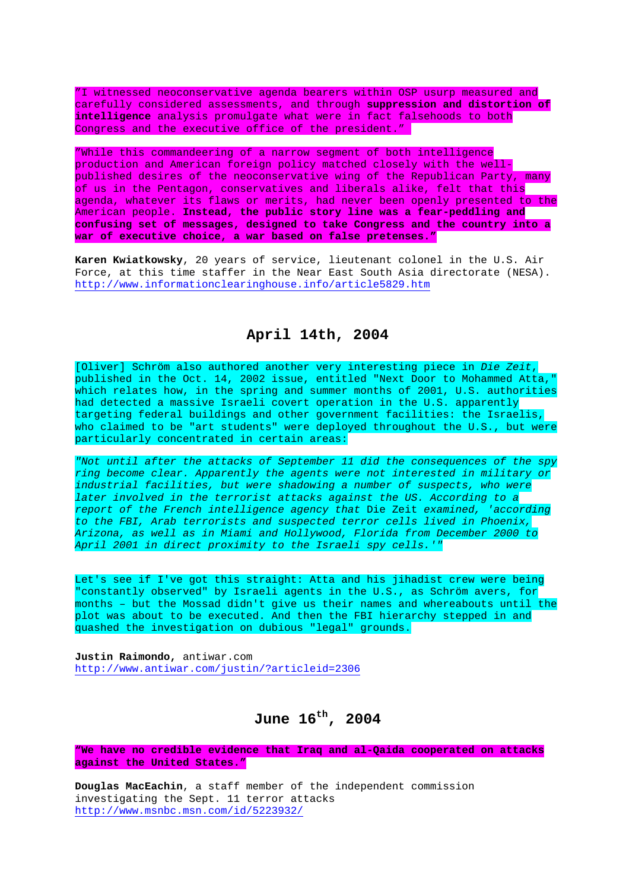"I witnessed neoconservative agenda bearers within OSP usurp measured and carefully considered assessments, and through **suppression and distortion of intelligence** analysis promulgate what were in fact falsehoods to both Congress and the executive office of the president."

"While this commandeering of a narrow segment of both intelligence production and American foreign policy matched closely with the well-published desires of the neoconservative wing of the Republican Party, many of us in the Pentagon, conservatives and liberals alike, felt that this agenda, whatever its flaws or merits, had never been openly presented to the American people. **Instead, the public story line was a fear-peddling and confusing set of messages, designed to take Congress and the country into a war of executive choice, a war based on false pretenses."**

**Karen Kwiatkowsky**, 20 years of service, lieutenant colonel in the U.S. Air Force, at this time staffer in the Near East South Asia directorate (NESA).
http://www.informationclearinghouse.info/article5829.htm

## April 14th, 2004

[Oliver] Schröm also authored another very interesting piece in *Die Zeit*, published in the Oct. 14, 2002 issue, entitled "Next Door to Mohammed Atta," which relates how, in the spring and summer months of 2001, U.S. authorities had detected a massive Israeli covert operation in the U.S. apparently targeting federal buildings and other government facilities: the Israelis, who claimed to be "art students" were deployed throughout the U.S., but were particularly concentrated in certain areas:

*"Not until after the attacks of September 11 did the consequences of the spy ring become clear. Apparently the agents were not interested in military or industrial facilities, but were shadowing a number of suspects, who were later involved in the terrorist attacks against the US. According to a report of the French intelligence agency that* Die Zeit *examined, 'according to the FBI, Arab terrorists and suspected terror cells lived in Phoenix, Arizona, as well as in Miami and Hollywood, Florida from December 2000 to April 2001 in direct proximity to the Israeli spy cells.'"*

Let's see if I've got this straight: Atta and his jihadist crew were being "constantly observed" by Israeli agents in the U.S., as Schröm avers, for months – but the Mossad didn't give us their names and whereabouts until the plot was about to be executed. And then the FBI hierarchy stepped in and quashed the investigation on dubious "legal" grounds.

**Justin Raimondo,** antiwar.com
http://www.antiwar.com/justin/?articleid=2306

## June 16th, 2004

**"We have no credible evidence that Iraq and al-Qaida cooperated on attacks against the United States."**

**Douglas MacEachin**, a staff member of the independent commission investigating the Sept. 11 terror attacks
http://www.msnbc.msn.com/id/5223932/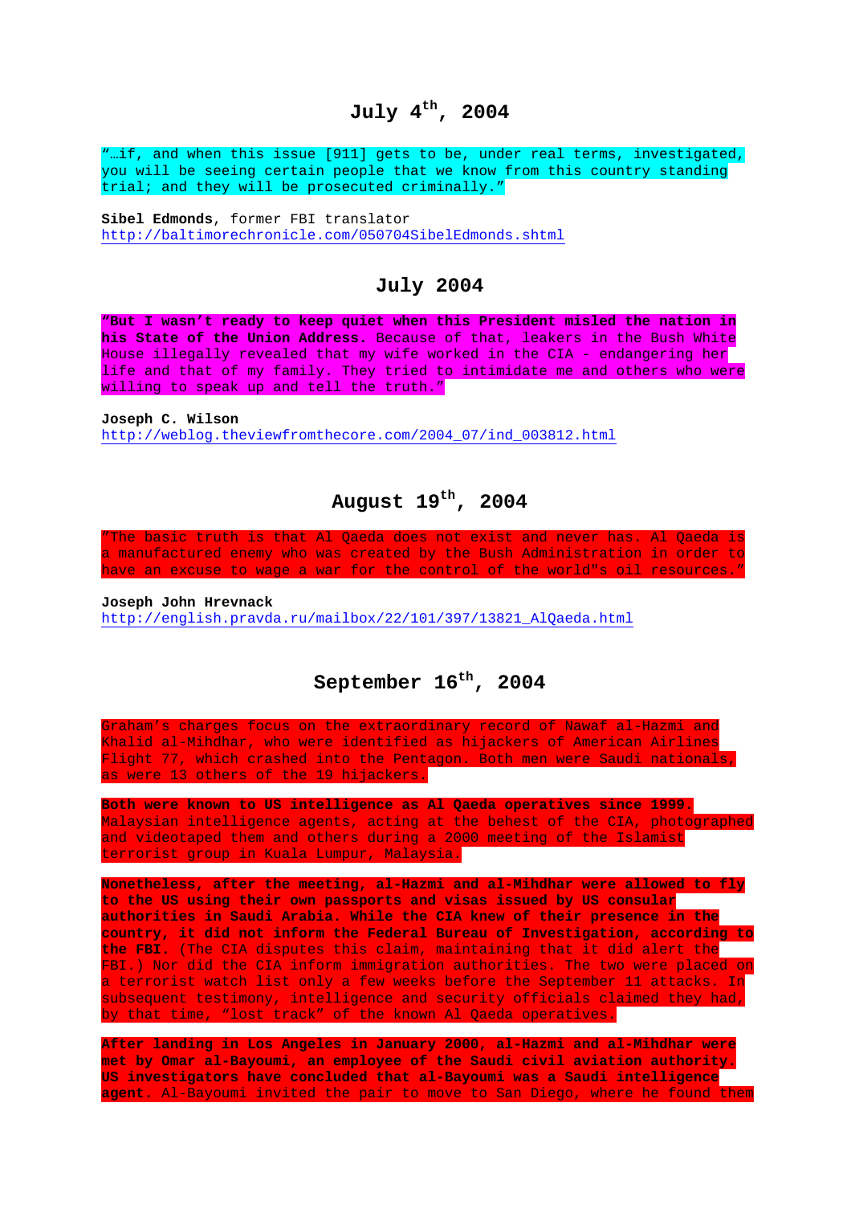## July 4th, 2004

"…if, and when this issue [911] gets to be, under real terms, investigated, you will be seeing certain people that we know from this country standing trial; and they will be prosecuted criminally."

**Sibel Edmonds**, former FBI translator
http://baltimorechronicle.com/050704SibelEdmonds.shtml

## July 2004

**"But I wasn't ready to keep quiet when this President misled the nation in his State of the Union Address**. Because of that, leakers in the Bush White House illegally revealed that my wife worked in the CIA - endangering her life and that of my family. They tried to intimidate me and others who were willing to speak up and tell the truth."

**Joseph C. Wilson**
http://weblog.theviewfromthecore.com/2004_07/ind_003812.html

## August 19th, 2004

"The basic truth is that Al Qaeda does not exist and never has. Al Qaeda is a manufactured enemy who was created by the Bush Administration in order to have an excuse to wage a war for the control of the world"s oil resources."

**Joseph John Hrevnack**
http://english.pravda.ru/mailbox/22/101/397/13821_AlQaeda.html

## September 16th, 2004

Graham's charges focus on the extraordinary record of Nawaf al-Hazmi and Khalid al-Mihdhar, who were identified as hijackers of American Airlines Flight 77, which crashed into the Pentagon. Both men were Saudi nationals, as were 13 others of the 19 hijackers.

**Both were known to US intelligence as Al Qaeda operatives since 1999.** Malaysian intelligence agents, acting at the behest of the CIA, photographed and videotaped them and others during a 2000 meeting of the Islamist terrorist group in Kuala Lumpur, Malaysia.

**Nonetheless, after the meeting, al-Hazmi and al-Mihdhar were allowed to fly to the US using their own passports and visas issued by US consular authorities in Saudi Arabia. While the CIA knew of their presence in the country, it did not inform the Federal Bureau of Investigation, according to the FBI.** (The CIA disputes this claim, maintaining that it did alert the FBI.) Nor did the CIA inform immigration authorities. The two were placed on a terrorist watch list only a few weeks before the September 11 attacks. In subsequent testimony, intelligence and security officials claimed they had, by that time, "lost track" of the known Al Qaeda operatives.

**After landing in Los Angeles in January 2000, al-Hazmi and al-Mihdhar were met by Omar al-Bayoumi, an employee of the Saudi civil aviation authority. US investigators have concluded that al-Bayoumi was a Saudi intelligence agent.** Al-Bayoumi invited the pair to move to San Diego, where he found them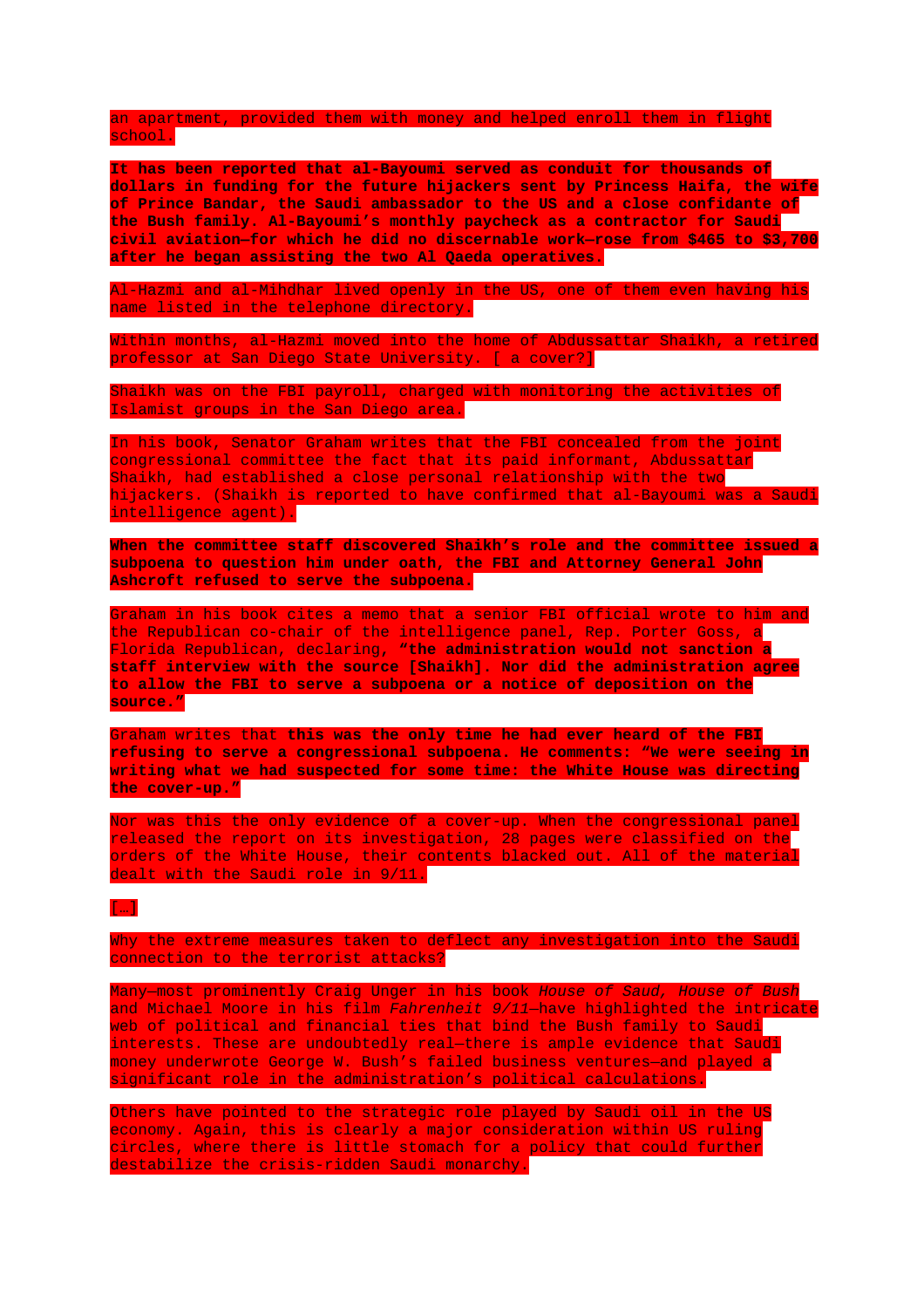an apartment, provided them with money and helped enroll them in flight school.

**It has been reported that al-Bayoumi served as conduit for thousands of dollars in funding for the future hijackers sent by Princess Haifa, the wife of Prince Bandar, the Saudi ambassador to the US and a close confidante of the Bush family. Al-Bayoumi's monthly paycheck as a contractor for Saudi civil aviation—for which he did no discernable work—rose from $465 to $3,700 after he began assisting the two Al Qaeda operatives.**

Al-Hazmi and al-Mihdhar lived openly in the US, one of them even having his name listed in the telephone directory.

Within months, al-Hazmi moved into the home of Abdussattar Shaikh, a retired professor at San Diego State University. [ a cover?]

Shaikh was on the FBI payroll, charged with monitoring the activities of Islamist groups in the San Diego area.

In his book, Senator Graham writes that the FBI concealed from the joint congressional committee the fact that its paid informant, Abdussattar Shaikh, had established a close personal relationship with the two hijackers. (Shaikh is reported to have confirmed that al-Bayoumi was a Saudi intelligence agent).

**When the committee staff discovered Shaikh's role and the committee issued a subpoena to question him under oath, the FBI and Attorney General John Ashcroft refused to serve the subpoena.**

Graham in his book cites a memo that a senior FBI official wrote to him and the Republican co-chair of the intelligence panel, Rep. Porter Goss, a Florida Republican, declaring, **"the administration would not sanction a staff interview with the source [Shaikh]. Nor did the administration agree to allow the FBI to serve a subpoena or a notice of deposition on the source."**

Graham writes that **this was the only time he had ever heard of the FBI refusing to serve a congressional subpoena. He comments: "We were seeing in writing what we had suspected for some time: the White House was directing the cover-up."**

Nor was this the only evidence of a cover-up. When the congressional panel released the report on its investigation, 28 pages were classified on the orders of the White House, their contents blacked out. All of the material dealt with the Saudi role in 9/11.

[…]

Why the extreme measures taken to deflect any investigation into the Saudi connection to the terrorist attacks?

Many—most prominently Craig Unger in his book *House of Saud, House of Bush* and Michael Moore in his film *Fahrenheit 9/11*—have highlighted the intricate web of political and financial ties that bind the Bush family to Saudi interests. These are undoubtedly real—there is ample evidence that Saudi money underwrote George W. Bush's failed business ventures—and played a significant role in the administration's political calculations.

Others have pointed to the strategic role played by Saudi oil in the US economy. Again, this is clearly a major consideration within US ruling circles, where there is little stomach for a policy that could further destabilize the crisis-ridden Saudi monarchy.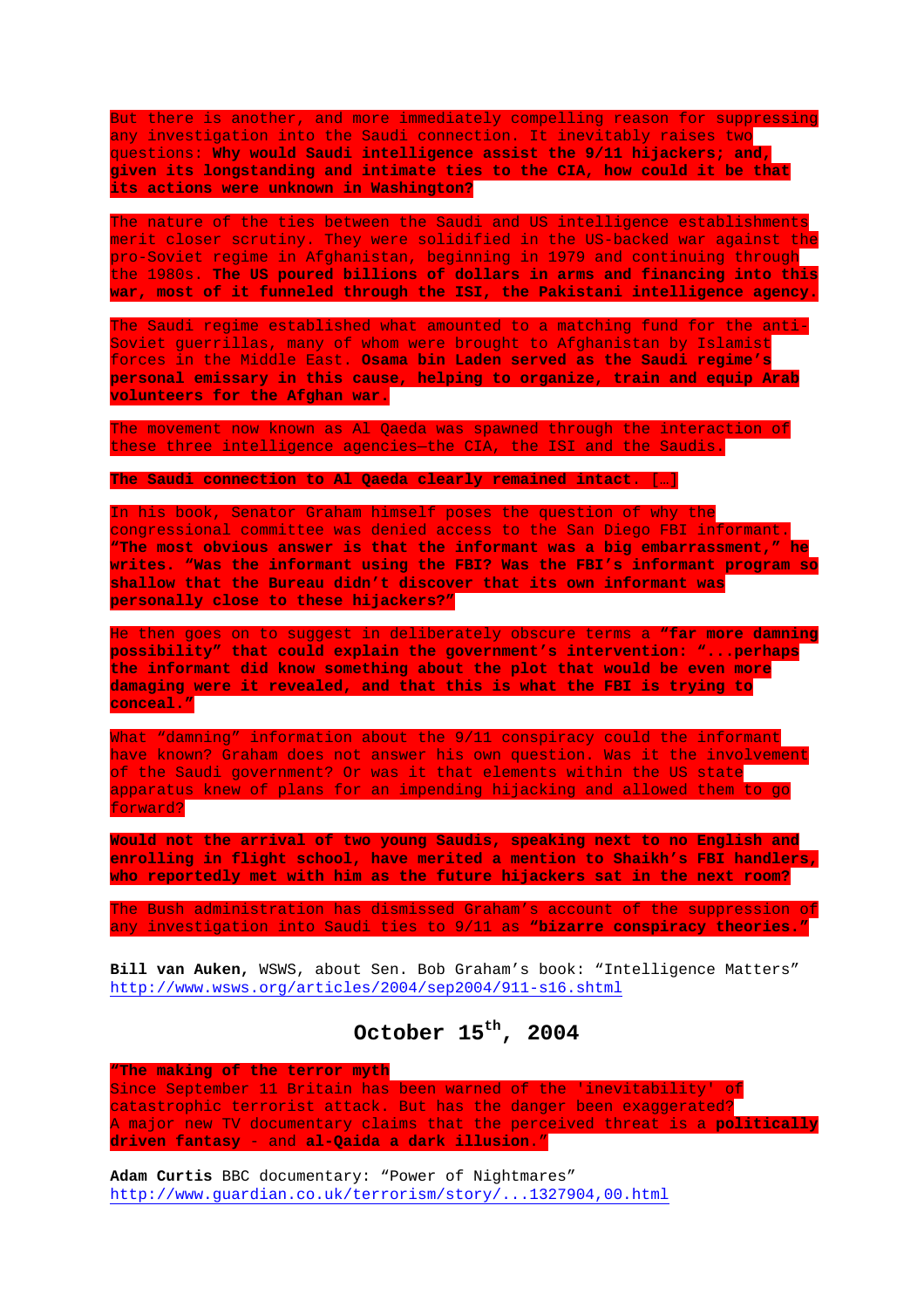But there is another, and more immediately compelling reason for suppressing any investigation into the Saudi connection. It inevitably raises two questions: **Why would Saudi intelligence assist the 9/11 hijackers; and, given its longstanding and intimate ties to the CIA, how could it be that its actions were unknown in Washington?**

The nature of the ties between the Saudi and US intelligence establishments merit closer scrutiny. They were solidified in the US-backed war against the pro-Soviet regime in Afghanistan, beginning in 1979 and continuing through the 1980s. **The US poured billions of dollars in arms and financing into this war, most of it funneled through the ISI, the Pakistani intelligence agency.**

The Saudi regime established what amounted to a matching fund for the anti-Soviet guerrillas, many of whom were brought to Afghanistan by Islamist forces in the Middle East. **Osama bin Laden served as the Saudi regime's personal emissary in this cause, helping to organize, train and equip Arab volunteers for the Afghan war.**

The movement now known as Al Qaeda was spawned through the interaction of these three intelligence agencies—the CIA, the ISI and the Saudis.

**The Saudi connection to Al Qaeda clearly remained intact.** […]

In his book, Senator Graham himself poses the question of why the congressional committee was denied access to the San Diego FBI informant. **"The most obvious answer is that the informant was a big embarrassment," he writes. "Was the informant using the FBI? Was the FBI's informant program so shallow that the Bureau didn't discover that its own informant was personally close to these hijackers?"**

He then goes on to suggest in deliberately obscure terms a **"far more damning possibility" that could explain the government's intervention: "...perhaps the informant did know something about the plot that would be even more damaging were it revealed, and that this is what the FBI is trying to conceal."**

What "damning" information about the 9/11 conspiracy could the informant have known? Graham does not answer his own question. Was it the involvement of the Saudi government? Or was it that elements within the US state apparatus knew of plans for an impending hijacking and allowed them to go forward?

**Would not the arrival of two young Saudis, speaking next to no English and enrolling in flight school, have merited a mention to Shaikh's FBI handlers, who reportedly met with him as the future hijackers sat in the next room?**

The Bush administration has dismissed Graham's account of the suppression of any investigation into Saudi ties to 9/11 as **"bizarre conspiracy theories."**

**Bill van Auken,** WSWS, about Sen. Bob Graham's book: "Intelligence Matters"
http://www.wsws.org/articles/2004/sep2004/911-s16.shtml

## October 15th, 2004

**"The making of the terror myth**
Since September 11 Britain has been warned of the 'inevitability' of catastrophic terrorist attack. But has the danger been exaggerated?
A major new TV documentary claims that the perceived threat is a **politically driven fantasy** - and **al-Qaida a dark illusion**."

**Adam Curtis** BBC documentary: "Power of Nightmares"
http://www.guardian.co.uk/terrorism/story/...1327904,00.html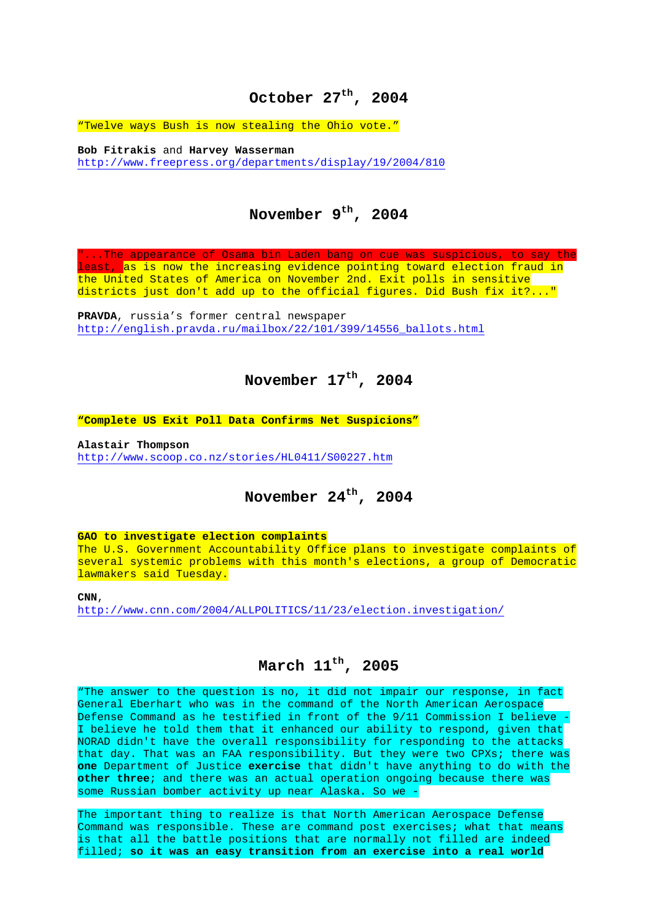## October 27th, 2004

"Twelve ways Bush is now stealing the Ohio vote."

**Bob Fitrakis** and **Harvey Wasserman**
http://www.freepress.org/departments/display/19/2004/810

## November 9th, 2004

"...The appearance of Osama bin Laden bang on cue was suspicious, to say the least, as is now the increasing evidence pointing toward election fraud in the United States of America on November 2nd. Exit polls in sensitive districts just don't add up to the official figures. Did Bush fix it?..."

**PRAVDA**, russia's former central newspaper
http://english.pravda.ru/mailbox/22/101/399/14556_ballots.html

## November 17th, 2004

**"Complete US Exit Poll Data Confirms Net Suspicions"**

**Alastair Thompson**
http://www.scoop.co.nz/stories/HL0411/S00227.htm

## November 24th, 2004

**GAO to investigate election complaints**
The U.S. Government Accountability Office plans to investigate complaints of several systemic problems with this month's elections, a group of Democratic lawmakers said Tuesday.

**CNN**,
http://www.cnn.com/2004/ALLPOLITICS/11/23/election.investigation/

## March 11th, 2005

"The answer to the question is no, it did not impair our response, in fact General Eberhart who was in the command of the North American Aerospace Defense Command as he testified in front of the 9/11 Commission I believe - I believe he told them that it enhanced our ability to respond, given that NORAD didn't have the overall responsibility for responding to the attacks that day. That was an FAA responsibility. But they were two CPXs; there was **one** Department of Justice **exercise** that didn't have anything to do with the **other three**; and there was an actual operation ongoing because there was some Russian bomber activity up near Alaska. So we -

The important thing to realize is that North American Aerospace Defense Command was responsible. These are command post exercises; what that means is that all the battle positions that are normally not filled are indeed filled; **so it was an easy transition from an exercise into a real world**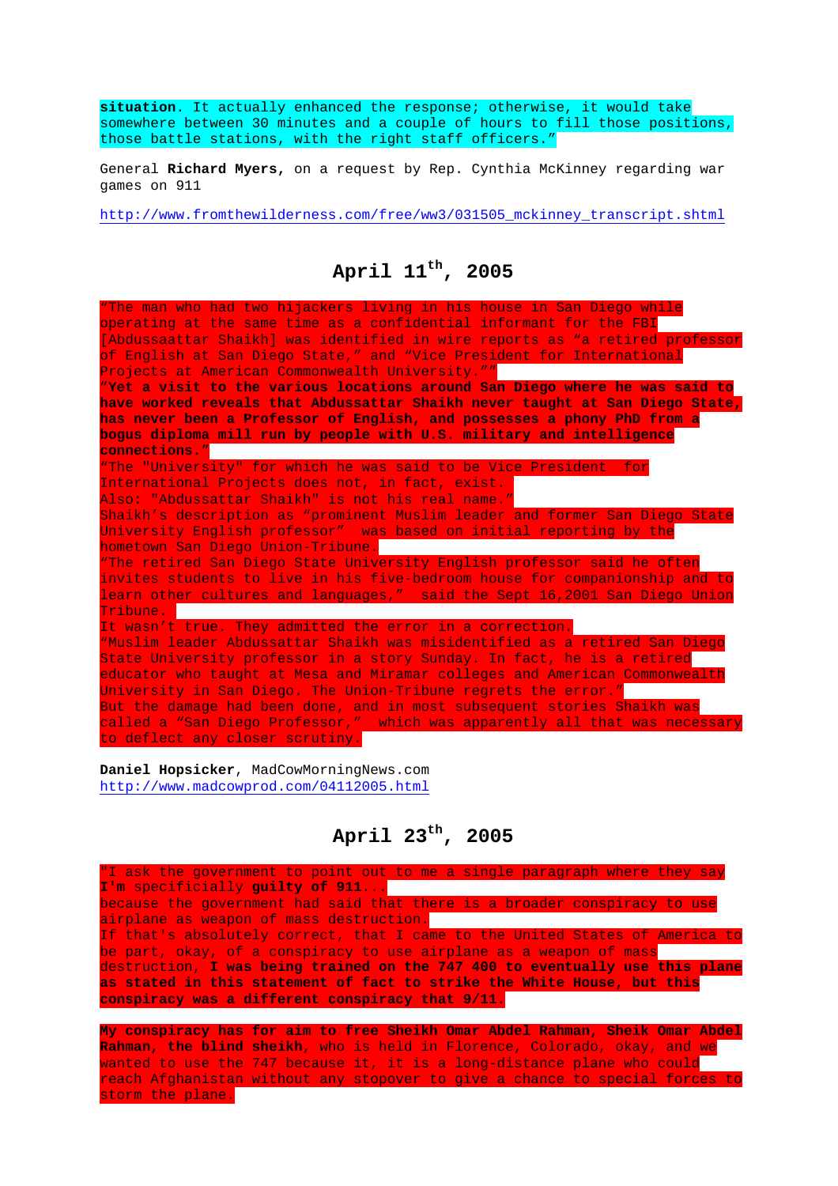**situation**. It actually enhanced the response; otherwise, it would take somewhere between 30 minutes and a couple of hours to fill those positions, those battle stations, with the right staff officers."

General **Richard Myers,** on a request by Rep. Cynthia McKinney regarding war games on 911

http://www.fromthewilderness.com/free/ww3/031505_mckinney_transcript.shtml

## April 11th, 2005

"The man who had two hijackers living in his house in San Diego while operating at the same time as a confidential informant for the FBI [Abdussaattar Shaikh] was identified in wire reports as "a retired professor of English at San Diego State," and "Vice President for International Projects at American Commonwealth University.""
"**Yet a visit to the various locations around San Diego where he was said to have worked reveals that Abdussattar Shaikh never taught at San Diego State, has never been a Professor of English, and possesses a phony PhD from a bogus diploma mill run by people with U.S. military and intelligence connections.**"
"The "University" for which he was said to be Vice President for International Projects does not, in fact, exist.
Also: "Abdussattar Shaikh" is not his real name."
Shaikh's description as "prominent Muslim leader and former San Diego State University English professor" was based on initial reporting by the hometown San Diego Union-Tribune.
"The retired San Diego State University English professor said he often invites students to live in his five-bedroom house for companionship and to learn other cultures and languages," said the Sept 16,2001 San Diego Union Tribune.
It wasn't true. They admitted the error in a correction.
"Muslim leader Abdussattar Shaikh was misidentified as a retired San Diego State University professor in a story Sunday. In fact, he is a retired educator who taught at Mesa and Miramar colleges and American Commonwealth University in San Diego. The Union-Tribune regrets the error."
But the damage had been done, and in most subsequent stories Shaikh was called a "San Diego Professor," which was apparently all that was necessary to deflect any closer scrutiny.

**Daniel Hopsicker**, MadCowMorningNews.com
http://www.madcowprod.com/04112005.html

## April 23th, 2005

"I ask the government to point out to me a single paragraph where they say **I'm** specificially **guilty of 911**...
because the government had said that there is a broader conspiracy to use airplane as weapon of mass destruction.
If that's absolutely correct, that I came to the United States of America to be part, okay, of a conspiracy to use airplane as a weapon of mass destruction, **I was being trained on the 747 400 to eventually use this plane as stated in this statement of fact to strike the White House, but this conspiracy was a different conspiracy that 9/11.**

**My conspiracy has for aim to free Sheikh Omar Abdel Rahman, Sheik Omar Abdel Rahman, the blind sheikh**, who is held in Florence, Colorado, okay, and we wanted to use the 747 because it, it is a long-distance plane who could reach Afghanistan without any stopover to give a chance to special forces to storm the plane.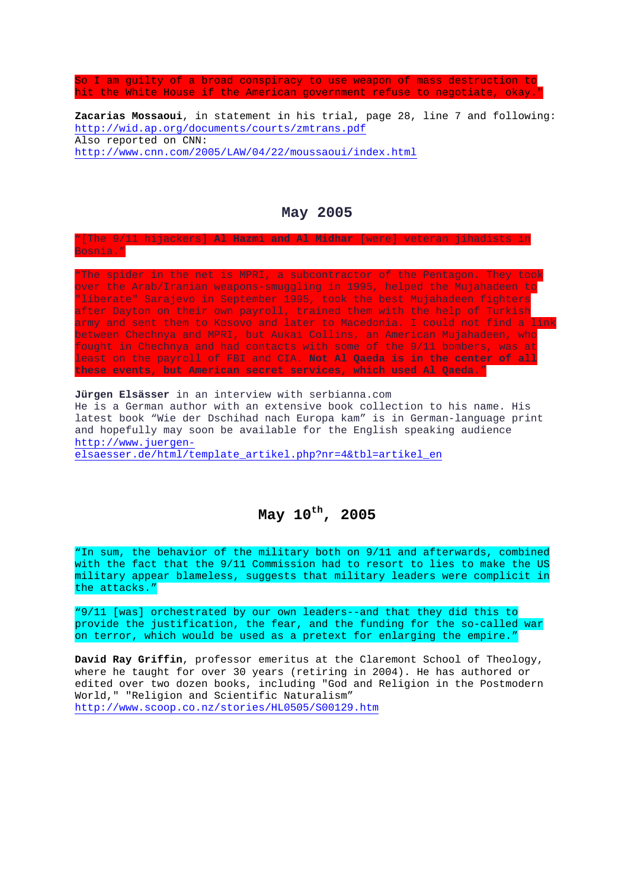So I am guilty of a broad conspiracy to use weapon of mass destruction to hit the White House if the American government refuse to negotiate, okay."

**Zacarias Mossaoui**, in statement in his trial, page 28, line 7 and following:
http://wid.ap.org/documents/courts/zmtrans.pdf
Also reported on CNN:
http://www.cnn.com/2005/LAW/04/22/moussaoui/index.html

## May 2005

"[The 9/11 hijackers] **Al Hazmi and Al Midhar** [were] veteran jihadists in Bosnia."

"The spider in the net is MPRI, a subcontractor of the Pentagon. They took over the Arab/Iranian weapons-smuggling in 1995, helped the Mujahadeen to "liberate" Sarajevo in September 1995, took the best Mujahadeen fighters after Dayton on their own payroll, trained them with the help of Turkish army and sent them to Kosovo and later to Macedonia. I could not find a link between Chechnya and MPRI, but Aukai Collins, an American Mujahadeen, who fought in Chechnya and had contacts with some of the 9/11 bombers, was at least on the payroll of FBI and CIA. **Not Al Qaeda is in the center of all these events, but American secret services, which used Al Qaeda**."

**Jürgen Elsässer** in an interview with serbianna.com
He is a German author with an extensive book collection to his name. His latest book "Wie der Dschihad nach Europa kam" is in German-language print and hopefully may soon be available for the English speaking audience
http://www.juergen-elsaesser.de/html/template_artikel.php?nr=4&tbl=artikel_en

## May 10th, 2005

"In sum, the behavior of the military both on 9/11 and afterwards, combined with the fact that the 9/11 Commission had to resort to lies to make the US military appear blameless, suggests that military leaders were complicit in the attacks."

"9/11 [was] orchestrated by our own leaders--and that they did this to provide the justification, the fear, and the funding for the so-called war on terror, which would be used as a pretext for enlarging the empire."

**David Ray Griffin**, professor emeritus at the Claremont School of Theology, where he taught for over 30 years (retiring in 2004). He has authored or edited over two dozen books, including "God and Religion in the Postmodern World," "Religion and Scientific Naturalism"
http://www.scoop.co.nz/stories/HL0505/S00129.htm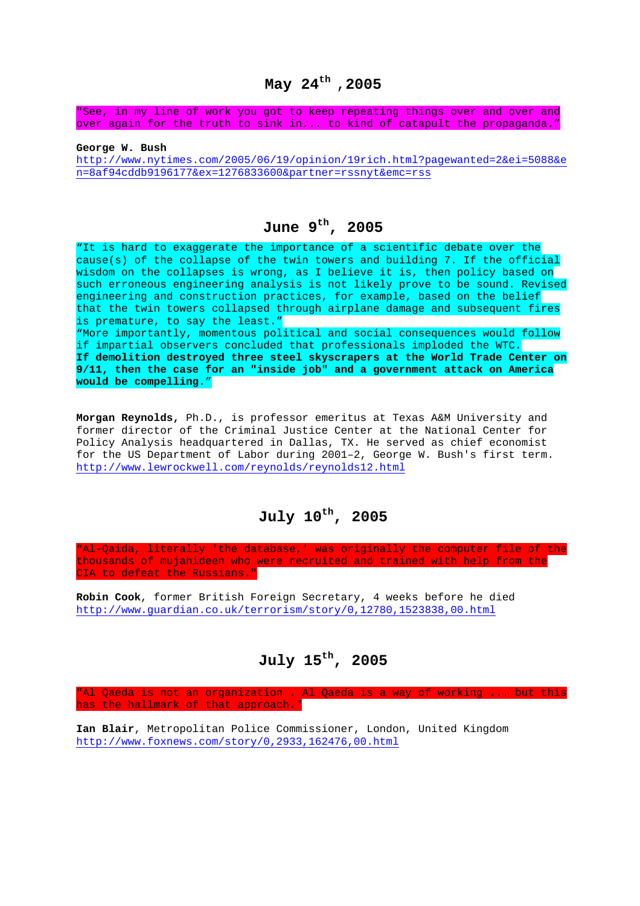## May 24th ,2005

"See, in my line of work you got to keep repeating things over and over and over again for the truth to sink in... to kind of catapult the propaganda."

**George W. Bush**
http://www.nytimes.com/2005/06/19/opinion/19rich.html?pagewanted=2&ei=5088&en=8af94cddb9196177&ex=1276833600&partner=rssnyt&emc=rss

## June 9th, 2005

"It is hard to exaggerate the importance of a scientific debate over the cause(s) of the collapse of the twin towers and building 7. If the official wisdom on the collapses is wrong, as I believe it is, then policy based on such erroneous engineering analysis is not likely prove to be sound. Revised engineering and construction practices, for example, based on the belief that the twin towers collapsed through airplane damage and subsequent fires is premature, to say the least."
"More importantly, momentous political and social consequences would follow if impartial observers concluded that professionals imploded the WTC. **If demolition destroyed three steel skyscrapers at the World Trade Center on 9/11, then the case for an "inside job" and a government attack on America would be compelling.**"

**Morgan Reynolds,** Ph.D., is professor emeritus at Texas A&M University and former director of the Criminal Justice Center at the National Center for Policy Analysis headquartered in Dallas, TX. He served as chief economist for the US Department of Labor during 2001–2, George W. Bush's first term.
http://www.lewrockwell.com/reynolds/reynolds12.html

## July 10th, 2005

"Al-Qaida, literally 'the database,' was originally the computer file of the thousands of mujahideen who were recruited and trained with help from the CIA to defeat the Russians."

**Robin Cook**, former British Foreign Secretary, 4 weeks before he died
http://www.guardian.co.uk/terrorism/story/0,12780,1523838,00.html

## July 15th, 2005

"Al Qaeda is not an organization . Al Qaeda is a way of working ... but this has the hallmark of that approach."

**Ian Blair**, Metropolitan Police Commissioner, London, United Kingdom
http://www.foxnews.com/story/0,2933,162476,00.html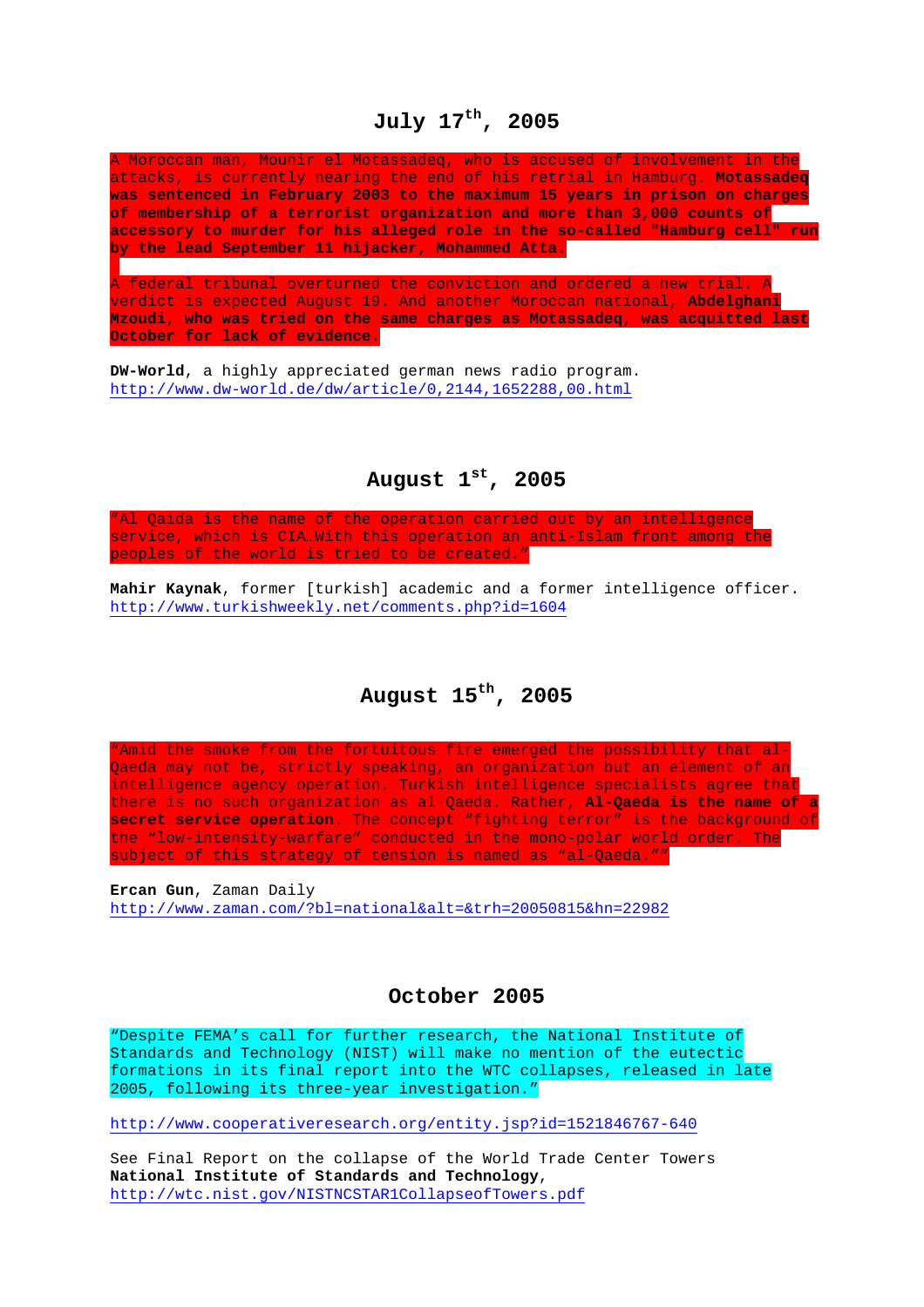## July 17th, 2005

A Moroccan man, Mounir el Motassadeq, who is accused of involvement in the attacks, is currently nearing the end of his retrial in Hamburg. **Motassadeq was sentenced in February 2003 to the maximum 15 years in prison on charges of membership of a terrorist organization and more than 3,000 counts of accessory to murder for his alleged role in the so-called "Hamburg cell" run by the lead September 11 hijacker, Mohammed Atta.**

A federal tribunal overturned the conviction and ordered a new trial. A verdict is expected August 19. And another Moroccan national, **Abdelghani Mzoudi, who was tried on the same charges as Motassadeq, was acquitted last October for lack of evidence.**

**DW-World**, a highly appreciated german news radio program.
http://www.dw-world.de/dw/article/0,2144,1652288,00.html

## August 1st, 2005

"Al Qaida is the name of the operation carried out by an intelligence service, which is CIA…With this operation an anti-Islam front among the peoples of the world is tried to be created."

**Mahir Kaynak**, former [turkish] academic and a former intelligence officer.
http://www.turkishweekly.net/comments.php?id=1604

## August 15th, 2005

"Amid the smoke from the fortuitous fire emerged the possibility that al-Qaeda may not be, strictly speaking, an organization but an element of an intelligence agency operation. Turkish intelligence specialists agree that there is no such organization as al-Qaeda. Rather, **Al-Qaeda is the name of a secret service operation**. The concept "fighting terror" is the background of the "low-intensity-warfare" conducted in the mono-polar world order. The subject of this strategy of tension is named as "al-Qaeda.""

**Ercan Gun**, Zaman Daily
http://www.zaman.com/?bl=national&alt=&trh=20050815&hn=22982

## October 2005

"Despite FEMA's call for further research, the National Institute of Standards and Technology (NIST) will make no mention of the eutectic formations in its final report into the WTC collapses, released in late 2005, following its three-year investigation."

http://www.cooperativeresearch.org/entity.jsp?id=1521846767-640

See Final Report on the collapse of the World Trade Center Towers
**National Institute of Standards and Technology**,
http://wtc.nist.gov/NISTNCSTAR1CollapseofTowers.pdf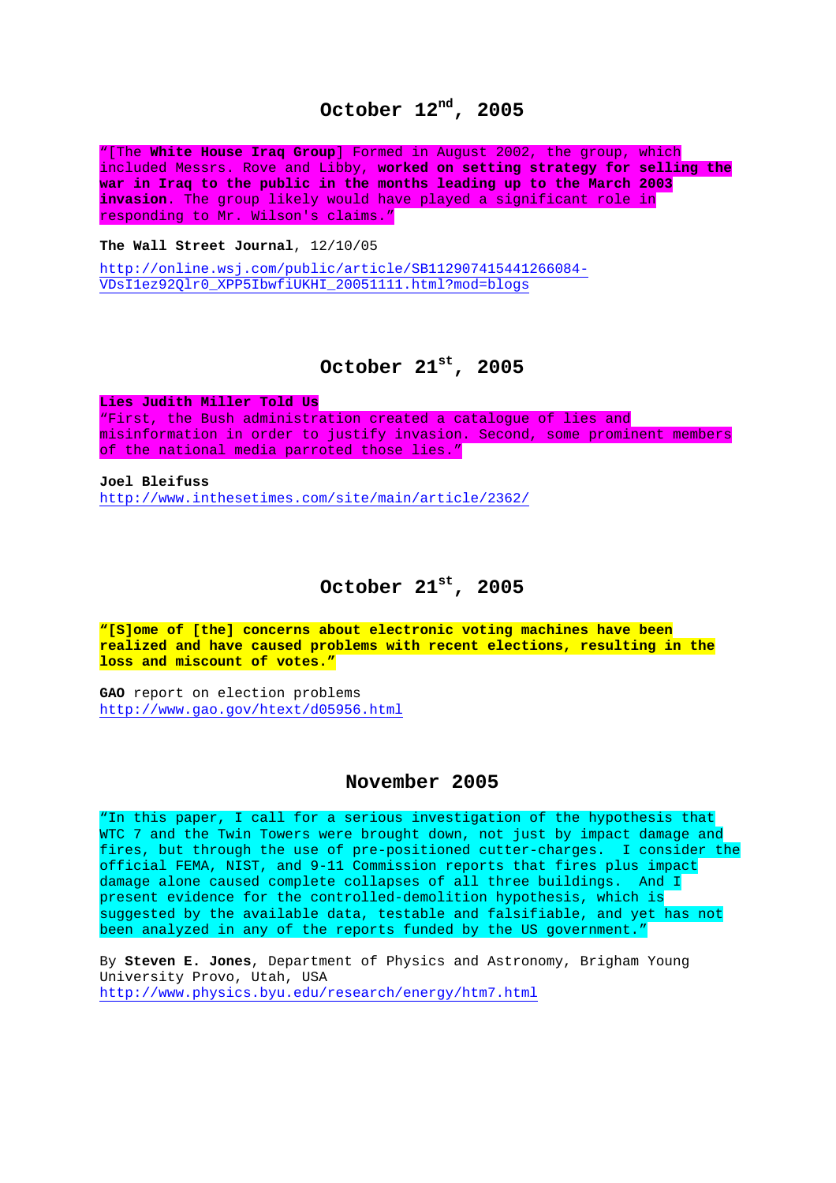## October 12th, 2005

"[The **White House Iraq Group**] Formed in August 2002, the group, which included Messrs. Rove and Libby, **worked on setting strategy for selling the war in Iraq to the public in the months leading up to the March 2003 invasion**. The group likely would have played a significant role in responding to Mr. Wilson's claims."

**The Wall Street Journal**, 12/10/05

http://online.wsj.com/public/article/SB112907415441266084-VDsI1ez92Qlr0_XPP5IbwfiUKHI_20051111.html?mod=blogs

## October 21st, 2005

**Lies Judith Miller Told Us**

"First, the Bush administration created a catalogue of lies and misinformation in order to justify invasion. Second, some prominent members of the national media parroted those lies."

**Joel Bleifuss**

http://www.inthesetimes.com/site/main/article/2362/

## October 21st, 2005

**"[S]ome of [the] concerns about electronic voting machines have been realized and have caused problems with recent elections, resulting in the loss and miscount of votes."**

**GAO** report on election problems

http://www.gao.gov/htext/d05956.html

## November 2005

"In this paper, I call for a serious investigation of the hypothesis that WTC 7 and the Twin Towers were brought down, not just by impact damage and fires, but through the use of pre-positioned cutter-charges. I consider the official FEMA, NIST, and 9-11 Commission reports that fires plus impact damage alone caused complete collapses of all three buildings. And I present evidence for the controlled-demolition hypothesis, which is suggested by the available data, testable and falsifiable, and yet has not been analyzed in any of the reports funded by the US government."

By **Steven E. Jones**, Department of Physics and Astronomy, Brigham Young University Provo, Utah, USA

http://www.physics.byu.edu/research/energy/htm7.html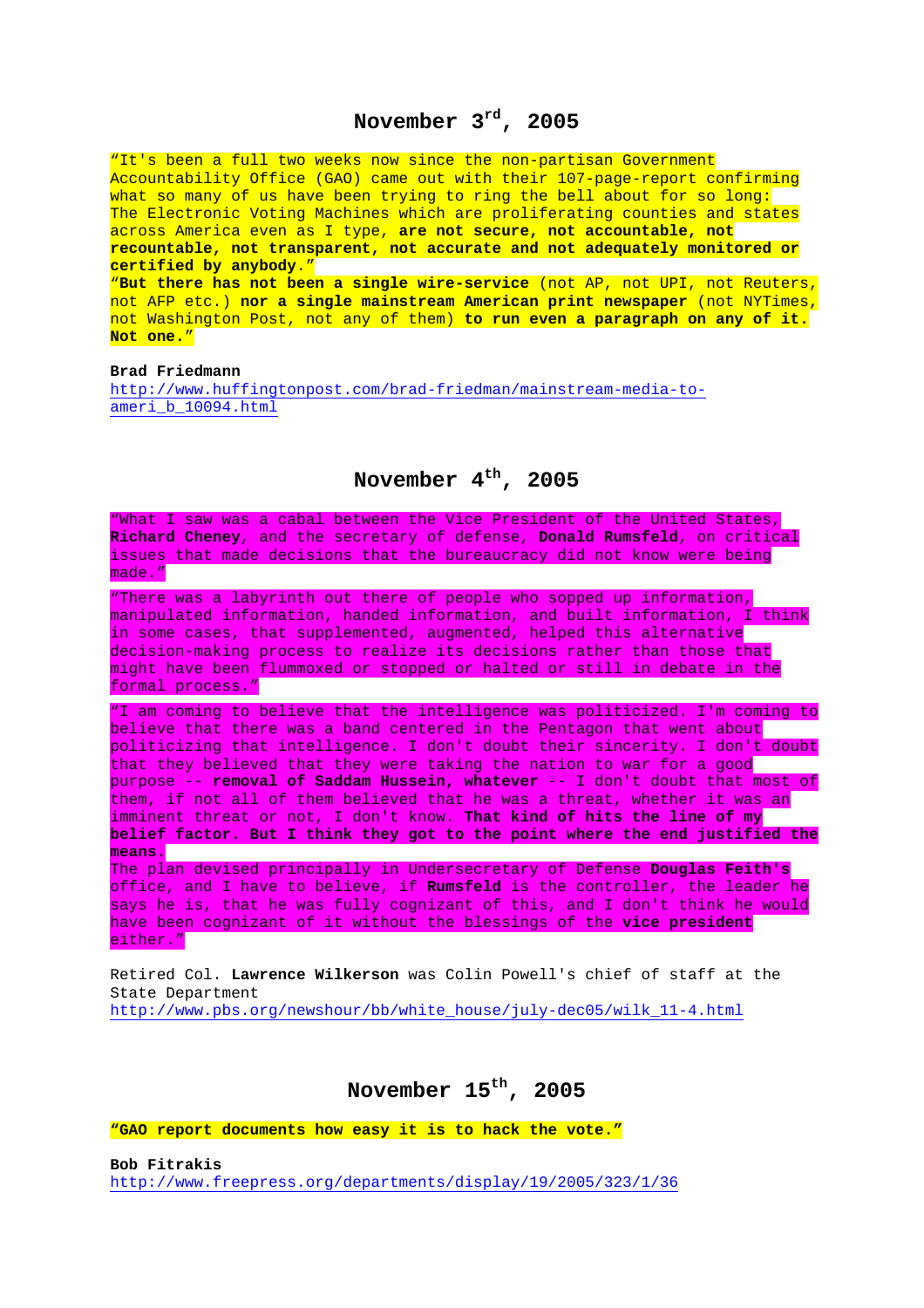## November 3rd, 2005

"It's been a full two weeks now since the non-partisan Government Accountability Office (GAO) came out with their 107-page-report confirming what so many of us have been trying to ring the bell about for so long: The Electronic Voting Machines which are proliferating counties and states across America even as I type, **are not secure, not accountable, not recountable, not transparent, not accurate and not adequately monitored or certified by anybody.**"

"**But there has not been a single wire-service** (not AP, not UPI, not Reuters, not AFP etc.) **nor a single mainstream American print newspaper** (not NYTimes, not Washington Post, not any of them) **to run even a paragraph on any of it. Not one.**"

**Brad Friedmann**
http://www.huffingtonpost.com/brad-friedman/mainstream-media-to-ameri_b_10094.html

## November 4th, 2005

"What I saw was a cabal between the Vice President of the United States, **Richard Cheney**, and the secretary of defense, **Donald Rumsfeld**, on critical issues that made decisions that the bureaucracy did not know were being made."

"There was a labyrinth out there of people who sopped up information, manipulated information, handed information, and built information, I think in some cases, that supplemented, augmented, helped this alternative decision-making process to realize its decisions rather than those that might have been flummoxed or stopped or halted or still in debate in the formal process."

"I am coming to believe that the intelligence was politicized. I'm coming to believe that there was a band centered in the Pentagon that went about politicizing that intelligence. I don't doubt their sincerity. I don't doubt that they believed that they were taking the nation to war for a good purpose -- **removal of Saddam Hussein, whatever** -- I don't doubt that most of them, if not all of them believed that he was a threat, whether it was an imminent threat or not, I don't know. **That kind of hits the line of my belief factor. But I think they got to the point where the end justified the means.**
The plan devised principally in Undersecretary of Defense **Douglas Feith's** office, and I have to believe, if **Rumsfeld** is the controller, the leader he says he is, that he was fully cognizant of this, and I don't think he would have been cognizant of it without the blessings of the **vice president** either."

Retired Col. **Lawrence Wilkerson** was Colin Powell's chief of staff at the State Department
http://www.pbs.org/newshour/bb/white_house/july-dec05/wilk_11-4.html

## November 15th, 2005

**"GAO report documents how easy it is to hack the vote."**

**Bob Fitrakis**
http://www.freepress.org/departments/display/19/2005/323/1/36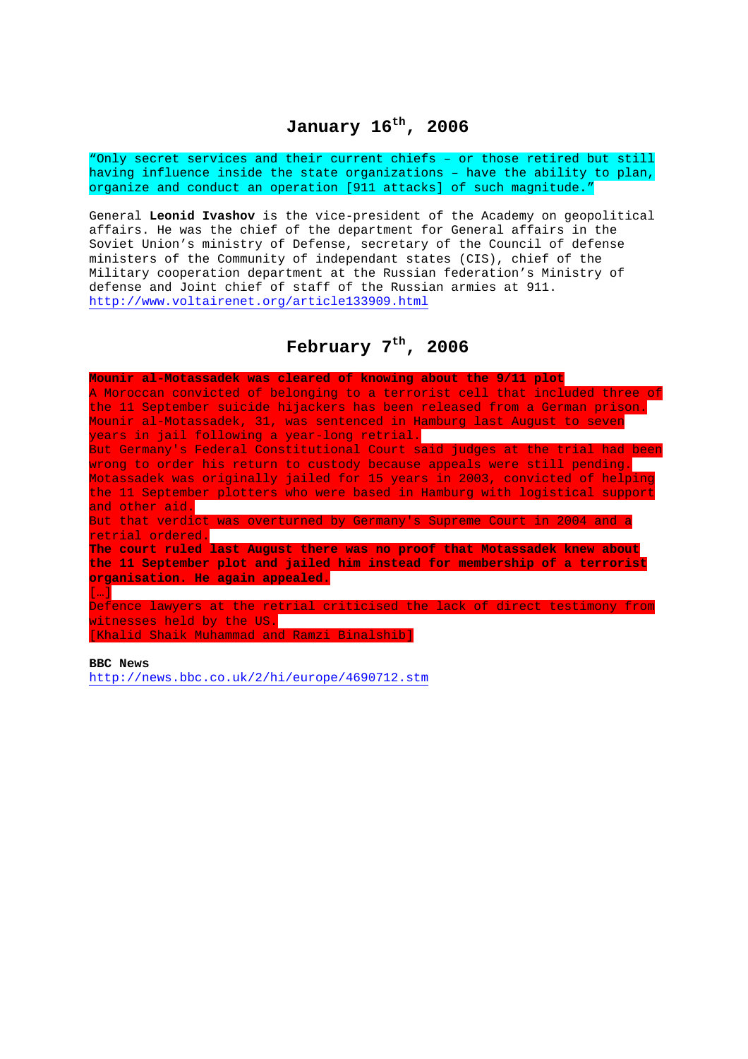## January 16th, 2006

"Only secret services and their current chiefs – or those retired but still having influence inside the state organizations – have the ability to plan, organize and conduct an operation [911 attacks] of such magnitude."

General **Leonid Ivashov** is the vice-president of the Academy on geopolitical affairs. He was the chief of the department for General affairs in the Soviet Union's ministry of Defense, secretary of the Council of defense ministers of the Community of independant states (CIS), chief of the Military cooperation department at the Russian federation's Ministry of defense and Joint chief of staff of the Russian armies at 911.
http://www.voltairenet.org/article133909.html

## February 7th, 2006

**Mounir al-Motassadek was cleared of knowing about the 9/11 plot**
A Moroccan convicted of belonging to a terrorist cell that included three of the 11 September suicide hijackers has been released from a German prison.
Mounir al-Motassadek, 31, was sentenced in Hamburg last August to seven years in jail following a year-long retrial.
But Germany's Federal Constitutional Court said judges at the trial had been wrong to order his return to custody because appeals were still pending.
Motassadek was originally jailed for 15 years in 2003, convicted of helping the 11 September plotters who were based in Hamburg with logistical support and other aid.
But that verdict was overturned by Germany's Supreme Court in 2004 and a retrial ordered.
**The court ruled last August there was no proof that Motassadek knew about the 11 September plot and jailed him instead for membership of a terrorist organisation. He again appealed.**
[…]
Defence lawyers at the retrial criticised the lack of direct testimony from witnesses held by the US.
[Khalid Shaik Muhammad and Ramzi Binalshib]

**BBC News**
http://news.bbc.co.uk/2/hi/europe/4690712.stm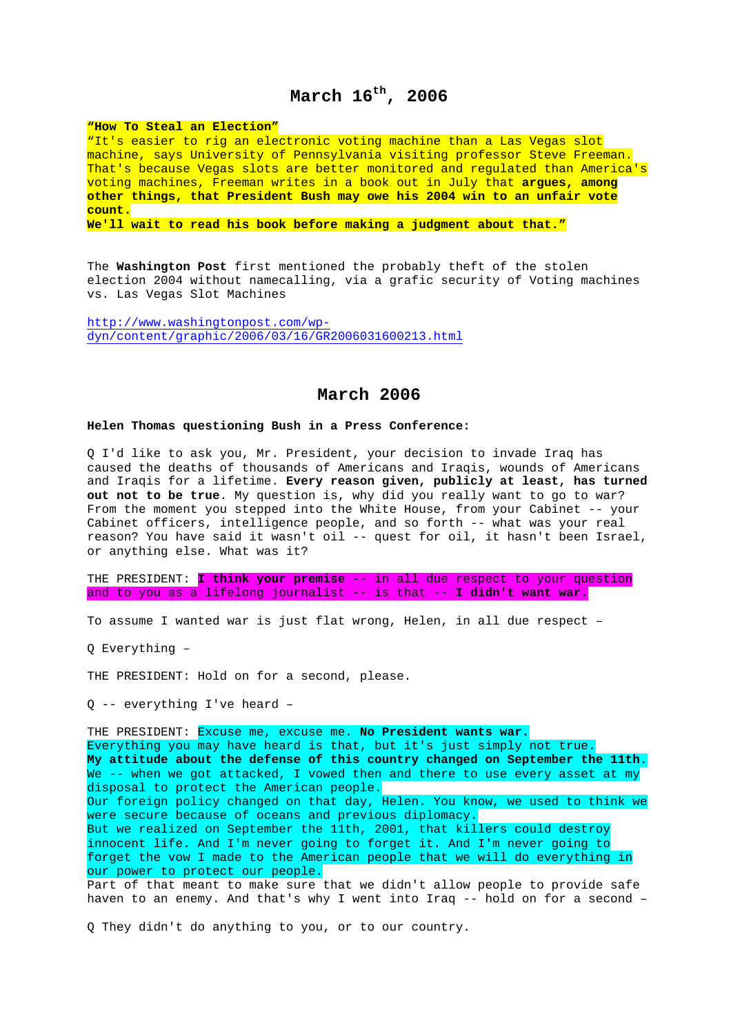## March 16th, 2006

**"How To Steal an Election"**
"It's easier to rig an electronic voting machine than a Las Vegas slot machine, says University of Pennsylvania visiting professor Steve Freeman. That's because Vegas slots are better monitored and regulated than America's voting machines, Freeman writes in a book out in July that **argues, among other things, that President Bush may owe his 2004 win to an unfair vote count.**
**We'll wait to read his book before making a judgment about that."**

The **Washington Post** first mentioned the probably theft of the stolen election 2004 without namecalling, via a grafic security of Voting machines vs. Las Vegas Slot Machines

http://www.washingtonpost.com/wp-dyn/content/graphic/2006/03/16/GR2006031600213.html

## March 2006

**Helen Thomas questioning Bush in a Press Conference:**

Q I'd like to ask you, Mr. President, your decision to invade Iraq has caused the deaths of thousands of Americans and Iraqis, wounds of Americans and Iraqis for a lifetime. **Every reason given, publicly at least, has turned out not to be true**. My question is, why did you really want to go to war? From the moment you stepped into the White House, from your Cabinet -- your Cabinet officers, intelligence people, and so forth -- what was your real reason? You have said it wasn't oil -- quest for oil, it hasn't been Israel, or anything else. What was it?

THE PRESIDENT: **I think your premise** -- in all due respect to your question and to you as a lifelong journalist -- is that -- **I didn't want war.**

To assume I wanted war is just flat wrong, Helen, in all due respect –

Q Everything –

THE PRESIDENT: Hold on for a second, please.

Q -- everything I've heard –

THE PRESIDENT: Excuse me, excuse me. **No President wants war.**
Everything you may have heard is that, but it's just simply not true.
**My attitude about the defense of this country changed on September the 11th.** We -- when we got attacked, I vowed then and there to use every asset at my disposal to protect the American people.
Our foreign policy changed on that day, Helen. You know, we used to think we were secure because of oceans and previous diplomacy.
But we realized on September the 11th, 2001, that killers could destroy innocent life. And I'm never going to forget it. And I'm never going to forget the vow I made to the American people that we will do everything in our power to protect our people.
Part of that meant to make sure that we didn't allow people to provide safe haven to an enemy. And that's why I went into Iraq -- hold on for a second –

Q They didn't do anything to you, or to our country.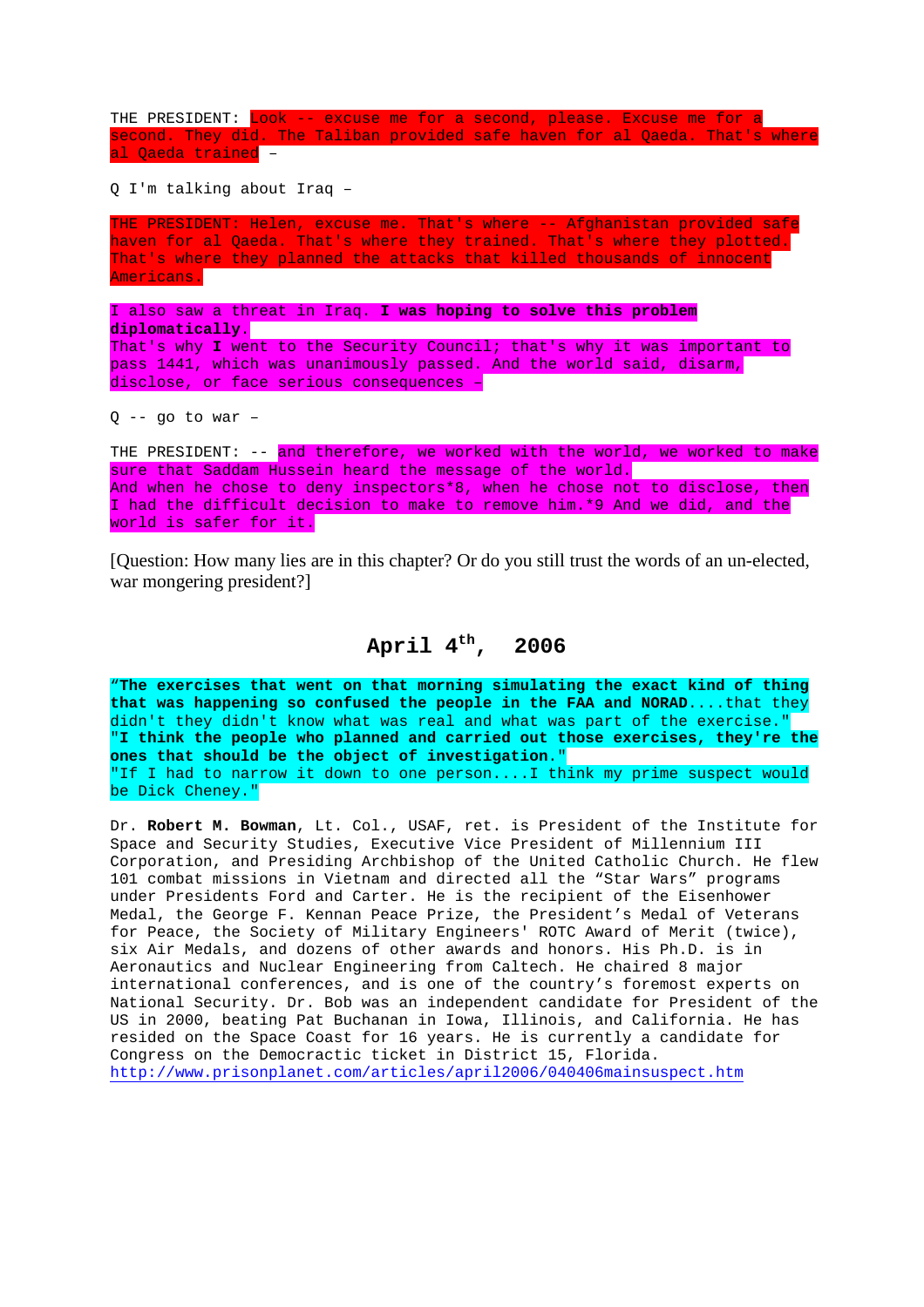THE PRESIDENT: Look -- excuse me for a second, please. Excuse me for a second. They did. The Taliban provided safe haven for al Qaeda. That's where al Qaeda trained –

Q I'm talking about Iraq –

THE PRESIDENT: Helen, excuse me. That's where -- Afghanistan provided safe haven for al Qaeda. That's where they trained. That's where they plotted. That's where they planned the attacks that killed thousands of innocent Americans.

I also saw a threat in Iraq. **I was hoping to solve this problem diplomatically**. That's why **I** went to the Security Council; that's why it was important to pass 1441, which was unanimously passed. And the world said, disarm, disclose, or face serious consequences –

Q -- go to war –

THE PRESIDENT: -- and therefore, we worked with the world, we worked to make sure that Saddam Hussein heard the message of the world. And when he chose to deny inspectors*8, when he chose not to disclose, then I had the difficult decision to make to remove him.*9 And we did, and the world is safer for it.

[Question: How many lies are in this chapter? Or do you still trust the words of an un-elected, war mongering president?]

## April 4th, 2006

"**The exercises that went on that morning simulating the exact kind of thing that was happening so confused the people in the FAA and NORAD**....that they didn't they didn't know what was real and what was part of the exercise." "**I think the people who planned and carried out those exercises, they're the ones that should be the object of investigation**." "If I had to narrow it down to one person....I think my prime suspect would be Dick Cheney."

Dr. **Robert M. Bowman**, Lt. Col., USAF, ret. is President of the Institute for Space and Security Studies, Executive Vice President of Millennium III Corporation, and Presiding Archbishop of the United Catholic Church. He flew 101 combat missions in Vietnam and directed all the "Star Wars" programs under Presidents Ford and Carter. He is the recipient of the Eisenhower Medal, the George F. Kennan Peace Prize, the President's Medal of Veterans for Peace, the Society of Military Engineers' ROTC Award of Merit (twice), six Air Medals, and dozens of other awards and honors. His Ph.D. is in Aeronautics and Nuclear Engineering from Caltech. He chaired 8 major international conferences, and is one of the country's foremost experts on National Security. Dr. Bob was an independent candidate for President of the US in 2000, beating Pat Buchanan in Iowa, Illinois, and California. He has resided on the Space Coast for 16 years. He is currently a candidate for Congress on the Democractic ticket in District 15, Florida. http://www.prisonplanet.com/articles/april2006/040406mainsuspect.htm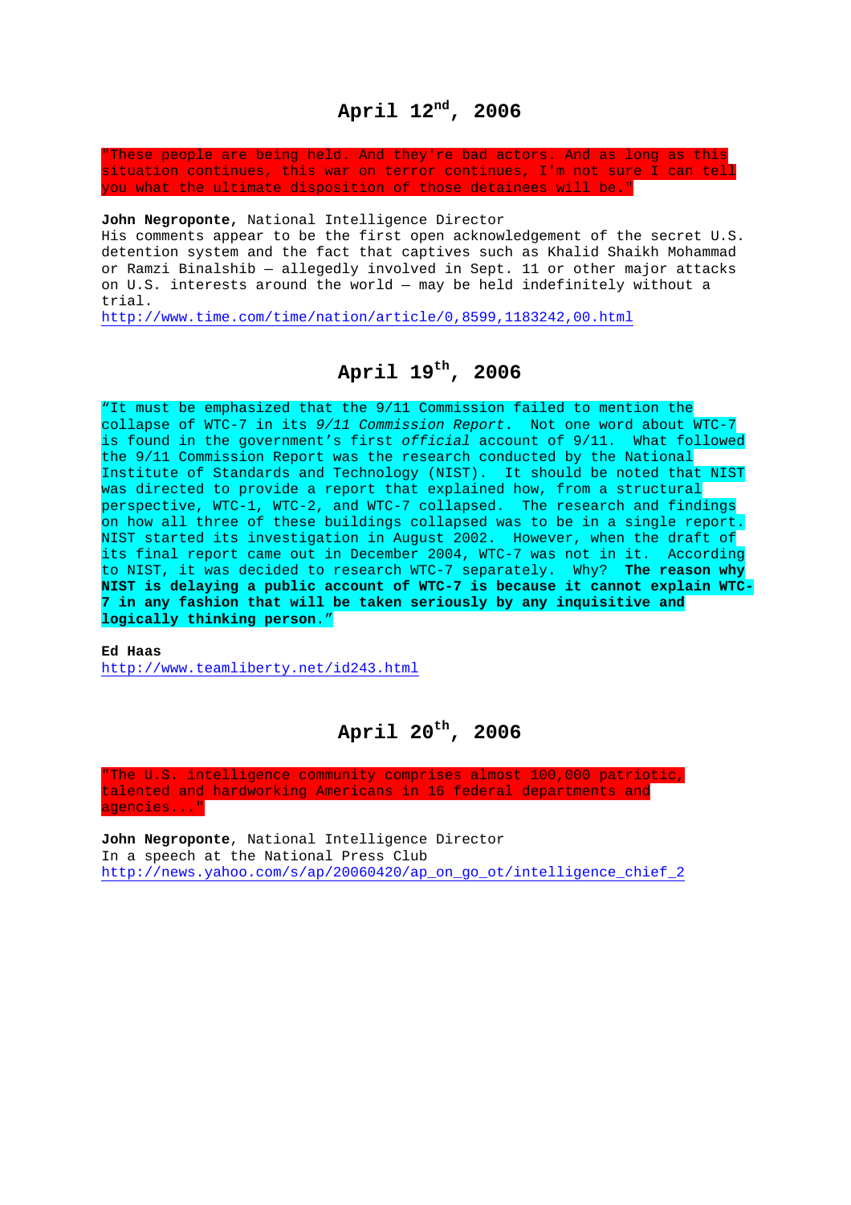## April 12th, 2006

"These people are being held. And they're bad actors. And as long as this situation continues, this war on terror continues, I'm not sure I can tell you what the ultimate disposition of those detainees will be."

**John Negroponte,** National Intelligence Director
His comments appear to be the first open acknowledgement of the secret U.S. detention system and the fact that captives such as Khalid Shaikh Mohammad or Ramzi Binalshib — allegedly involved in Sept. 11 or other major attacks on U.S. interests around the world — may be held indefinitely without a trial.
http://www.time.com/time/nation/article/0,8599,1183242,00.html

## April 19th, 2006

"It must be emphasized that the 9/11 Commission failed to mention the collapse of WTC-7 in its *9/11 Commission Report*. Not one word about WTC-7 is found in the government's first *official* account of 9/11. What followed the 9/11 Commission Report was the research conducted by the National Institute of Standards and Technology (NIST). It should be noted that NIST was directed to provide a report that explained how, from a structural perspective, WTC-1, WTC-2, and WTC-7 collapsed. The research and findings on how all three of these buildings collapsed was to be in a single report. NIST started its investigation in August 2002. However, when the draft of its final report came out in December 2004, WTC-7 was not in it. According to NIST, it was decided to research WTC-7 separately. Why? **The reason why NIST is delaying a public account of WTC-7 is because it cannot explain WTC-7 in any fashion that will be taken seriously by any inquisitive and logically thinking person.**"

**Ed Haas**
http://www.teamliberty.net/id243.html

## April 20th, 2006

"The U.S. intelligence community comprises almost 100,000 patriotic, talented and hardworking Americans in 16 federal departments and agencies..."

**John Negroponte**, National Intelligence Director
In a speech at the National Press Club
http://news.yahoo.com/s/ap/20060420/ap_on_go_ot/intelligence_chief_2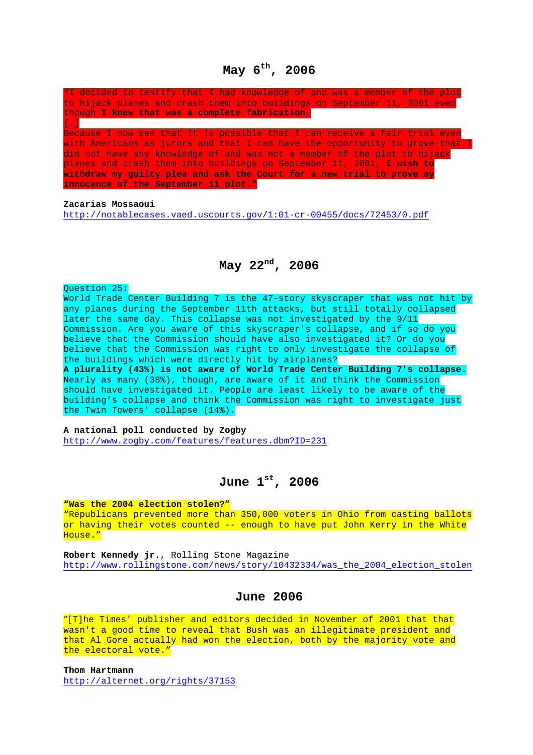## May 6th, 2006

"I decided to testify that I had knowledge of and was a member of the plot to hijack planes and crash them into buildings on September 11, 2001 even though **I knew that was a complete fabrication**.
[…]
Because I now see that it is possible that I can receive a fair trial even with Americans as jurors and that I can have the opportunity to prove that I did not have any knowledge of and was not a member of the plot to hijack planes and crash them into buildings on September 11, 2001, **I wish to withdraw my guilty plea and ask the Court for a new trial to prove my innocence of the September 11 plot.**"

**Zacarias Mossaoui**
http://notablecases.vaed.uscourts.gov/1:01-cr-00455/docs/72453/0.pdf

## May 22nd, 2006

Question 25:
World Trade Center Building 7 is the 47-story skyscraper that was not hit by any planes during the September 11th attacks, but still totally collapsed later the same day. This collapse was not investigated by the 9/11 Commission. Are you aware of this skyscraper's collapse, and if so do you believe that the Commission should have also investigated it? Or do you believe that the Commission was right to only investigate the collapse of the buildings which were directly hit by airplanes?
**A plurality (43%) is not aware of World Trade Center Building 7's collapse**. Nearly as many (38%), though, are aware of it and think the Commission should have investigated it. People are least likely to be aware of the building's collapse and think the Commission was right to investigate just the Twin Towers' collapse (14%).

**A national poll conducted by Zogby**
http://www.zogby.com/features/features.dbm?ID=231

## June 1st, 2006

**"Was the 2004 election stolen?"**
"Republicans prevented more than 350,000 voters in Ohio from casting ballots or having their votes counted -- enough to have put John Kerry in the White House."

**Robert Kennedy jr.**, Rolling Stone Magazine
http://www.rollingstone.com/news/story/10432334/was_the_2004_election_stolen

## June 2006

"[T]he Times' publisher and editors decided in November of 2001 that that wasn't a good time to reveal that Bush was an illegitimate president and that Al Gore actually had won the election, both by the majority vote and the electoral vote."

**Thom Hartmann**
http://alternet.org/rights/37153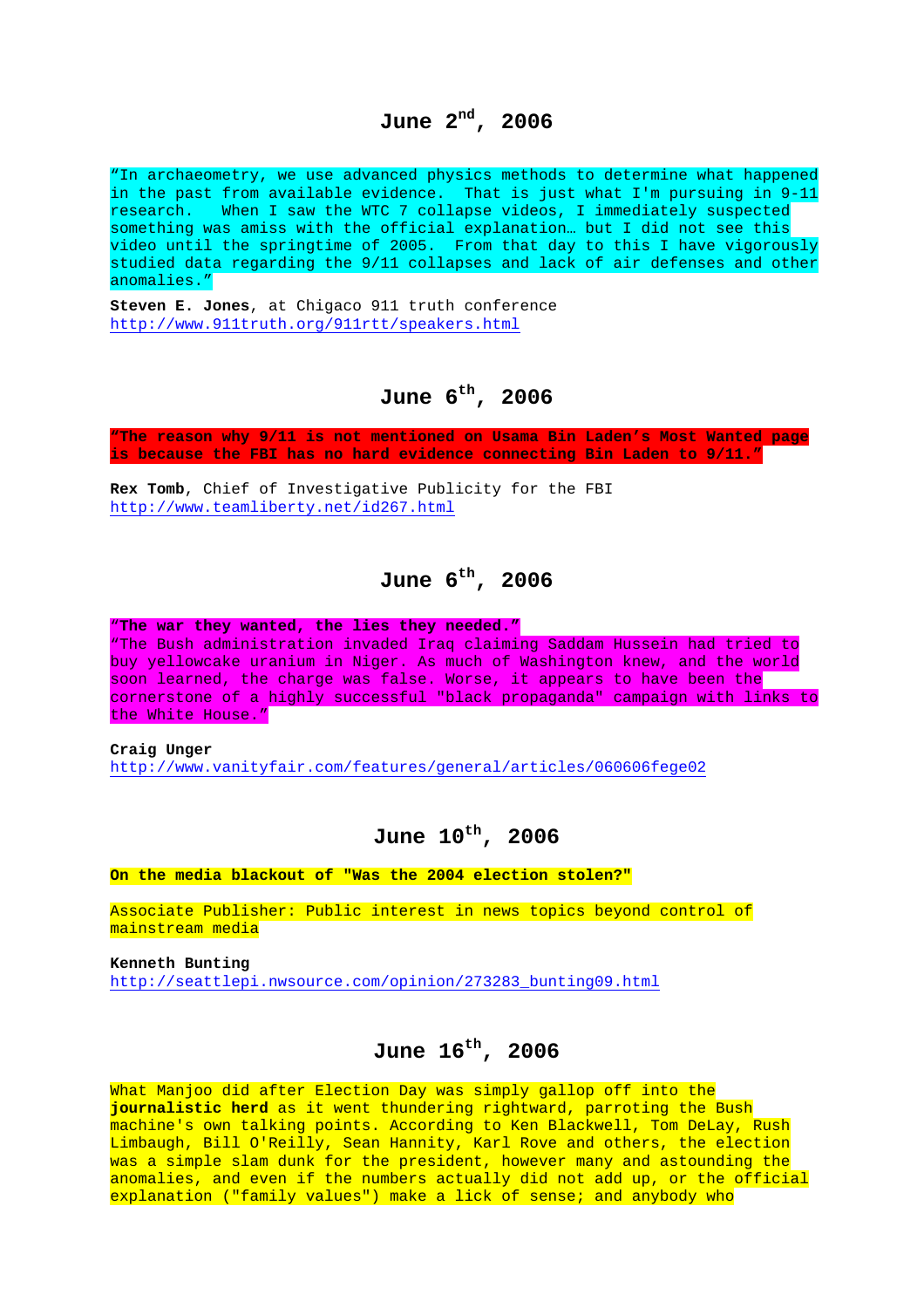## June 2[nd], 2006

"In archaeometry, we use advanced physics methods to determine what happened in the past from available evidence. That is just what I'm pursuing in 9-11 research. When I saw the WTC 7 collapse videos, I immediately suspected something was amiss with the official explanation… but I did not see this video until the springtime of 2005. From that day to this I have vigorously studied data regarding the 9/11 collapses and lack of air defenses and other anomalies."

**Steven E. Jones**, at Chigaco 911 truth conference
http://www.911truth.org/911rtt/speakers.html

## June 6[th], 2006

**"The reason why 9/11 is not mentioned on Usama Bin Laden's Most Wanted page is because the FBI has no hard evidence connecting Bin Laden to 9/11."**

**Rex Tomb**, Chief of Investigative Publicity for the FBI
http://www.teamliberty.net/id267.html

## June 6[th], 2006

**"The war they wanted, the lies they needed."**
"The Bush administration invaded Iraq claiming Saddam Hussein had tried to buy yellowcake uranium in Niger. As much of Washington knew, and the world soon learned, the charge was false. Worse, it appears to have been the cornerstone of a highly successful "black propaganda" campaign with links to the White House."

**Craig Unger**
http://www.vanityfair.com/features/general/articles/060606fege02

## June 10[th], 2006

**On the media blackout of "Was the 2004 election stolen?"**

Associate Publisher: Public interest in news topics beyond control of mainstream media

**Kenneth Bunting**
http://seattlepi.nwsource.com/opinion/273283_bunting09.html

## June 16[th], 2006

What Manjoo did after Election Day was simply gallop off into the **journalistic herd** as it went thundering rightward, parroting the Bush machine's own talking points. According to Ken Blackwell, Tom DeLay, Rush Limbaugh, Bill O'Reilly, Sean Hannity, Karl Rove and others, the election was a simple slam dunk for the president, however many and astounding the anomalies, and even if the numbers actually did not add up, or the official explanation ("family values") make a lick of sense; and anybody who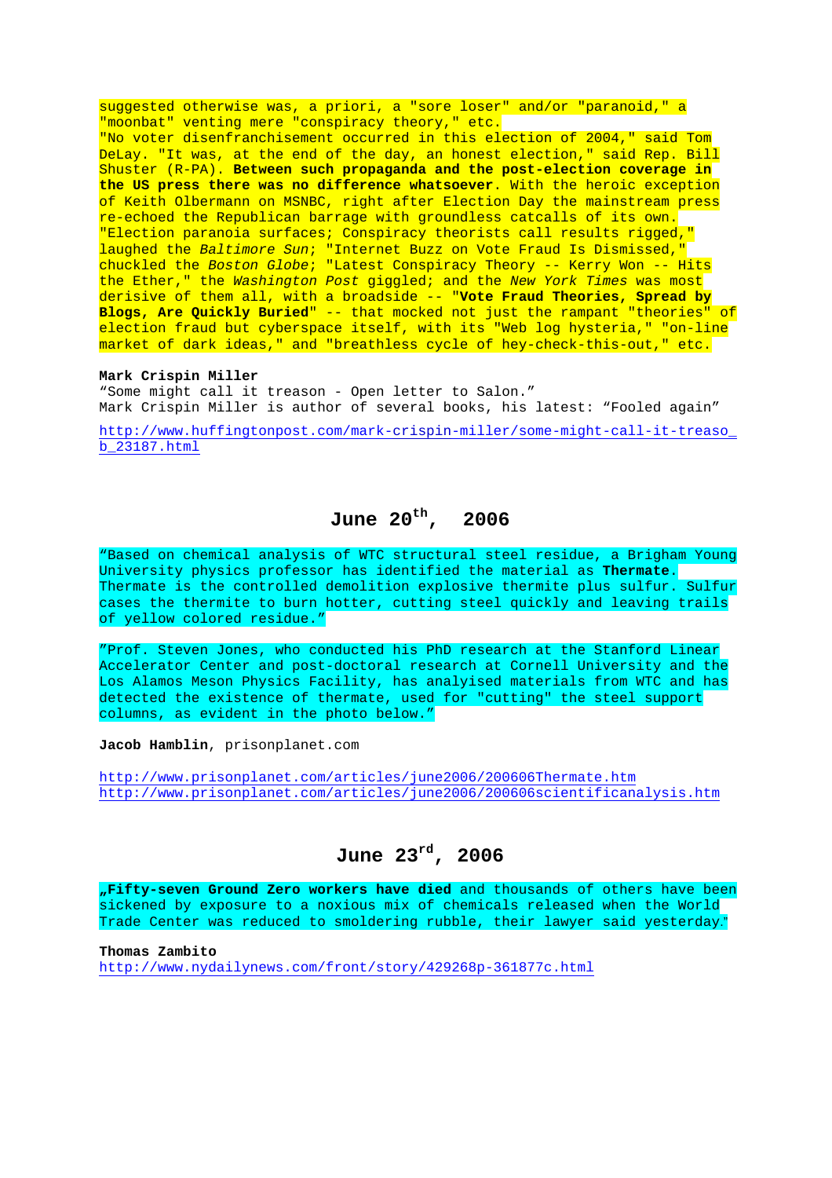suggested otherwise was, a priori, a "sore loser" and/or "paranoid," a "moonbat" venting mere "conspiracy theory," etc.
"No voter disenfranchisement occurred in this election of 2004," said Tom DeLay. "It was, at the end of the day, an honest election," said Rep. Bill Shuster (R-PA). **Between such propaganda and the post-election coverage in the US press there was no difference whatsoever**. With the heroic exception of Keith Olbermann on MSNBC, right after Election Day the mainstream press re-echoed the Republican barrage with groundless catcalls of its own. "Election paranoia surfaces; Conspiracy theorists call results rigged," laughed the *Baltimore Sun*; "Internet Buzz on Vote Fraud Is Dismissed," chuckled the *Boston Globe*; "Latest Conspiracy Theory -- Kerry Won -- Hits the Ether," the *Washington Post* giggled; and the *New York Times* was most derisive of them all, with a broadside -- "**Vote Fraud Theories, Spread by Blogs, Are Quickly Buried**" -- that mocked not just the rampant "theories" of election fraud but cyberspace itself, with its "Web log hysteria," "on-line market of dark ideas," and "breathless cycle of hey-check-this-out," etc.

**Mark Crispin Miller**
“Some might call it treason - Open letter to Salon.”
Mark Crispin Miller is author of several books, his latest: “Fooled again”

http://www.huffingtonpost.com/mark-crispin-miller/some-might-call-it-treaso_b_23187.html

## June 20th, 2006

”Based on chemical analysis of WTC structural steel residue, a Brigham Young University physics professor has identified the material as **Thermate**. Thermate is the controlled demolition explosive thermite plus sulfur. Sulfur cases the thermite to burn hotter, cutting steel quickly and leaving trails of yellow colored residue.”

”Prof. Steven Jones, who conducted his PhD research at the Stanford Linear Accelerator Center and post-doctoral research at Cornell University and the Los Alamos Meson Physics Facility, has analyised materials from WTC and has detected the existence of thermate, used for "cutting" the steel support columns, as evident in the photo below.”

**Jacob Hamblin**, prisonplanet.com

http://www.prisonplanet.com/articles/june2006/200606Thermate.htm
http://www.prisonplanet.com/articles/june2006/200606scientificanalysis.htm

## June 23rd, 2006

„**Fifty-seven Ground Zero workers have died** and thousands of others have been sickened by exposure to a noxious mix of chemicals released when the World Trade Center was reduced to smoldering rubble, their lawyer said yesterday.”

**Thomas Zambito**
http://www.nydailynews.com/front/story/429268p-361877c.html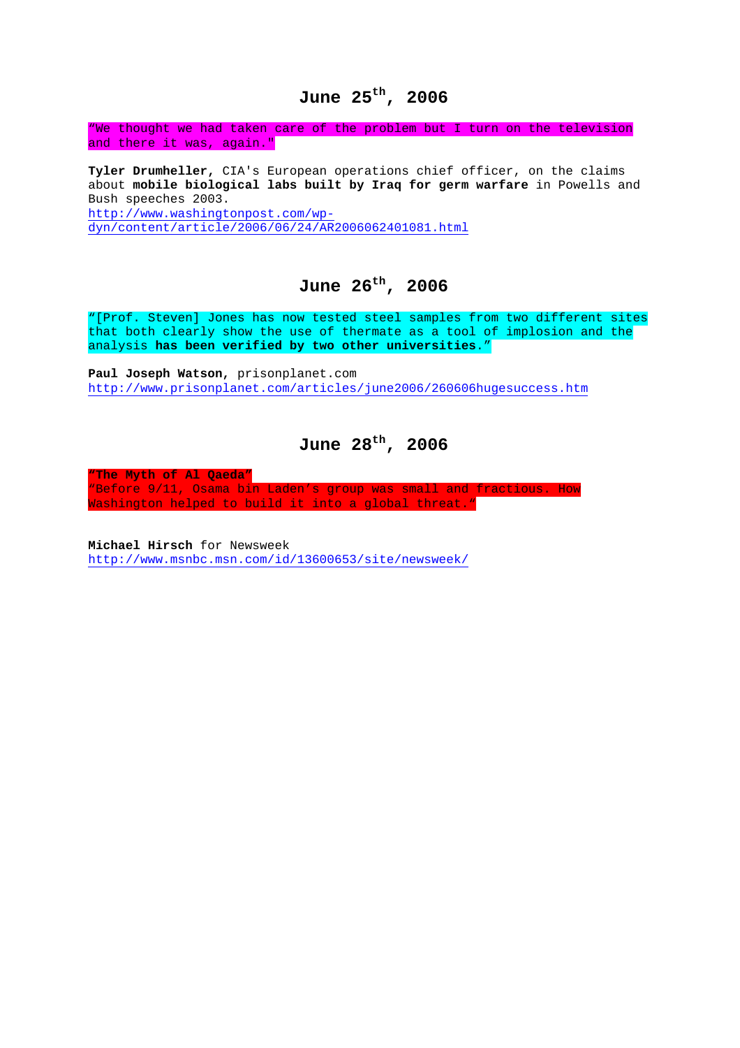## June 25th, 2006

"We thought we had taken care of the problem but I turn on the television and there it was, again."

**Tyler Drumheller,** CIA's European operations chief officer, on the claims about **mobile biological labs built by Iraq for germ warfare** in Powells and Bush speeches 2003.
http://www.washingtonpost.com/wp-dyn/content/article/2006/06/24/AR2006062401081.html

## June 26th, 2006

"[Prof. Steven] Jones has now tested steel samples from two different sites that both clearly show the use of thermate as a tool of implosion and the analysis **has been verified by two other universities**."

**Paul Joseph Watson,** prisonplanet.com
http://www.prisonplanet.com/articles/june2006/260606hugesuccess.htm

## June 28th, 2006

**"The Myth of Al Qaeda"**
"Before 9/11, Osama bin Laden's group was small and fractious. How Washington helped to build it into a global threat."

**Michael Hirsch** for Newsweek
http://www.msnbc.msn.com/id/13600653/site/newsweek/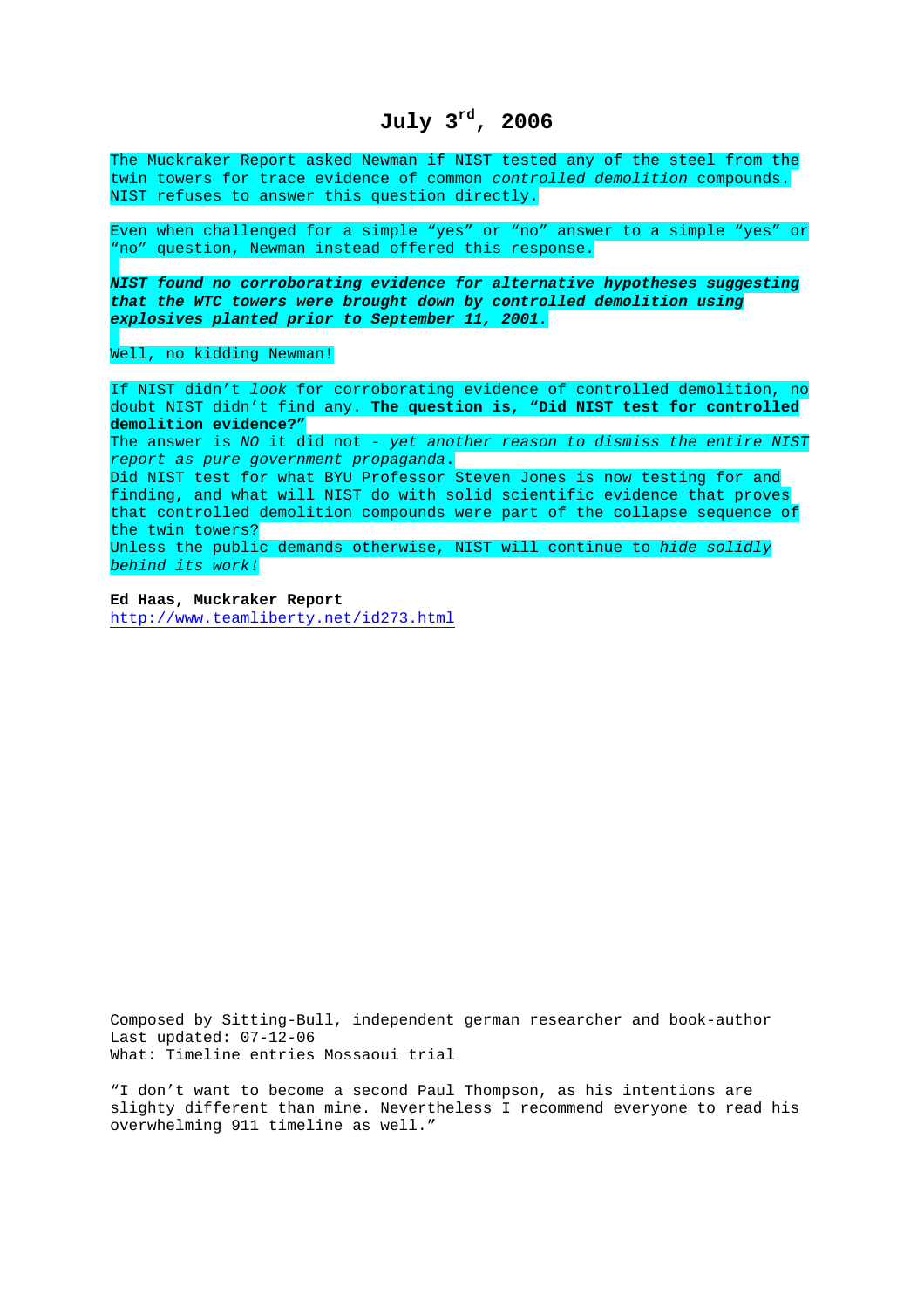## July 3rd, 2006

The Muckraker Report asked Newman if NIST tested any of the steel from the twin towers for trace evidence of common *controlled demolition* compounds. NIST refuses to answer this question directly.

Even when challenged for a simple “yes” or “no” answer to a simple “yes” or “no” question, Newman instead offered this response.

***NIST found no corroborating evidence for alternative hypotheses suggesting that the WTC towers were brought down by controlled demolition using explosives planted prior to September 11, 2001.***

Well, no kidding Newman!

If NIST didn’t *look* for corroborating evidence of controlled demolition, no doubt NIST didn’t find any. **The question is, “Did NIST test for controlled demolition evidence?”**
The answer is *NO* it did not - *yet another reason to dismiss the entire NIST report as pure government propaganda*.
Did NIST test for what BYU Professor Steven Jones is now testing for and finding, and what will NIST do with solid scientific evidence that proves that controlled demolition compounds were part of the collapse sequence of the twin towers?
Unless the public demands otherwise, NIST will continue to *hide solidly behind its work!*

**Ed Haas, Muckraker Report**
http://www.teamliberty.net/id273.html

Composed by Sitting-Bull, independent german researcher and book-author
Last updated: 07-12-06
What: Timeline entries Mossaoui trial

“I don’t want to become a second Paul Thompson, as his intentions are slighty different than mine. Nevertheless I recommend everyone to read his overwhelming 911 timeline as well.”